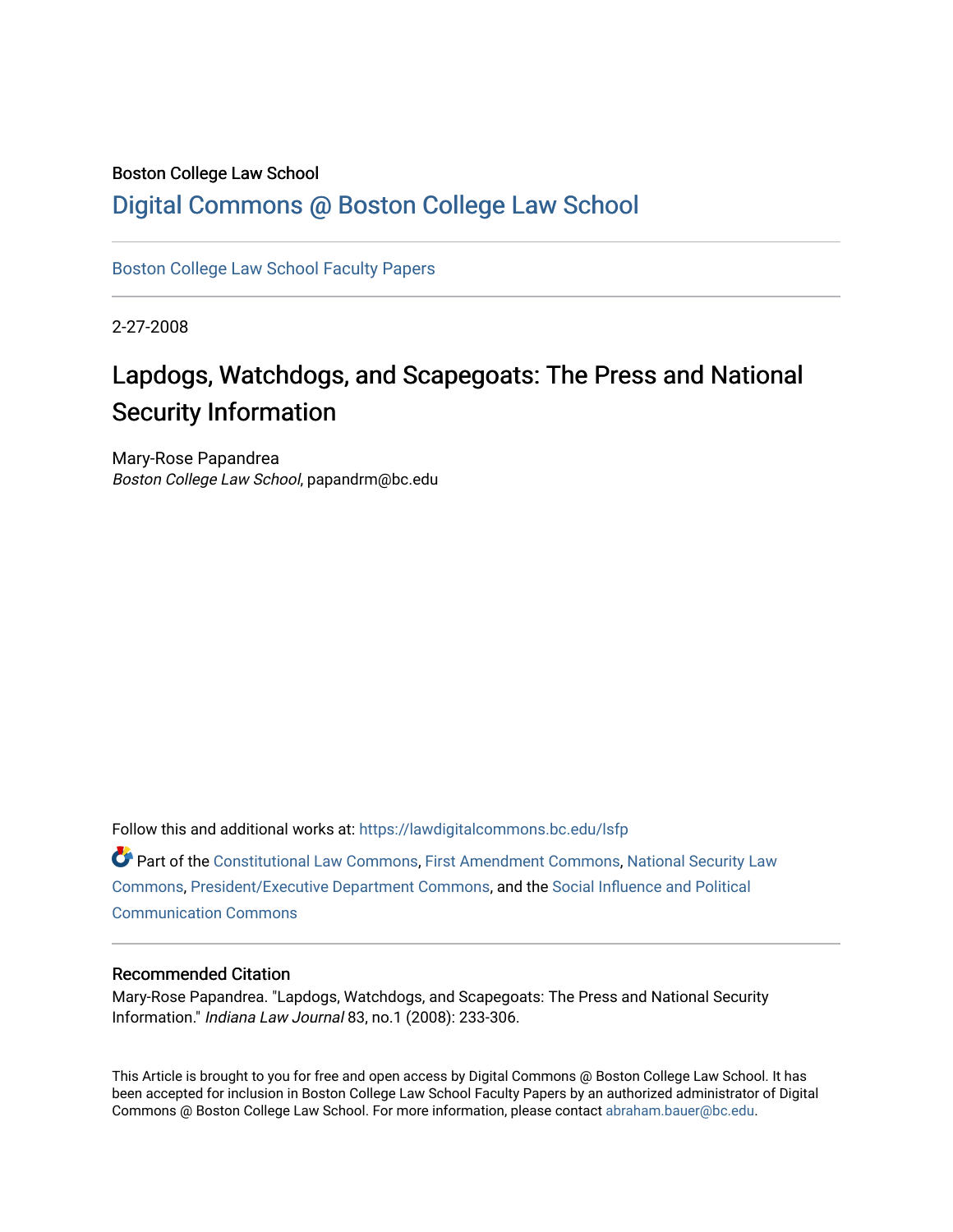Boston College Law School

## Digital Commons @ Boston College Law School

Boston College Law School Faculty Papers

2-27-2008

# Lapdogs, Watchdogs, and Scapegoats: The Press and National Security Information

Mary-Rose Papandrea
*Boston College Law School*, papandrm@bc.edu

Follow this and additional works at: https://lawdigitalcommons.bc.edu/lsfp

Part of the Constitutional Law Commons, First Amendment Commons, National Security Law Commons, President/Executive Department Commons, and the Social Influence and Political Communication Commons

### Recommended Citation

Mary-Rose Papandrea. "Lapdogs, Watchdogs, and Scapegoats: The Press and National Security Information." *Indiana Law Journal* 83, no.1 (2008): 233-306.

This Article is brought to you for free and open access by Digital Commons @ Boston College Law School. It has been accepted for inclusion in Boston College Law School Faculty Papers by an authorized administrator of Digital Commons @ Boston College Law School. For more information, please contact abraham.bauer@bc.edu.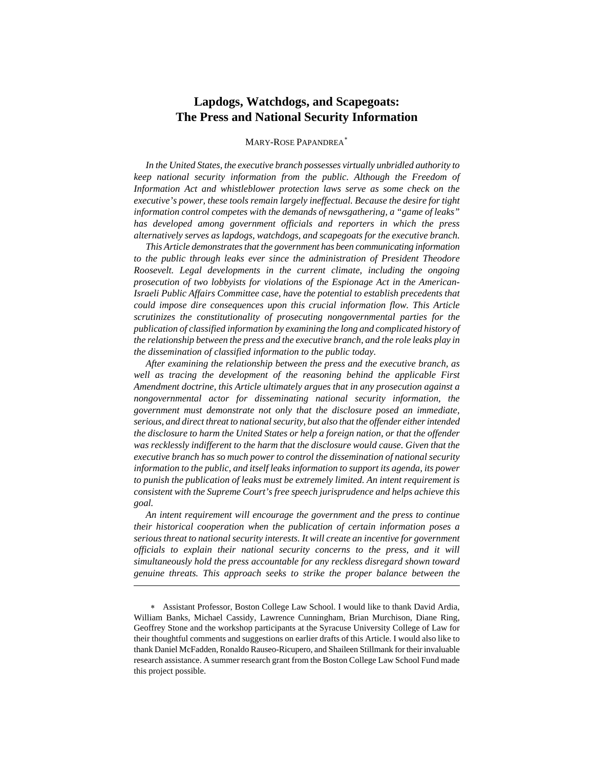# Lapdogs, Watchdogs, and Scapegoats: The Press and National Security Information

MARY-ROSE PAPANDREA*

*In the United States, the executive branch possesses virtually unbridled authority to keep national security information from the public. Although the Freedom of Information Act and whistleblower protection laws serve as some check on the executive's power, these tools remain largely ineffectual. Because the desire for tight information control competes with the demands of newsgathering, a "game of leaks" has developed among government officials and reporters in which the press alternatively serves as lapdogs, watchdogs, and scapegoats for the executive branch.*

*This Article demonstrates that the government has been communicating information to the public through leaks ever since the administration of President Theodore Roosevelt. Legal developments in the current climate, including the ongoing prosecution of two lobbyists for violations of the Espionage Act in the American-Israeli Public Affairs Committee case, have the potential to establish precedents that could impose dire consequences upon this crucial information flow. This Article scrutinizes the constitutionality of prosecuting nongovernmental parties for the publication of classified information by examining the long and complicated history of the relationship between the press and the executive branch, and the role leaks play in the dissemination of classified information to the public today.*

*After examining the relationship between the press and the executive branch, as well as tracing the development of the reasoning behind the applicable First Amendment doctrine, this Article ultimately argues that in any prosecution against a nongovernmental actor for disseminating national security information, the government must demonstrate not only that the disclosure posed an immediate, serious, and direct threat to national security, but also that the offender either intended the disclosure to harm the United States or help a foreign nation, or that the offender was recklessly indifferent to the harm that the disclosure would cause. Given that the executive branch has so much power to control the dissemination of national security information to the public, and itself leaks information to support its agenda, its power to punish the publication of leaks must be extremely limited. An intent requirement is consistent with the Supreme Court's free speech jurisprudence and helps achieve this goal.*

*An intent requirement will encourage the government and the press to continue their historical cooperation when the publication of certain information poses a serious threat to national security interests. It will create an incentive for government officials to explain their national security concerns to the press, and it will simultaneously hold the press accountable for any reckless disregard shown toward genuine threats. This approach seeks to strike the proper balance between the*

---

\* Assistant Professor, Boston College Law School. I would like to thank David Ardia, William Banks, Michael Cassidy, Lawrence Cunningham, Brian Murchison, Diane Ring, Geoffrey Stone and the workshop participants at the Syracuse University College of Law for their thoughtful comments and suggestions on earlier drafts of this Article. I would also like to thank Daniel McFadden, Ronaldo Rauseo-Ricupero, and Shaileen Stillmank for their invaluable research assistance. A summer research grant from the Boston College Law School Fund made this project possible.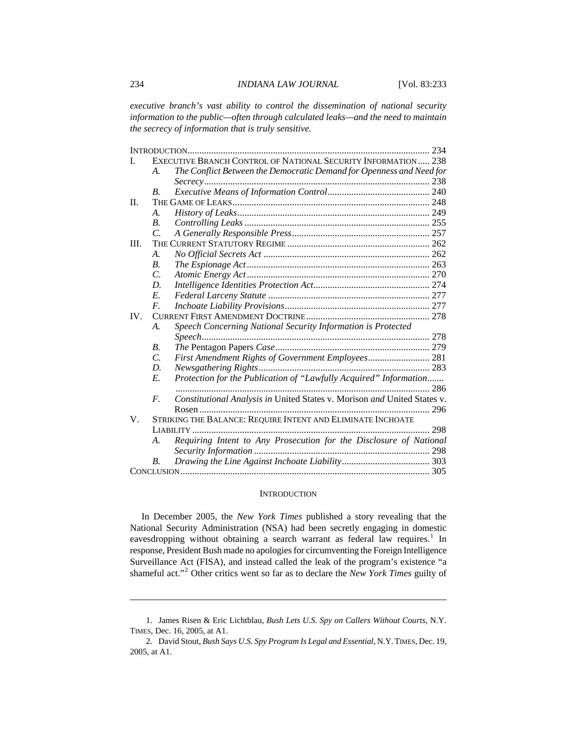*executive branch's vast ability to control the dissemination of national security information to the public—often through calculated leaks—and the need to maintain the secrecy of information that is truly sensitive.*

INTRODUCTION ..... 234

I. EXECUTIVE BRANCH CONTROL OF NATIONAL SECURITY INFORMATION ..... 238
- A. *The Conflict Between the Democratic Demand for Openness and Need for Secrecy* ..... 238
- B. *Executive Means of Information Control* ..... 240

II. THE GAME OF LEAKS ..... 248
- A. *History of Leaks* ..... 249
- B. *Controlling Leaks* ..... 255
- C. *A Generally Responsible Press* ..... 257

III. THE CURRENT STATUTORY REGIME ..... 262
- A. *No Official Secrets Act* ..... 262
- B. *The Espionage Act* ..... 263
- C. *Atomic Energy Act* ..... 270
- D. *Intelligence Identities Protection Act* ..... 274
- E. *Federal Larceny Statute* ..... 277
- F. *Inchoate Liability Provisions* ..... 277

IV. CURRENT FIRST AMENDMENT DOCTRINE ..... 278
- A. *Speech Concerning National Security Information is Protected Speech* ..... 278
- B. *The* Pentagon Papers *Case* ..... 279
- C. *First Amendment Rights of Government Employees* ..... 281
- D. *Newsgathering Rights* ..... 283
- E. *Protection for the Publication of "Lawfully Acquired" Information* ..... 286
- F. *Constitutional Analysis in* United States v. Morison *and* United States v. Rosen ..... 296

V. STRIKING THE BALANCE: REQUIRE INTENT AND ELIMINATE INCHOATE LIABILITY ..... 298
- A. *Requiring Intent to Any Prosecution for the Disclosure of National Security Information* ..... 298
- B. *Drawing the Line Against Inchoate Liability* ..... 303

CONCLUSION ..... 305

## INTRODUCTION

In December 2005, the *New York Times* published a story revealing that the National Security Administration (NSA) had been secretly engaging in domestic eavesdropping without obtaining a search warrant as federal law requires.[1] In response, President Bush made no apologies for circumventing the Foreign Intelligence Surveillance Act (FISA), and instead called the leak of the program's existence "a shameful act."[2] Other critics went so far as to declare the *New York Times* guilty of

---

1. James Risen & Eric Lichtblau, *Bush Lets U.S. Spy on Callers Without Courts*, N.Y. TIMES, Dec. 16, 2005, at A1.

2. David Stout, *Bush Says U.S. Spy Program Is Legal and Essential*, N.Y. TIMES, Dec. 19, 2005, at A1.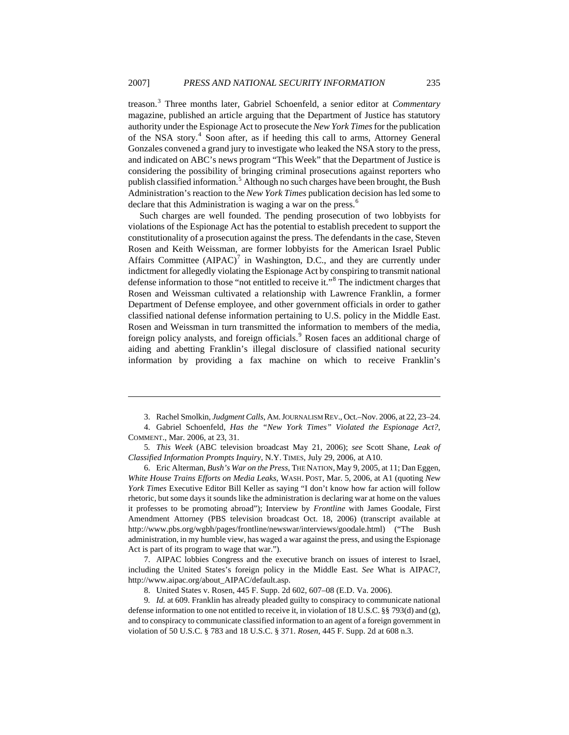treason.[3] Three months later, Gabriel Schoenfeld, a senior editor at *Commentary* magazine, published an article arguing that the Department of Justice has statutory authority under the Espionage Act to prosecute the *New York Times* for the publication of the NSA story.[4] Soon after, as if heeding this call to arms, Attorney General Gonzales convened a grand jury to investigate who leaked the NSA story to the press, and indicated on ABC's news program "This Week" that the Department of Justice is considering the possibility of bringing criminal prosecutions against reporters who publish classified information.[5] Although no such charges have been brought, the Bush Administration's reaction to the *New York Times* publication decision has led some to declare that this Administration is waging a war on the press.[6]

Such charges are well founded. The pending prosecution of two lobbyists for violations of the Espionage Act has the potential to establish precedent to support the constitutionality of a prosecution against the press. The defendants in the case, Steven Rosen and Keith Weissman, are former lobbyists for the American Israel Public Affairs Committee (AIPAC)[7] in Washington, D.C., and they are currently under indictment for allegedly violating the Espionage Act by conspiring to transmit national defense information to those "not entitled to receive it."[8] The indictment charges that Rosen and Weissman cultivated a relationship with Lawrence Franklin, a former Department of Defense employee, and other government officials in order to gather classified national defense information pertaining to U.S. policy in the Middle East. Rosen and Weissman in turn transmitted the information to members of the media, foreign policy analysts, and foreign officials.[9] Rosen faces an additional charge of aiding and abetting Franklin's illegal disclosure of classified national security information by providing a fax machine on which to receive Franklin's

---

3. Rachel Smolkin, *Judgment Calls*, AM. JOURNALISM REV., Oct.–Nov. 2006, at 22, 23–24.

4. Gabriel Schoenfeld, *Has the "New York Times" Violated the Espionage Act?*, COMMENT., Mar. 2006, at 23, 31.

5. *This Week* (ABC television broadcast May 21, 2006); *see* Scott Shane, *Leak of Classified Information Prompts Inquiry*, N.Y. TIMES, July 29, 2006, at A10.

6. Eric Alterman, *Bush's War on the Press*, THE NATION, May 9, 2005, at 11; Dan Eggen, *White House Trains Efforts on Media Leaks*, WASH. POST, Mar. 5, 2006, at A1 (quoting *New York Times* Executive Editor Bill Keller as saying "I don't know how far action will follow rhetoric, but some days it sounds like the administration is declaring war at home on the values it professes to be promoting abroad"); Interview by *Frontline* with James Goodale, First Amendment Attorney (PBS television broadcast Oct. 18, 2006) (transcript available at http://www.pbs.org/wgbh/pages/frontline/newswar/interviews/goodale.html) ("The Bush administration, in my humble view, has waged a war against the press, and using the Espionage Act is part of its program to wage that war.").

7. AIPAC lobbies Congress and the executive branch on issues of interest to Israel, including the United States's foreign policy in the Middle East. *See* What is AIPAC?, http://www.aipac.org/about_AIPAC/default.asp.

8. United States v. Rosen, 445 F. Supp. 2d 602, 607–08 (E.D. Va. 2006).

9. *Id.* at 609. Franklin has already pleaded guilty to conspiracy to communicate national defense information to one not entitled to receive it, in violation of 18 U.S.C. §§ 793(d) and (g), and to conspiracy to communicate classified information to an agent of a foreign government in violation of 50 U.S.C. § 783 and 18 U.S.C. § 371. *Rosen*, 445 F. Supp. 2d at 608 n.3.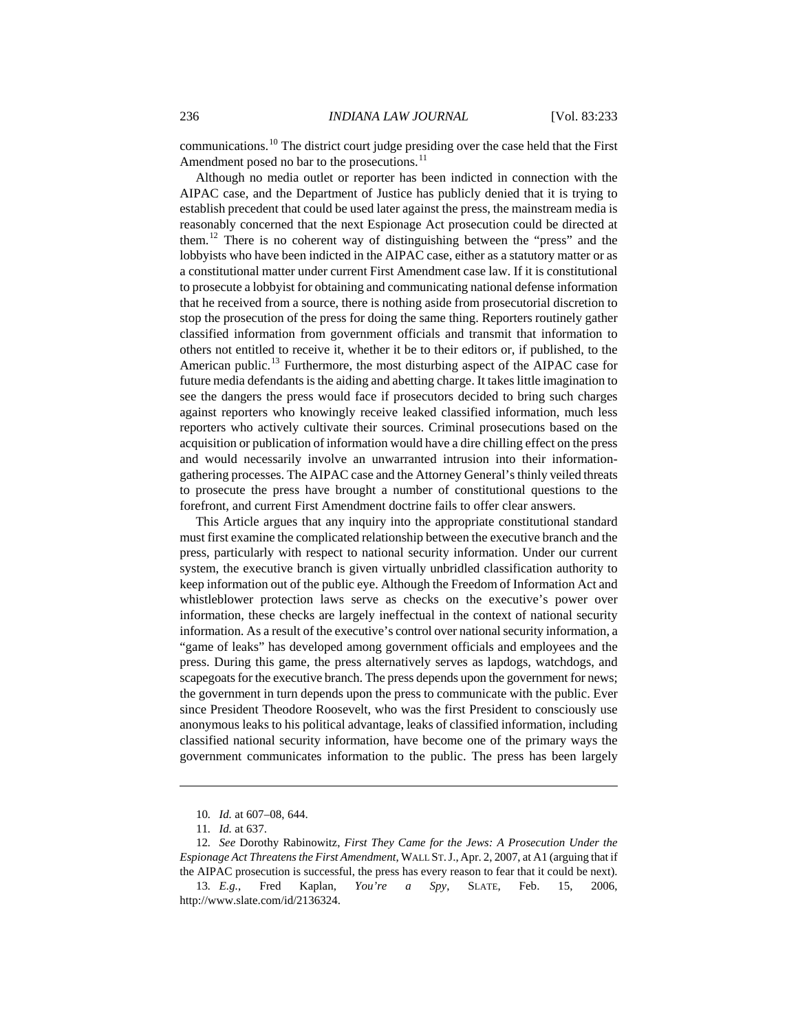communications.[10] The district court judge presiding over the case held that the First Amendment posed no bar to the prosecutions.[11]

Although no media outlet or reporter has been indicted in connection with the AIPAC case, and the Department of Justice has publicly denied that it is trying to establish precedent that could be used later against the press, the mainstream media is reasonably concerned that the next Espionage Act prosecution could be directed at them.[12] There is no coherent way of distinguishing between the "press" and the lobbyists who have been indicted in the AIPAC case, either as a statutory matter or as a constitutional matter under current First Amendment case law. If it is constitutional to prosecute a lobbyist for obtaining and communicating national defense information that he received from a source, there is nothing aside from prosecutorial discretion to stop the prosecution of the press for doing the same thing. Reporters routinely gather classified information from government officials and transmit that information to others not entitled to receive it, whether it be to their editors or, if published, to the American public.[13] Furthermore, the most disturbing aspect of the AIPAC case for future media defendants is the aiding and abetting charge. It takes little imagination to see the dangers the press would face if prosecutors decided to bring such charges against reporters who knowingly receive leaked classified information, much less reporters who actively cultivate their sources. Criminal prosecutions based on the acquisition or publication of information would have a dire chilling effect on the press and would necessarily involve an unwarranted intrusion into their information-gathering processes. The AIPAC case and the Attorney General's thinly veiled threats to prosecute the press have brought a number of constitutional questions to the forefront, and current First Amendment doctrine fails to offer clear answers.

This Article argues that any inquiry into the appropriate constitutional standard must first examine the complicated relationship between the executive branch and the press, particularly with respect to national security information. Under our current system, the executive branch is given virtually unbridled classification authority to keep information out of the public eye. Although the Freedom of Information Act and whistleblower protection laws serve as checks on the executive's power over information, these checks are largely ineffectual in the context of national security information. As a result of the executive's control over national security information, a "game of leaks" has developed among government officials and employees and the press. During this game, the press alternatively serves as lapdogs, watchdogs, and scapegoats for the executive branch. The press depends upon the government for news; the government in turn depends upon the press to communicate with the public. Ever since President Theodore Roosevelt, who was the first President to consciously use anonymous leaks to his political advantage, leaks of classified information, including classified national security information, have become one of the primary ways the government communicates information to the public. The press has been largely

---

10. *Id.* at 607–08, 644.

11. *Id.* at 637.

12. *See* Dorothy Rabinowitz, *First They Came for the Jews: A Prosecution Under the Espionage Act Threatens the First Amendment*, WALL ST. J., Apr. 2, 2007, at A1 (arguing that if the AIPAC prosecution is successful, the press has every reason to fear that it could be next).

13. *E.g.*, Fred Kaplan, *You're a Spy*, SLATE, Feb. 15, 2006, http://www.slate.com/id/2136324.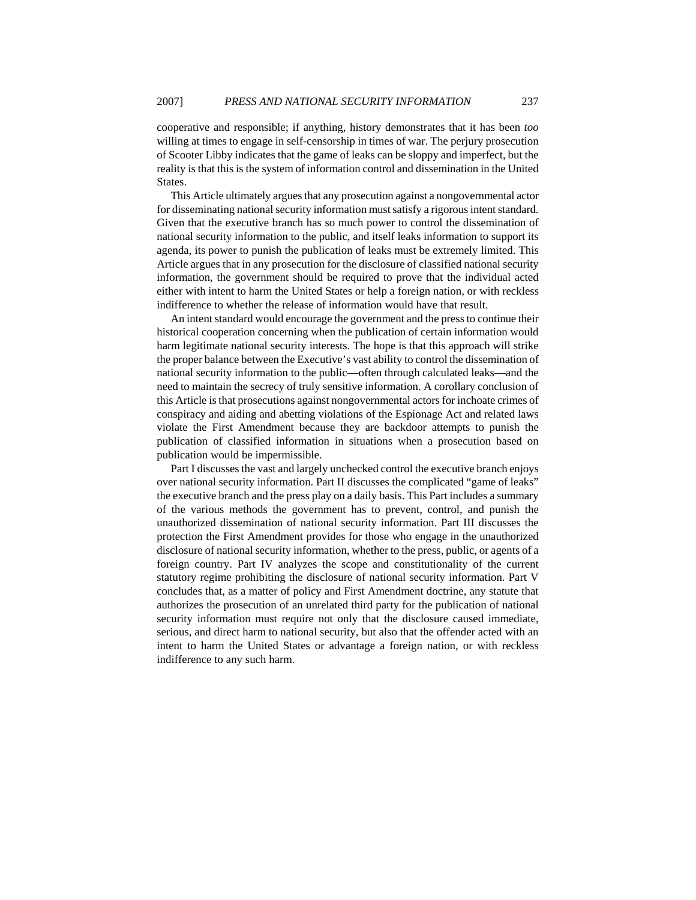cooperative and responsible; if anything, history demonstrates that it has been *too* willing at times to engage in self-censorship in times of war. The perjury prosecution of Scooter Libby indicates that the game of leaks can be sloppy and imperfect, but the reality is that this is the system of information control and dissemination in the United States.

This Article ultimately argues that any prosecution against a nongovernmental actor for disseminating national security information must satisfy a rigorous intent standard. Given that the executive branch has so much power to control the dissemination of national security information to the public, and itself leaks information to support its agenda, its power to punish the publication of leaks must be extremely limited. This Article argues that in any prosecution for the disclosure of classified national security information, the government should be required to prove that the individual acted either with intent to harm the United States or help a foreign nation, or with reckless indifference to whether the release of information would have that result.

An intent standard would encourage the government and the press to continue their historical cooperation concerning when the publication of certain information would harm legitimate national security interests. The hope is that this approach will strike the proper balance between the Executive's vast ability to control the dissemination of national security information to the public—often through calculated leaks—and the need to maintain the secrecy of truly sensitive information. A corollary conclusion of this Article is that prosecutions against nongovernmental actors for inchoate crimes of conspiracy and aiding and abetting violations of the Espionage Act and related laws violate the First Amendment because they are backdoor attempts to punish the publication of classified information in situations when a prosecution based on publication would be impermissible.

Part I discusses the vast and largely unchecked control the executive branch enjoys over national security information. Part II discusses the complicated "game of leaks" the executive branch and the press play on a daily basis. This Part includes a summary of the various methods the government has to prevent, control, and punish the unauthorized dissemination of national security information. Part III discusses the protection the First Amendment provides for those who engage in the unauthorized disclosure of national security information, whether to the press, public, or agents of a foreign country. Part IV analyzes the scope and constitutionality of the current statutory regime prohibiting the disclosure of national security information. Part V concludes that, as a matter of policy and First Amendment doctrine, any statute that authorizes the prosecution of an unrelated third party for the publication of national security information must require not only that the disclosure caused immediate, serious, and direct harm to national security, but also that the offender acted with an intent to harm the United States or advantage a foreign nation, or with reckless indifference to any such harm.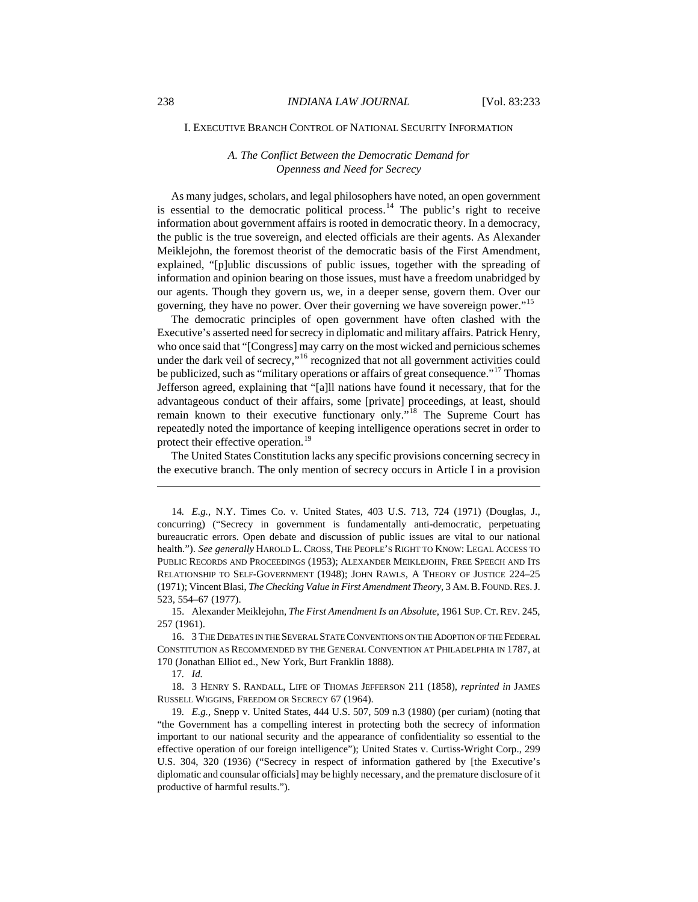## I. Executive Branch Control of National Security Information

### *A. The Conflict Between the Democratic Demand for Openness and Need for Secrecy*

As many judges, scholars, and legal philosophers have noted, an open government is essential to the democratic political process.[14] The public's right to receive information about government affairs is rooted in democratic theory. In a democracy, the public is the true sovereign, and elected officials are their agents. As Alexander Meiklejohn, the foremost theorist of the democratic basis of the First Amendment, explained, "[p]ublic discussions of public issues, together with the spreading of information and opinion bearing on those issues, must have a freedom unabridged by our agents. Though they govern us, we, in a deeper sense, govern them. Over our governing, they have no power. Over their governing we have sovereign power."[15]

The democratic principles of open government have often clashed with the Executive's asserted need for secrecy in diplomatic and military affairs. Patrick Henry, who once said that "[Congress] may carry on the most wicked and pernicious schemes under the dark veil of secrecy,"[16] recognized that not all government activities could be publicized, such as "military operations or affairs of great consequence."[17] Thomas Jefferson agreed, explaining that "[a]ll nations have found it necessary, that for the advantageous conduct of their affairs, some [private] proceedings, at least, should remain known to their executive functionary only."[18] The Supreme Court has repeatedly noted the importance of keeping intelligence operations secret in order to protect their effective operation.[19]

The United States Constitution lacks any specific provisions concerning secrecy in the executive branch. The only mention of secrecy occurs in Article I in a provision

---

14. *E.g.*, N.Y. Times Co. v. United States, 403 U.S. 713, 724 (1971) (Douglas, J., concurring) ("Secrecy in government is fundamentally anti-democratic, perpetuating bureaucratic errors. Open debate and discussion of public issues are vital to our national health."). *See generally* HAROLD L. CROSS, THE PEOPLE'S RIGHT TO KNOW: LEGAL ACCESS TO PUBLIC RECORDS AND PROCEEDINGS (1953); ALEXANDER MEIKLEJOHN, FREE SPEECH AND ITS RELATIONSHIP TO SELF-GOVERNMENT (1948); JOHN RAWLS, A THEORY OF JUSTICE 224–25 (1971); Vincent Blasi, *The Checking Value in First Amendment Theory*, 3 AM. B. FOUND. RES. J. 523, 554–67 (1977).

15. Alexander Meiklejohn, *The First Amendment Is an Absolute*, 1961 SUP. CT. REV. 245, 257 (1961).

16. 3 THE DEBATES IN THE SEVERAL STATE CONVENTIONS ON THE ADOPTION OF THE FEDERAL CONSTITUTION AS RECOMMENDED BY THE GENERAL CONVENTION AT PHILADELPHIA IN 1787, at 170 (Jonathan Elliot ed., New York, Burt Franklin 1888).

17. *Id.*

18. 3 HENRY S. RANDALL, LIFE OF THOMAS JEFFERSON 211 (1858), *reprinted in* JAMES RUSSELL WIGGINS, FREEDOM OR SECRECY 67 (1964).

19. *E.g.*, Snepp v. United States, 444 U.S. 507, 509 n.3 (1980) (per curiam) (noting that "the Government has a compelling interest in protecting both the secrecy of information important to our national security and the appearance of confidentiality so essential to the effective operation of our foreign intelligence"); United States v. Curtiss-Wright Corp., 299 U.S. 304, 320 (1936) ("Secrecy in respect of information gathered by [the Executive's diplomatic and counsular officials] may be highly necessary, and the premature disclosure of it productive of harmful results.").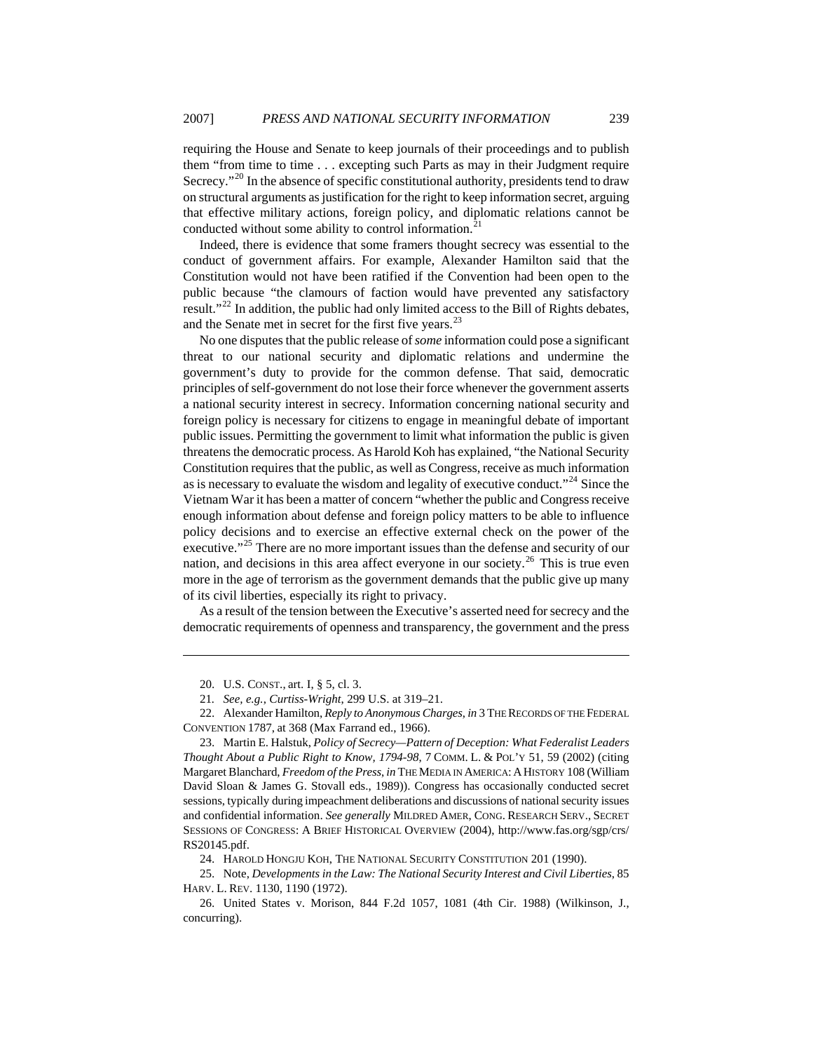requiring the House and Senate to keep journals of their proceedings and to publish them "from time to time . . . excepting such Parts as may in their Judgment require Secrecy."[20] In the absence of specific constitutional authority, presidents tend to draw on structural arguments as justification for the right to keep information secret, arguing that effective military actions, foreign policy, and diplomatic relations cannot be conducted without some ability to control information.[21]

Indeed, there is evidence that some framers thought secrecy was essential to the conduct of government affairs. For example, Alexander Hamilton said that the Constitution would not have been ratified if the Convention had been open to the public because "the clamours of faction would have prevented any satisfactory result."[22] In addition, the public had only limited access to the Bill of Rights debates, and the Senate met in secret for the first five years.[23]

No one disputes that the public release of *some* information could pose a significant threat to our national security and diplomatic relations and undermine the government's duty to provide for the common defense. That said, democratic principles of self-government do not lose their force whenever the government asserts a national security interest in secrecy. Information concerning national security and foreign policy is necessary for citizens to engage in meaningful debate of important public issues. Permitting the government to limit what information the public is given threatens the democratic process. As Harold Koh has explained, "the National Security Constitution requires that the public, as well as Congress, receive as much information as is necessary to evaluate the wisdom and legality of executive conduct."[24] Since the Vietnam War it has been a matter of concern "whether the public and Congress receive enough information about defense and foreign policy matters to be able to influence policy decisions and to exercise an effective external check on the power of the executive."[25] There are no more important issues than the defense and security of our nation, and decisions in this area affect everyone in our society.[26] This is true even more in the age of terrorism as the government demands that the public give up many of its civil liberties, especially its right to privacy.

As a result of the tension between the Executive's asserted need for secrecy and the democratic requirements of openness and transparency, the government and the press

---

20. U.S. CONST., art. I, § 5, cl. 3.

21. *See, e.g.*, *Curtiss-Wright*, 299 U.S. at 319–21.

22. Alexander Hamilton, *Reply to Anonymous Charges*, *in* 3 THE RECORDS OF THE FEDERAL CONVENTION 1787, at 368 (Max Farrand ed., 1966).

23. Martin E. Halstuk, *Policy of Secrecy—Pattern of Deception: What Federalist Leaders Thought About a Public Right to Know, 1794-98*, 7 COMM. L. & POL'Y 51, 59 (2002) (citing Margaret Blanchard, *Freedom of the Press*, *in* THE MEDIA IN AMERICA: A HISTORY 108 (William David Sloan & James G. Stovall eds., 1989)). Congress has occasionally conducted secret sessions, typically during impeachment deliberations and discussions of national security issues and confidential information. *See generally* MILDRED AMER, CONG. RESEARCH SERV., SECRET SESSIONS OF CONGRESS: A BRIEF HISTORICAL OVERVIEW (2004), http://www.fas.org/sgp/crs/RS20145.pdf.

24. HAROLD HONGJU KOH, THE NATIONAL SECURITY CONSTITUTION 201 (1990).

25. Note, *Developments in the Law: The National Security Interest and Civil Liberties*, 85 HARV. L. REV. 1130, 1190 (1972).

26. United States v. Morison, 844 F.2d 1057, 1081 (4th Cir. 1988) (Wilkinson, J., concurring).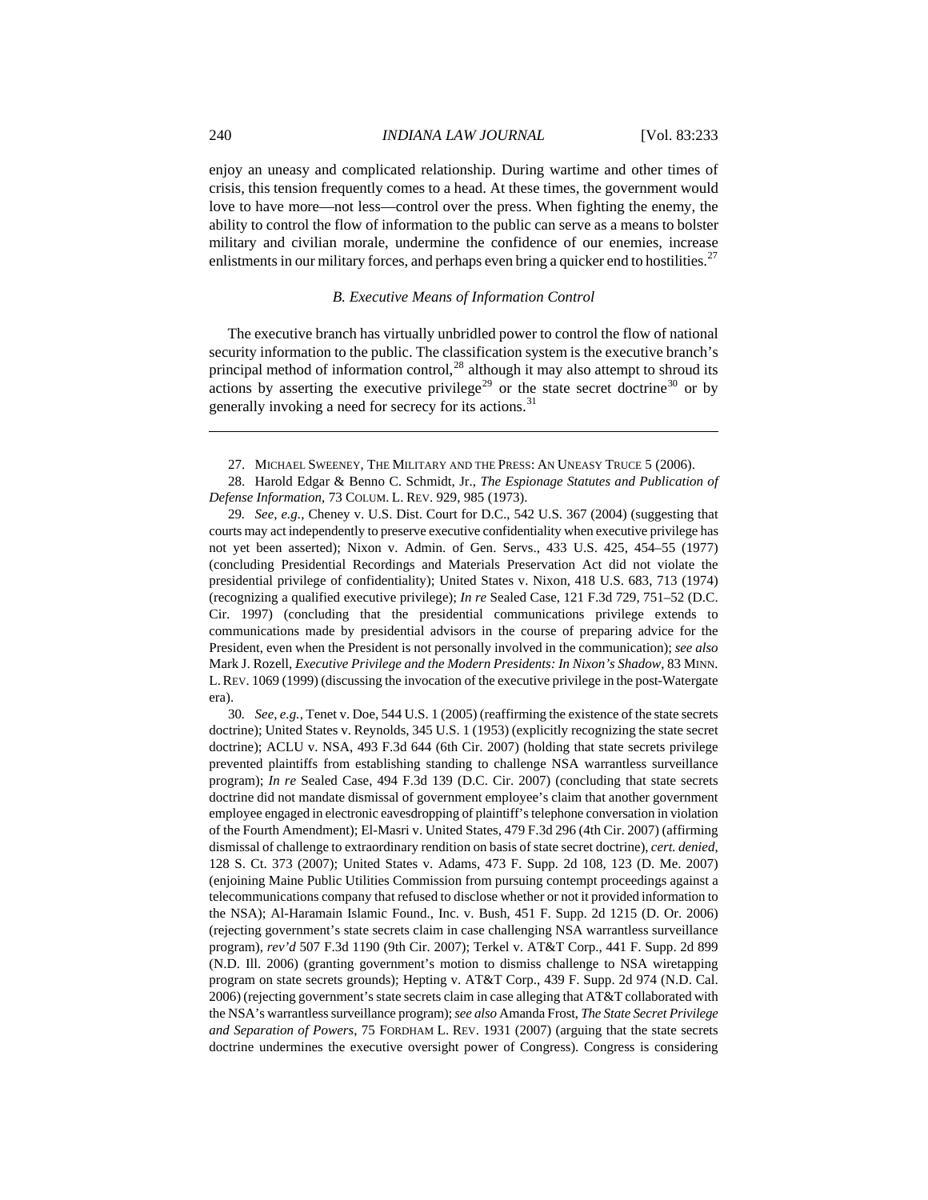enjoy an uneasy and complicated relationship. During wartime and other times of crisis, this tension frequently comes to a head. At these times, the government would love to have more—not less—control over the press. When fighting the enemy, the ability to control the flow of information to the public can serve as a means to bolster military and civilian morale, undermine the confidence of our enemies, increase enlistments in our military forces, and perhaps even bring a quicker end to hostilities.[27]

### *B. Executive Means of Information Control*

The executive branch has virtually unbridled power to control the flow of national security information to the public. The classification system is the executive branch's principal method of information control,[28] although it may also attempt to shroud its actions by asserting the executive privilege[29] or the state secret doctrine[30] or by generally invoking a need for secrecy for its actions.[31]

---

27. MICHAEL SWEENEY, THE MILITARY AND THE PRESS: AN UNEASY TRUCE 5 (2006).

28. Harold Edgar & Benno C. Schmidt, Jr., *The Espionage Statutes and Publication of Defense Information*, 73 COLUM. L. REV. 929, 985 (1973).

29. *See, e.g.*, Cheney v. U.S. Dist. Court for D.C., 542 U.S. 367 (2004) (suggesting that courts may act independently to preserve executive confidentiality when executive privilege has not yet been asserted); Nixon v. Admin. of Gen. Servs., 433 U.S. 425, 454–55 (1977) (concluding Presidential Recordings and Materials Preservation Act did not violate the presidential privilege of confidentiality); United States v. Nixon, 418 U.S. 683, 713 (1974) (recognizing a qualified executive privilege); *In re* Sealed Case, 121 F.3d 729, 751–52 (D.C. Cir. 1997) (concluding that the presidential communications privilege extends to communications made by presidential advisors in the course of preparing advice for the President, even when the President is not personally involved in the communication); *see also* Mark J. Rozell, *Executive Privilege and the Modern Presidents: In Nixon's Shadow*, 83 MINN. L. REV. 1069 (1999) (discussing the invocation of the executive privilege in the post-Watergate era).

30. *See, e.g.*, Tenet v. Doe, 544 U.S. 1 (2005) (reaffirming the existence of the state secrets doctrine); United States v. Reynolds, 345 U.S. 1 (1953) (explicitly recognizing the state secret doctrine); ACLU v. NSA, 493 F.3d 644 (6th Cir. 2007) (holding that state secrets privilege prevented plaintiffs from establishing standing to challenge NSA warrantless surveillance program); *In re* Sealed Case, 494 F.3d 139 (D.C. Cir. 2007) (concluding that state secrets doctrine did not mandate dismissal of government employee's claim that another government employee engaged in electronic eavesdropping of plaintiff's telephone conversation in violation of the Fourth Amendment); El-Masri v. United States, 479 F.3d 296 (4th Cir. 2007) (affirming dismissal of challenge to extraordinary rendition on basis of state secret doctrine), *cert. denied*, 128 S. Ct. 373 (2007); United States v. Adams, 473 F. Supp. 2d 108, 123 (D. Me. 2007) (enjoining Maine Public Utilities Commission from pursuing contempt proceedings against a telecommunications company that refused to disclose whether or not it provided information to the NSA); Al-Haramain Islamic Found., Inc. v. Bush, 451 F. Supp. 2d 1215 (D. Or. 2006) (rejecting government's state secrets claim in case challenging NSA warrantless surveillance program), *rev'd* 507 F.3d 1190 (9th Cir. 2007); Terkel v. AT&T Corp., 441 F. Supp. 2d 899 (N.D. Ill. 2006) (granting government's motion to dismiss challenge to NSA wiretapping program on state secrets grounds); Hepting v. AT&T Corp., 439 F. Supp. 2d 974 (N.D. Cal. 2006) (rejecting government's state secrets claim in case alleging that AT&T collaborated with the NSA's warrantless surveillance program); *see also* Amanda Frost, *The State Secret Privilege and Separation of Powers*, 75 FORDHAM L. REV. 1931 (2007) (arguing that the state secrets doctrine undermines the executive oversight power of Congress). Congress is considering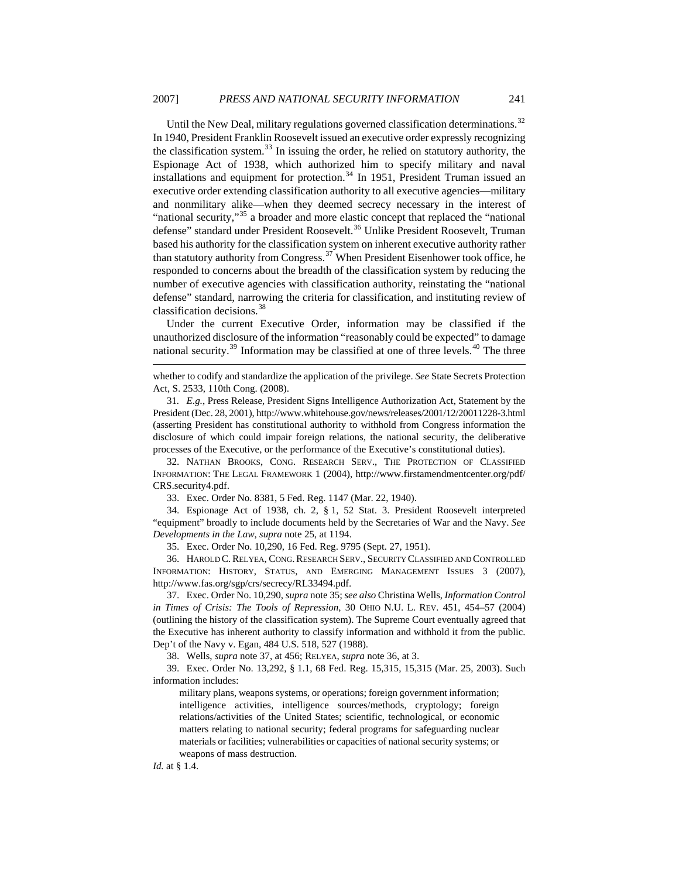Until the New Deal, military regulations governed classification determinations.[32] In 1940, President Franklin Roosevelt issued an executive order expressly recognizing the classification system.[33] In issuing the order, he relied on statutory authority, the Espionage Act of 1938, which authorized him to specify military and naval installations and equipment for protection.[34] In 1951, President Truman issued an executive order extending classification authority to all executive agencies—military and nonmilitary alike—when they deemed secrecy necessary in the interest of "national security,"[35] a broader and more elastic concept that replaced the "national defense" standard under President Roosevelt.[36] Unlike President Roosevelt, Truman based his authority for the classification system on inherent executive authority rather than statutory authority from Congress.[37] When President Eisenhower took office, he responded to concerns about the breadth of the classification system by reducing the number of executive agencies with classification authority, reinstating the "national defense" standard, narrowing the criteria for classification, and instituting review of classification decisions.[38]

Under the current Executive Order, information may be classified if the unauthorized disclosure of the information "reasonably could be expected" to damage national security.[39] Information may be classified at one of three levels.[40] The three

---

whether to codify and standardize the application of the privilege. *See* State Secrets Protection Act, S. 2533, 110th Cong. (2008).

31. *E.g.*, Press Release, President Signs Intelligence Authorization Act, Statement by the President (Dec. 28, 2001), http://www.whitehouse.gov/news/releases/2001/12/20011228-3.html (asserting President has constitutional authority to withhold from Congress information the disclosure of which could impair foreign relations, the national security, the deliberative processes of the Executive, or the performance of the Executive's constitutional duties).

32. NATHAN BROOKS, CONG. RESEARCH SERV., THE PROTECTION OF CLASSIFIED INFORMATION: THE LEGAL FRAMEWORK 1 (2004), http://www.firstamendmentcenter.org/pdf/CRS.security4.pdf.

33. Exec. Order No. 8381, 5 Fed. Reg. 1147 (Mar. 22, 1940).

34. Espionage Act of 1938, ch. 2, § 1, 52 Stat. 3. President Roosevelt interpreted "equipment" broadly to include documents held by the Secretaries of War and the Navy. *See Developments in the Law*, *supra* note 25, at 1194.

35. Exec. Order No. 10,290, 16 Fed. Reg. 9795 (Sept. 27, 1951).

36. HAROLD C. RELYEA, CONG. RESEARCH SERV., SECURITY CLASSIFIED AND CONTROLLED INFORMATION: HISTORY, STATUS, AND EMERGING MANAGEMENT ISSUES 3 (2007), http://www.fas.org/sgp/crs/secrecy/RL33494.pdf.

37. Exec. Order No. 10,290, *supra* note 35; *see also* Christina Wells, *Information Control in Times of Crisis: The Tools of Repression*, 30 OHIO N.U. L. REV. 451, 454–57 (2004) (outlining the history of the classification system). The Supreme Court eventually agreed that the Executive has inherent authority to classify information and withhold it from the public. Dep't of the Navy v. Egan, 484 U.S. 518, 527 (1988).

38. Wells, *supra* note 37, at 456; RELYEA, *supra* note 36, at 3.

39. Exec. Order No. 13,292, § 1.1, 68 Fed. Reg. 15,315, 15,315 (Mar. 25, 2003). Such information includes:

> military plans, weapons systems, or operations; foreign government information; intelligence activities, intelligence sources/methods, cryptology; foreign relations/activities of the United States; scientific, technological, or economic matters relating to national security; federal programs for safeguarding nuclear materials or facilities; vulnerabilities or capacities of national security systems; or weapons of mass destruction.

*Id.* at § 1.4.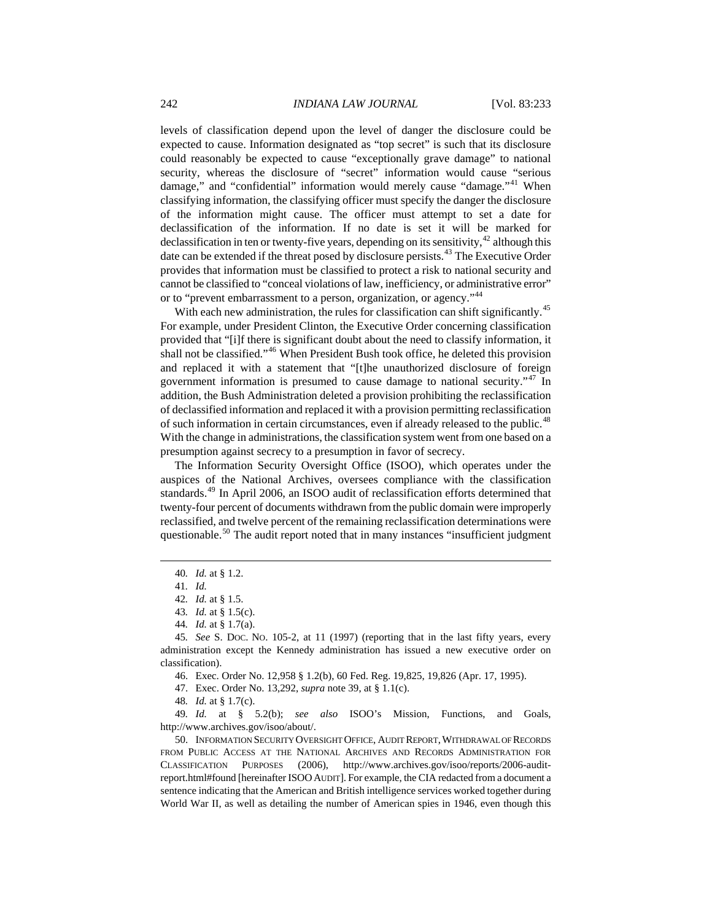levels of classification depend upon the level of danger the disclosure could be expected to cause. Information designated as "top secret" is such that its disclosure could reasonably be expected to cause "exceptionally grave damage" to national security, whereas the disclosure of "secret" information would cause "serious damage," and "confidential" information would merely cause "damage."[41] When classifying information, the classifying officer must specify the danger the disclosure of the information might cause. The officer must attempt to set a date for declassification of the information. If no date is set it will be marked for declassification in ten or twenty-five years, depending on its sensitivity,[42] although this date can be extended if the threat posed by disclosure persists.[43] The Executive Order provides that information must be classified to protect a risk to national security and cannot be classified to "conceal violations of law, inefficiency, or administrative error" or to "prevent embarrassment to a person, organization, or agency."[44]

With each new administration, the rules for classification can shift significantly.[45] For example, under President Clinton, the Executive Order concerning classification provided that "[i]f there is significant doubt about the need to classify information, it shall not be classified."[46] When President Bush took office, he deleted this provision and replaced it with a statement that "[t]he unauthorized disclosure of foreign government information is presumed to cause damage to national security."[47] In addition, the Bush Administration deleted a provision prohibiting the reclassification of declassified information and replaced it with a provision permitting reclassification of such information in certain circumstances, even if already released to the public.[48] With the change in administrations, the classification system went from one based on a presumption against secrecy to a presumption in favor of secrecy.

The Information Security Oversight Office (ISOO), which operates under the auspices of the National Archives, oversees compliance with the classification standards.[49] In April 2006, an ISOO audit of reclassification efforts determined that twenty-four percent of documents withdrawn from the public domain were improperly reclassified, and twelve percent of the remaining reclassification determinations were questionable.[50] The audit report noted that in many instances "insufficient judgment

---

40. *Id.* at § 1.2.

41. *Id.*

42. *Id.* at § 1.5.

43. *Id.* at § 1.5(c).

44. *Id.* at § 1.7(a).

45. *See* S. Doc. No. 105-2, at 11 (1997) (reporting that in the last fifty years, every administration except the Kennedy administration has issued a new executive order on classification).

46. Exec. Order No. 12,958 § 1.2(b), 60 Fed. Reg. 19,825, 19,826 (Apr. 17, 1995).

47. Exec. Order No. 13,292, *supra* note 39, at § 1.1(c).

48. *Id.* at § 1.7(c).

49. *Id.* at § 5.2(b); *see also* ISOO's Mission, Functions, and Goals, http://www.archives.gov/isoo/about/.

50. Information Security Oversight Office, Audit Report, Withdrawal of Records from Public Access at the National Archives and Records Administration for Classification Purposes (2006), http://www.archives.gov/isoo/reports/2006-audit-report.html#found [hereinafter ISOO Audit]. For example, the CIA redacted from a document a sentence indicating that the American and British intelligence services worked together during World War II, as well as detailing the number of American spies in 1946, even though this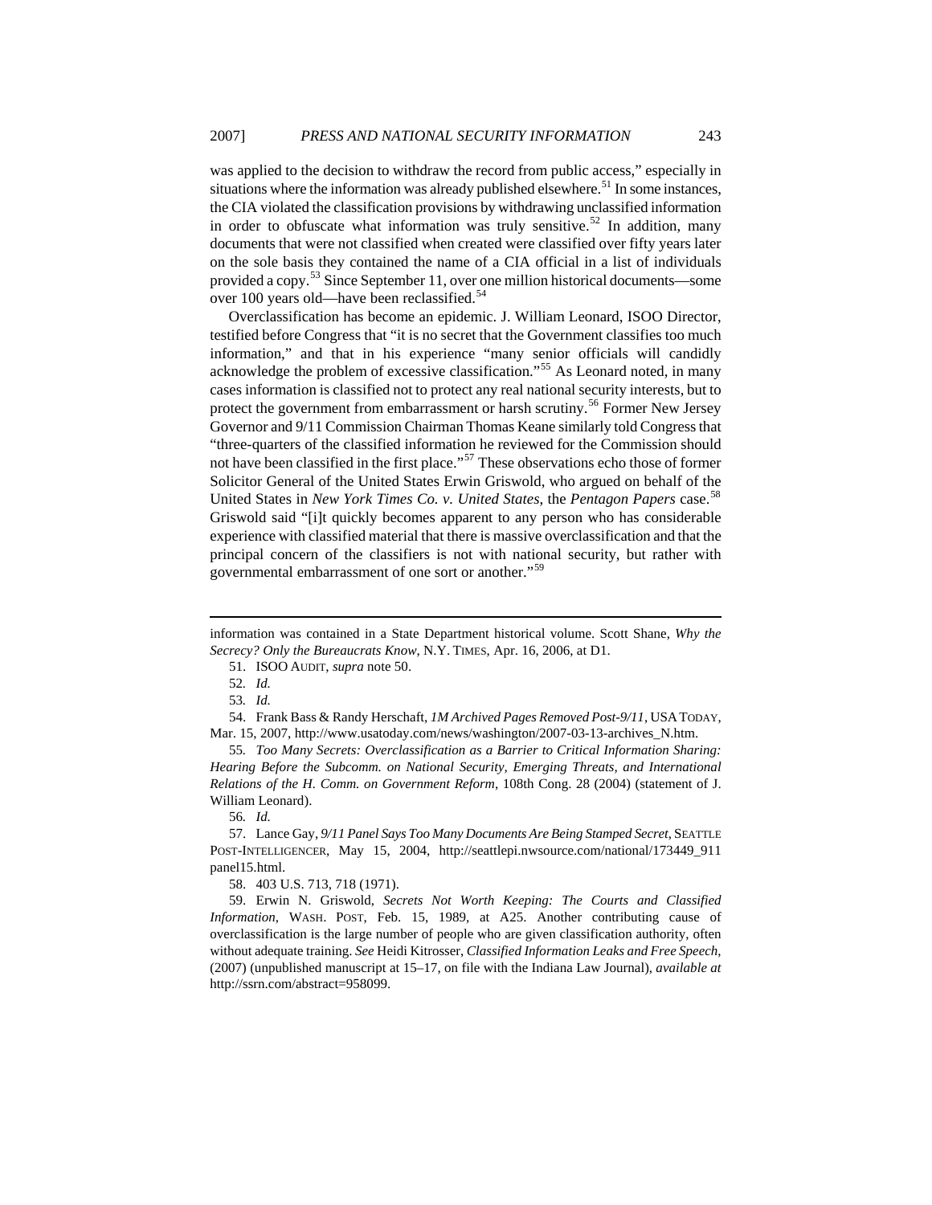was applied to the decision to withdraw the record from public access," especially in situations where the information was already published elsewhere.[51] In some instances, the CIA violated the classification provisions by withdrawing unclassified information in order to obfuscate what information was truly sensitive.[52] In addition, many documents that were not classified when created were classified over fifty years later on the sole basis they contained the name of a CIA official in a list of individuals provided a copy.[53] Since September 11, over one million historical documents—some over 100 years old—have been reclassified.[54]

Overclassification has become an epidemic. J. William Leonard, ISOO Director, testified before Congress that "it is no secret that the Government classifies too much information," and that in his experience "many senior officials will candidly acknowledge the problem of excessive classification."[55] As Leonard noted, in many cases information is classified not to protect any real national security interests, but to protect the government from embarrassment or harsh scrutiny.[56] Former New Jersey Governor and 9/11 Commission Chairman Thomas Keane similarly told Congress that "three-quarters of the classified information he reviewed for the Commission should not have been classified in the first place."[57] These observations echo those of former Solicitor General of the United States Erwin Griswold, who argued on behalf of the United States in *New York Times Co. v. United States*, the *Pentagon Papers* case.[58] Griswold said "[i]t quickly becomes apparent to any person who has considerable experience with classified material that there is massive overclassification and that the principal concern of the classifiers is not with national security, but rather with governmental embarrassment of one sort or another."[59]

---

information was contained in a State Department historical volume. Scott Shane, *Why the Secrecy? Only the Bureaucrats Know*, N.Y. TIMES, Apr. 16, 2006, at D1.

51. ISOO AUDIT, *supra* note 50.

52. *Id.*

53. *Id.*

54. Frank Bass & Randy Herschaft, *1M Archived Pages Removed Post-9/11*, USA TODAY, Mar. 15, 2007, http://www.usatoday.com/news/washington/2007-03-13-archives_N.htm.

55. *Too Many Secrets: Overclassification as a Barrier to Critical Information Sharing: Hearing Before the Subcomm. on National Security, Emerging Threats, and International Relations of the H. Comm. on Government Reform*, 108th Cong. 28 (2004) (statement of J. William Leonard).

56. *Id.*

57. Lance Gay, *9/11 Panel Says Too Many Documents Are Being Stamped Secret*, SEATTLE POST-INTELLIGENCER, May 15, 2004, http://seattlepi.nwsource.com/national/173449_911panel15.html.

58. 403 U.S. 713, 718 (1971).

59. Erwin N. Griswold, *Secrets Not Worth Keeping: The Courts and Classified Information*, WASH. POST, Feb. 15, 1989, at A25. Another contributing cause of overclassification is the large number of people who are given classification authority, often without adequate training. *See* Heidi Kitrosser, *Classified Information Leaks and Free Speech*, (2007) (unpublished manuscript at 15–17, on file with the Indiana Law Journal), *available at* http://ssrn.com/abstract=958099.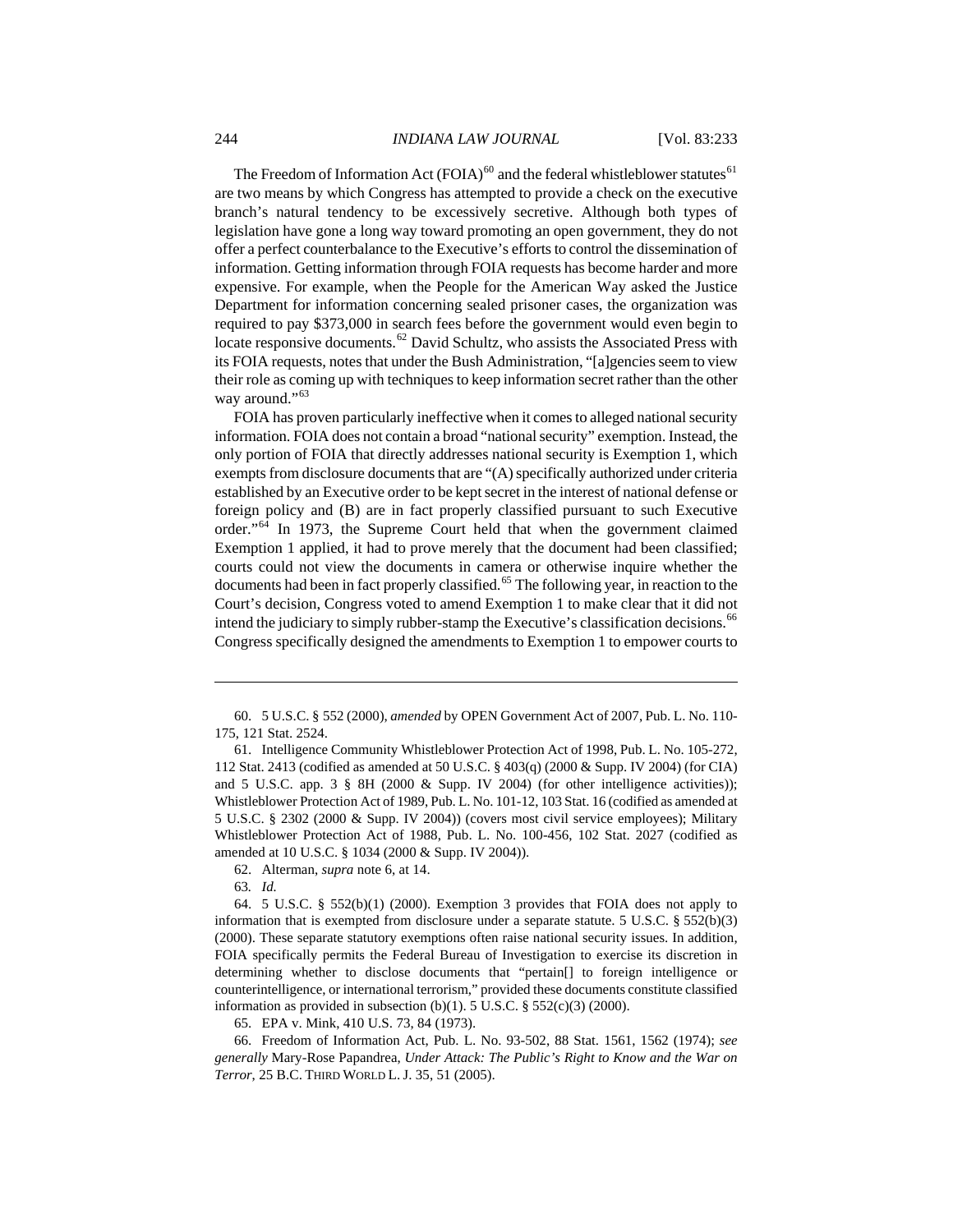The Freedom of Information Act (FOIA)[60] and the federal whistleblower statutes[61] are two means by which Congress has attempted to provide a check on the executive branch's natural tendency to be excessively secretive. Although both types of legislation have gone a long way toward promoting an open government, they do not offer a perfect counterbalance to the Executive's efforts to control the dissemination of information. Getting information through FOIA requests has become harder and more expensive. For example, when the People for the American Way asked the Justice Department for information concerning sealed prisoner cases, the organization was required to pay $373,000 in search fees before the government would even begin to locate responsive documents.[62] David Schultz, who assists the Associated Press with its FOIA requests, notes that under the Bush Administration, "[a]gencies seem to view their role as coming up with techniques to keep information secret rather than the other way around."[63]

FOIA has proven particularly ineffective when it comes to alleged national security information. FOIA does not contain a broad "national security" exemption. Instead, the only portion of FOIA that directly addresses national security is Exemption 1, which exempts from disclosure documents that are "(A) specifically authorized under criteria established by an Executive order to be kept secret in the interest of national defense or foreign policy and (B) are in fact properly classified pursuant to such Executive order."[64] In 1973, the Supreme Court held that when the government claimed Exemption 1 applied, it had to prove merely that the document had been classified; courts could not view the documents in camera or otherwise inquire whether the documents had been in fact properly classified.[65] The following year, in reaction to the Court's decision, Congress voted to amend Exemption 1 to make clear that it did not intend the judiciary to simply rubber-stamp the Executive's classification decisions.[66] Congress specifically designed the amendments to Exemption 1 to empower courts to

---

60. 5 U.S.C. § 552 (2000), *amended* by OPEN Government Act of 2007, Pub. L. No. 110-175, 121 Stat. 2524.

61. Intelligence Community Whistleblower Protection Act of 1998, Pub. L. No. 105-272, 112 Stat. 2413 (codified as amended at 50 U.S.C. § 403(q) (2000 & Supp. IV 2004) (for CIA) and 5 U.S.C. app. 3 § 8H (2000 & Supp. IV 2004) (for other intelligence activities)); Whistleblower Protection Act of 1989, Pub. L. No. 101-12, 103 Stat. 16 (codified as amended at 5 U.S.C. § 2302 (2000 & Supp. IV 2004)) (covers most civil service employees); Military Whistleblower Protection Act of 1988, Pub. L. No. 100-456, 102 Stat. 2027 (codified as amended at 10 U.S.C. § 1034 (2000 & Supp. IV 2004)).

62. Alterman, *supra* note 6, at 14.

63. *Id.*

64. 5 U.S.C. § 552(b)(1) (2000). Exemption 3 provides that FOIA does not apply to information that is exempted from disclosure under a separate statute. 5 U.S.C. § 552(b)(3) (2000). These separate statutory exemptions often raise national security issues. In addition, FOIA specifically permits the Federal Bureau of Investigation to exercise its discretion in determining whether to disclose documents that "pertain[] to foreign intelligence or counterintelligence, or international terrorism," provided these documents constitute classified information as provided in subsection (b)(1). 5 U.S.C. § 552(c)(3) (2000).

65. EPA v. Mink, 410 U.S. 73, 84 (1973).

66. Freedom of Information Act, Pub. L. No. 93-502, 88 Stat. 1561, 1562 (1974); *see generally* Mary-Rose Papandrea, *Under Attack: The Public's Right to Know and the War on Terror*, 25 B.C. THIRD WORLD L. J. 35, 51 (2005).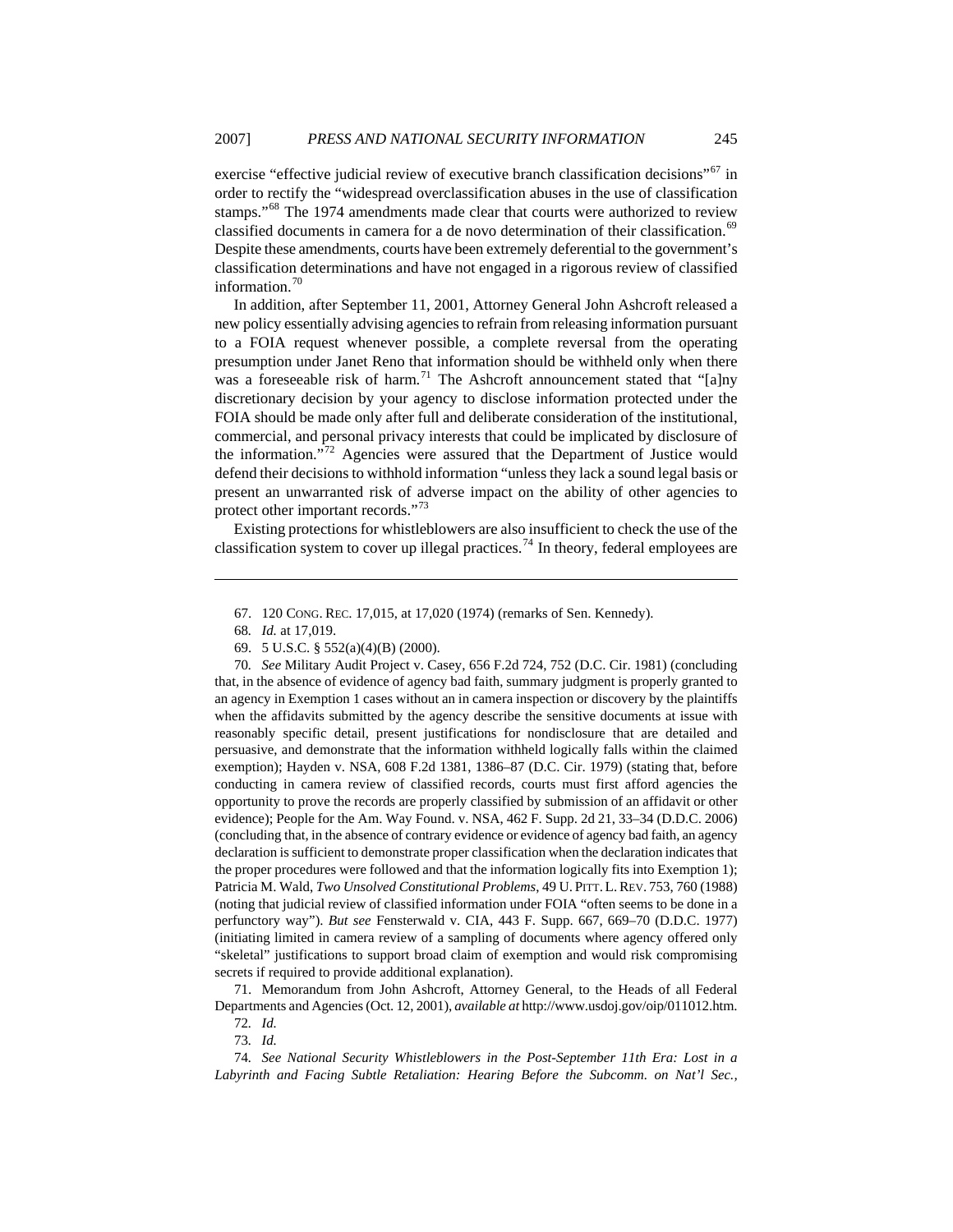exercise "effective judicial review of executive branch classification decisions"[67] in order to rectify the "widespread overclassification abuses in the use of classification stamps."[68] The 1974 amendments made clear that courts were authorized to review classified documents in camera for a de novo determination of their classification.[69] Despite these amendments, courts have been extremely deferential to the government's classification determinations and have not engaged in a rigorous review of classified information.[70]

In addition, after September 11, 2001, Attorney General John Ashcroft released a new policy essentially advising agencies to refrain from releasing information pursuant to a FOIA request whenever possible, a complete reversal from the operating presumption under Janet Reno that information should be withheld only when there was a foreseeable risk of harm.[71] The Ashcroft announcement stated that "[a]ny discretionary decision by your agency to disclose information protected under the FOIA should be made only after full and deliberate consideration of the institutional, commercial, and personal privacy interests that could be implicated by disclosure of the information."[72] Agencies were assured that the Department of Justice would defend their decisions to withhold information "unless they lack a sound legal basis or present an unwarranted risk of adverse impact on the ability of other agencies to protect other important records."[73]

Existing protections for whistleblowers are also insufficient to check the use of the classification system to cover up illegal practices.[74] In theory, federal employees are

---

67. 120 CONG. REC. 17,015, at 17,020 (1974) (remarks of Sen. Kennedy).

68. *Id.* at 17,019.

69. 5 U.S.C. § 552(a)(4)(B) (2000).

70. *See* Military Audit Project v. Casey, 656 F.2d 724, 752 (D.C. Cir. 1981) (concluding that, in the absence of evidence of agency bad faith, summary judgment is properly granted to an agency in Exemption 1 cases without an in camera inspection or discovery by the plaintiffs when the affidavits submitted by the agency describe the sensitive documents at issue with reasonably specific detail, present justifications for nondisclosure that are detailed and persuasive, and demonstrate that the information withheld logically falls within the claimed exemption); Hayden v. NSA, 608 F.2d 1381, 1386–87 (D.C. Cir. 1979) (stating that, before conducting in camera review of classified records, courts must first afford agencies the opportunity to prove the records are properly classified by submission of an affidavit or other evidence); People for the Am. Way Found. v. NSA, 462 F. Supp. 2d 21, 33–34 (D.D.C. 2006) (concluding that, in the absence of contrary evidence or evidence of agency bad faith, an agency declaration is sufficient to demonstrate proper classification when the declaration indicates that the proper procedures were followed and that the information logically fits into Exemption 1); Patricia M. Wald, *Two Unsolved Constitutional Problems*, 49 U. PITT. L. REV. 753, 760 (1988) (noting that judicial review of classified information under FOIA "often seems to be done in a perfunctory way"). *But see* Fensterwald v. CIA, 443 F. Supp. 667, 669–70 (D.D.C. 1977) (initiating limited in camera review of a sampling of documents where agency offered only "skeletal" justifications to support broad claim of exemption and would risk compromising secrets if required to provide additional explanation).

71. Memorandum from John Ashcroft, Attorney General, to the Heads of all Federal Departments and Agencies (Oct. 12, 2001), *available at* http://www.usdoj.gov/oip/011012.htm.

72. *Id.*

73. *Id.*

74. *See National Security Whistleblowers in the Post-September 11th Era: Lost in a Labyrinth and Facing Subtle Retaliation: Hearing Before the Subcomm. on Nat'l Sec.,*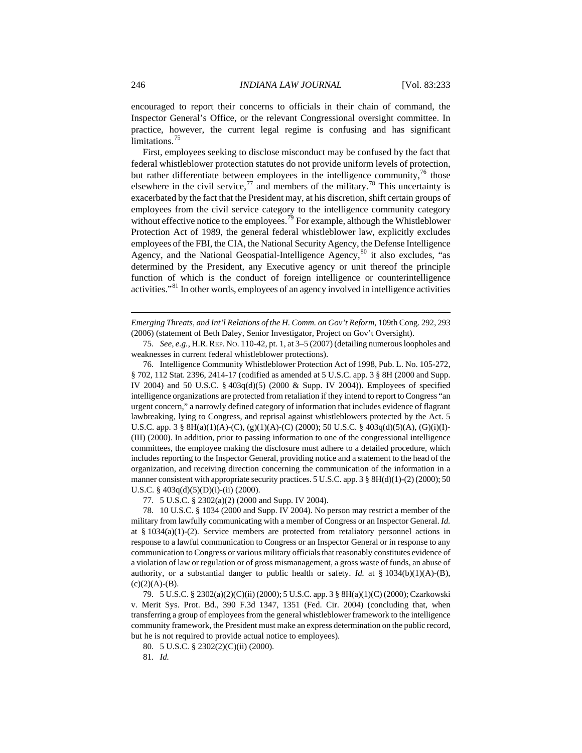encouraged to report their concerns to officials in their chain of command, the Inspector General's Office, or the relevant Congressional oversight committee. In practice, however, the current legal regime is confusing and has significant limitations.[75]

First, employees seeking to disclose misconduct may be confused by the fact that federal whistleblower protection statutes do not provide uniform levels of protection, but rather differentiate between employees in the intelligence community,[76] those elsewhere in the civil service,[77] and members of the military.[78] This uncertainty is exacerbated by the fact that the President may, at his discretion, shift certain groups of employees from the civil service category to the intelligence community category without effective notice to the employees.[79] For example, although the Whistleblower Protection Act of 1989, the general federal whistleblower law, explicitly excludes employees of the FBI, the CIA, the National Security Agency, the Defense Intelligence Agency, and the National Geospatial-Intelligence Agency,[80] it also excludes, "as determined by the President, any Executive agency or unit thereof the principle function of which is the conduct of foreign intelligence or counterintelligence activities."[81] In other words, employees of an agency involved in intelligence activities

---

*Emerging Threats, and Int'l Relations of the H. Comm. on Gov't Reform*, 109th Cong. 292, 293 (2006) (statement of Beth Daley, Senior Investigator, Project on Gov't Oversight).

75. *See, e.g.*, H.R. REP. NO. 110-42, pt. 1, at 3–5 (2007) (detailing numerous loopholes and weaknesses in current federal whistleblower protections).

76. Intelligence Community Whistleblower Protection Act of 1998, Pub. L. No. 105-272, § 702, 112 Stat. 2396, 2414-17 (codified as amended at 5 U.S.C. app. 3 § 8H (2000 and Supp. IV 2004) and 50 U.S.C. § 403q(d)(5) (2000 & Supp. IV 2004)). Employees of specified intelligence organizations are protected from retaliation if they intend to report to Congress "an urgent concern," a narrowly defined category of information that includes evidence of flagrant lawbreaking, lying to Congress, and reprisal against whistleblowers protected by the Act. 5 U.S.C. app. 3 § 8H(a)(1)(A)-(C), (g)(1)(A)-(C) (2000); 50 U.S.C. § 403q(d)(5)(A), (G)(i)(I)-(III) (2000). In addition, prior to passing information to one of the congressional intelligence committees, the employee making the disclosure must adhere to a detailed procedure, which includes reporting to the Inspector General, providing notice and a statement to the head of the organization, and receiving direction concerning the communication of the information in a manner consistent with appropriate security practices. 5 U.S.C. app. 3 § 8H(d)(1)-(2) (2000); 50 U.S.C. § 403q(d)(5)(D)(i)-(ii) (2000).

77. 5 U.S.C. § 2302(a)(2) (2000 and Supp. IV 2004).

78. 10 U.S.C. § 1034 (2000 and Supp. IV 2004). No person may restrict a member of the military from lawfully communicating with a member of Congress or an Inspector General. *Id.* at § 1034(a)(1)-(2). Service members are protected from retaliatory personnel actions in response to a lawful communication to Congress or an Inspector General or in response to any communication to Congress or various military officials that reasonably constitutes evidence of a violation of law or regulation or of gross mismanagement, a gross waste of funds, an abuse of authority, or a substantial danger to public health or safety. *Id.* at § 1034(b)(1)(A)-(B), (c)(2)(A)-(B).

79. 5 U.S.C. § 2302(a)(2)(C)(ii) (2000); 5 U.S.C. app. 3 § 8H(a)(1)(C) (2000); Czarkowski v. Merit Sys. Prot. Bd., 390 F.3d 1347, 1351 (Fed. Cir. 2004) (concluding that, when transferring a group of employees from the general whistleblower framework to the intelligence community framework, the President must make an express determination on the public record, but he is not required to provide actual notice to employees).

80. 5 U.S.C. § 2302(2)(C)(ii) (2000).

81. *Id.*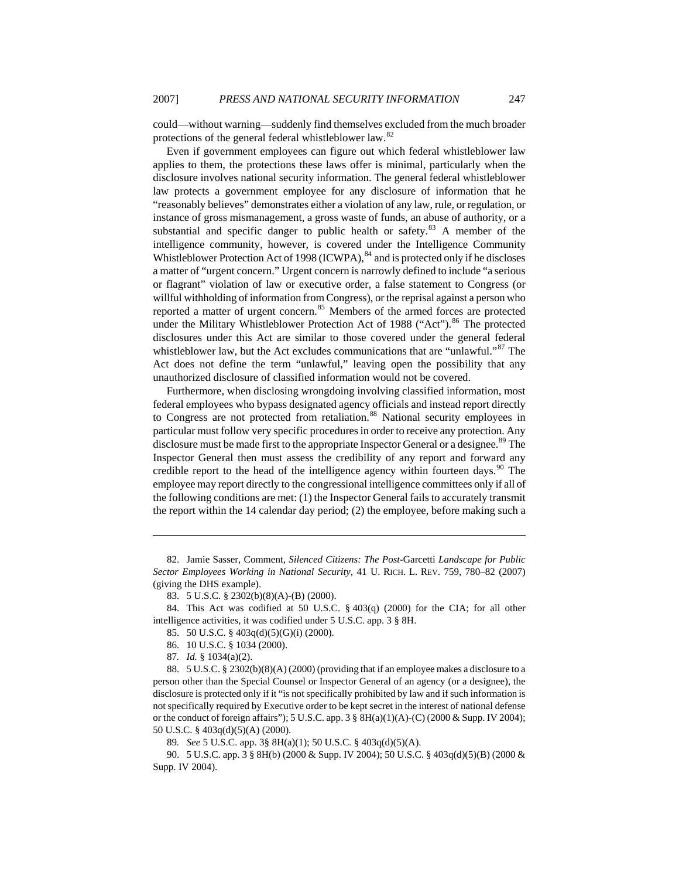could—without warning—suddenly find themselves excluded from the much broader protections of the general federal whistleblower law.[82]

Even if government employees can figure out which federal whistleblower law applies to them, the protections these laws offer is minimal, particularly when the disclosure involves national security information. The general federal whistleblower law protects a government employee for any disclosure of information that he "reasonably believes" demonstrates either a violation of any law, rule, or regulation, or instance of gross mismanagement, a gross waste of funds, an abuse of authority, or a substantial and specific danger to public health or safety.[83] A member of the intelligence community, however, is covered under the Intelligence Community Whistleblower Protection Act of 1998 (ICWPA),[84] and is protected only if he discloses a matter of "urgent concern." Urgent concern is narrowly defined to include "a serious or flagrant" violation of law or executive order, a false statement to Congress (or willful withholding of information from Congress), or the reprisal against a person who reported a matter of urgent concern.[85] Members of the armed forces are protected under the Military Whistleblower Protection Act of 1988 ("Act").[86] The protected disclosures under this Act are similar to those covered under the general federal whistleblower law, but the Act excludes communications that are "unlawful."[87] The Act does not define the term "unlawful," leaving open the possibility that any unauthorized disclosure of classified information would not be covered.

Furthermore, when disclosing wrongdoing involving classified information, most federal employees who bypass designated agency officials and instead report directly to Congress are not protected from retaliation.[88] National security employees in particular must follow very specific procedures in order to receive any protection. Any disclosure must be made first to the appropriate Inspector General or a designee.[89] The Inspector General then must assess the credibility of any report and forward any credible report to the head of the intelligence agency within fourteen days.[90] The employee may report directly to the congressional intelligence committees only if all of the following conditions are met: (1) the Inspector General fails to accurately transmit the report within the 14 calendar day period; (2) the employee, before making such a

---

82. Jamie Sasser, Comment, *Silenced Citizens: The Post-*Garcetti *Landscape for Public Sector Employees Working in National Security*, 41 U. RICH. L. REV. 759, 780–82 (2007) (giving the DHS example).

83. 5 U.S.C. § 2302(b)(8)(A)-(B) (2000).

84. This Act was codified at 50 U.S.C. § 403(q) (2000) for the CIA; for all other intelligence activities, it was codified under 5 U.S.C. app. 3 § 8H.

85. 50 U.S.C. § 403q(d)(5)(G)(i) (2000).

86. 10 U.S.C. § 1034 (2000).

87. *Id.* § 1034(a)(2).

88. 5 U.S.C. § 2302(b)(8)(A) (2000) (providing that if an employee makes a disclosure to a person other than the Special Counsel or Inspector General of an agency (or a designee), the disclosure is protected only if it "is not specifically prohibited by law and if such information is not specifically required by Executive order to be kept secret in the interest of national defense or the conduct of foreign affairs"); 5 U.S.C. app. 3 § 8H(a)(1)(A)-(C) (2000 & Supp. IV 2004); 50 U.S.C. § 403q(d)(5)(A) (2000).

89. *See* 5 U.S.C. app. 3§ 8H(a)(1); 50 U.S.C. § 403q(d)(5)(A).

90. 5 U.S.C. app. 3 § 8H(b) (2000 & Supp. IV 2004); 50 U.S.C. § 403q(d)(5)(B) (2000 & Supp. IV 2004).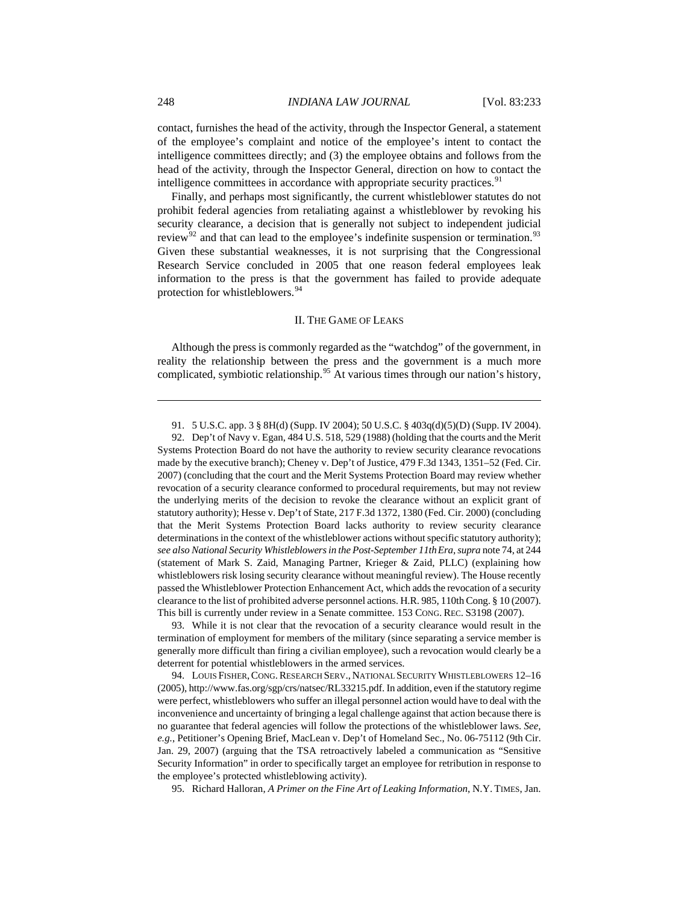contact, furnishes the head of the activity, through the Inspector General, a statement of the employee's complaint and notice of the employee's intent to contact the intelligence committees directly; and (3) the employee obtains and follows from the head of the activity, through the Inspector General, direction on how to contact the intelligence committees in accordance with appropriate security practices.[91]

Finally, and perhaps most significantly, the current whistleblower statutes do not prohibit federal agencies from retaliating against a whistleblower by revoking his security clearance, a decision that is generally not subject to independent judicial review[92] and that can lead to the employee's indefinite suspension or termination.[93] Given these substantial weaknesses, it is not surprising that the Congressional Research Service concluded in 2005 that one reason federal employees leak information to the press is that the government has failed to provide adequate protection for whistleblowers.[94]

## II. THE GAME OF LEAKS

Although the press is commonly regarded as the "watchdog" of the government, in reality the relationship between the press and the government is a much more complicated, symbiotic relationship.[95] At various times through our nation's history,

---

91. 5 U.S.C. app. 3 § 8H(d) (Supp. IV 2004); 50 U.S.C. § 403q(d)(5)(D) (Supp. IV 2004).

92. Dep't of Navy v. Egan, 484 U.S. 518, 529 (1988) (holding that the courts and the Merit Systems Protection Board do not have the authority to review security clearance revocations made by the executive branch); Cheney v. Dep't of Justice, 479 F.3d 1343, 1351–52 (Fed. Cir. 2007) (concluding that the court and the Merit Systems Protection Board may review whether revocation of a security clearance conformed to procedural requirements, but may not review the underlying merits of the decision to revoke the clearance without an explicit grant of statutory authority); Hesse v. Dep't of State, 217 F.3d 1372, 1380 (Fed. Cir. 2000) (concluding that the Merit Systems Protection Board lacks authority to review security clearance determinations in the context of the whistleblower actions without specific statutory authority); *see also National Security Whistleblowers in the Post-September 11th Era*, *supra* note 74, at 244 (statement of Mark S. Zaid, Managing Partner, Krieger & Zaid, PLLC) (explaining how whistleblowers risk losing security clearance without meaningful review). The House recently passed the Whistleblower Protection Enhancement Act, which adds the revocation of a security clearance to the list of prohibited adverse personnel actions. H.R. 985, 110th Cong. § 10 (2007). This bill is currently under review in a Senate committee. 153 CONG. REC. S3198 (2007).

93. While it is not clear that the revocation of a security clearance would result in the termination of employment for members of the military (since separating a service member is generally more difficult than firing a civilian employee), such a revocation would clearly be a deterrent for potential whistleblowers in the armed services.

94. LOUIS FISHER, CONG. RESEARCH SERV., NATIONAL SECURITY WHISTLEBLOWERS 12–16 (2005), http://www.fas.org/sgp/crs/natsec/RL33215.pdf. In addition, even if the statutory regime were perfect, whistleblowers who suffer an illegal personnel action would have to deal with the inconvenience and uncertainty of bringing a legal challenge against that action because there is no guarantee that federal agencies will follow the protections of the whistleblower laws. *See, e.g.*, Petitioner's Opening Brief, MacLean v. Dep't of Homeland Sec., No. 06-75112 (9th Cir. Jan. 29, 2007) (arguing that the TSA retroactively labeled a communication as "Sensitive Security Information" in order to specifically target an employee for retribution in response to the employee's protected whistleblowing activity).

95. Richard Halloran, *A Primer on the Fine Art of Leaking Information*, N.Y. TIMES, Jan.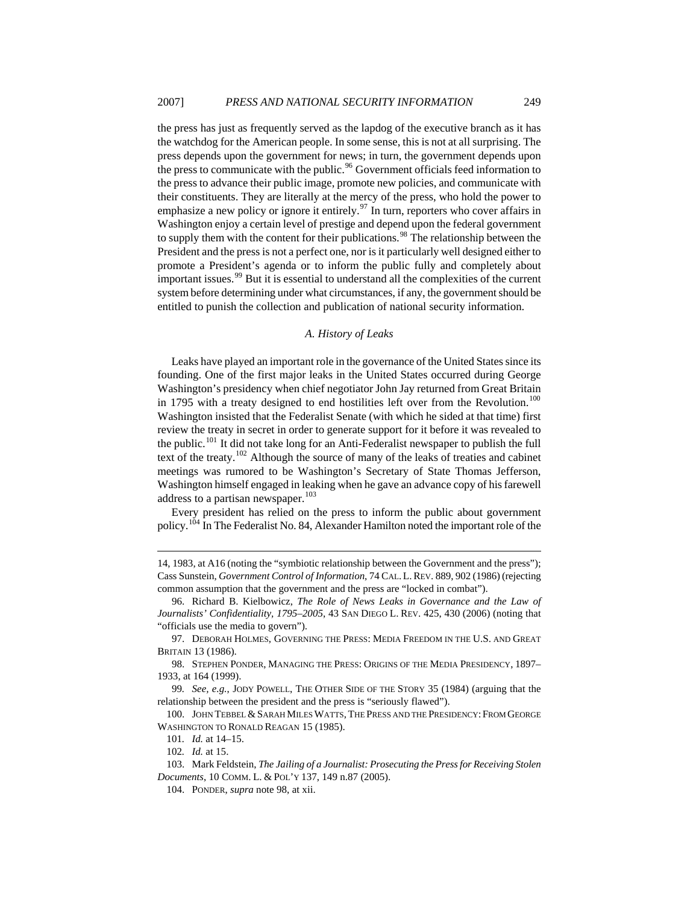the press has just as frequently served as the lapdog of the executive branch as it has the watchdog for the American people. In some sense, this is not at all surprising. The press depends upon the government for news; in turn, the government depends upon the press to communicate with the public.[96] Government officials feed information to the press to advance their public image, promote new policies, and communicate with their constituents. They are literally at the mercy of the press, who hold the power to emphasize a new policy or ignore it entirely.[97] In turn, reporters who cover affairs in Washington enjoy a certain level of prestige and depend upon the federal government to supply them with the content for their publications.[98] The relationship between the President and the press is not a perfect one, nor is it particularly well designed either to promote a President's agenda or to inform the public fully and completely about important issues.[99] But it is essential to understand all the complexities of the current system before determining under what circumstances, if any, the government should be entitled to punish the collection and publication of national security information.

### *A. History of Leaks*

Leaks have played an important role in the governance of the United States since its founding. One of the first major leaks in the United States occurred during George Washington's presidency when chief negotiator John Jay returned from Great Britain in 1795 with a treaty designed to end hostilities left over from the Revolution.[100] Washington insisted that the Federalist Senate (with which he sided at that time) first review the treaty in secret in order to generate support for it before it was revealed to the public.[101] It did not take long for an Anti-Federalist newspaper to publish the full text of the treaty.[102] Although the source of many of the leaks of treaties and cabinet meetings was rumored to be Washington's Secretary of State Thomas Jefferson, Washington himself engaged in leaking when he gave an advance copy of his farewell address to a partisan newspaper.[103]

Every president has relied on the press to inform the public about government policy.[104] In The Federalist No. 84, Alexander Hamilton noted the important role of the

---

14, 1983, at A16 (noting the "symbiotic relationship between the Government and the press"); Cass Sunstein, *Government Control of Information*, 74 CAL. L. REV. 889, 902 (1986) (rejecting common assumption that the government and the press are "locked in combat").

96. Richard B. Kielbowicz, *The Role of News Leaks in Governance and the Law of Journalists' Confidentiality, 1795–2005*, 43 SAN DIEGO L. REV. 425, 430 (2006) (noting that "officials use the media to govern").

97. DEBORAH HOLMES, GOVERNING THE PRESS: MEDIA FREEDOM IN THE U.S. AND GREAT BRITAIN 13 (1986).

98. STEPHEN PONDER, MANAGING THE PRESS: ORIGINS OF THE MEDIA PRESIDENCY, 1897–1933, at 164 (1999).

99. *See, e.g.*, JODY POWELL, THE OTHER SIDE OF THE STORY 35 (1984) (arguing that the relationship between the president and the press is "seriously flawed").

100. JOHN TEBBEL & SARAH MILES WATTS, THE PRESS AND THE PRESIDENCY: FROM GEORGE WASHINGTON TO RONALD REAGAN 15 (1985).

101. *Id.* at 14–15.

102. *Id.* at 15.

103. Mark Feldstein, *The Jailing of a Journalist: Prosecuting the Press for Receiving Stolen Documents*, 10 COMM. L. & POL'Y 137, 149 n.87 (2005).

104. PONDER, *supra* note 98, at xii.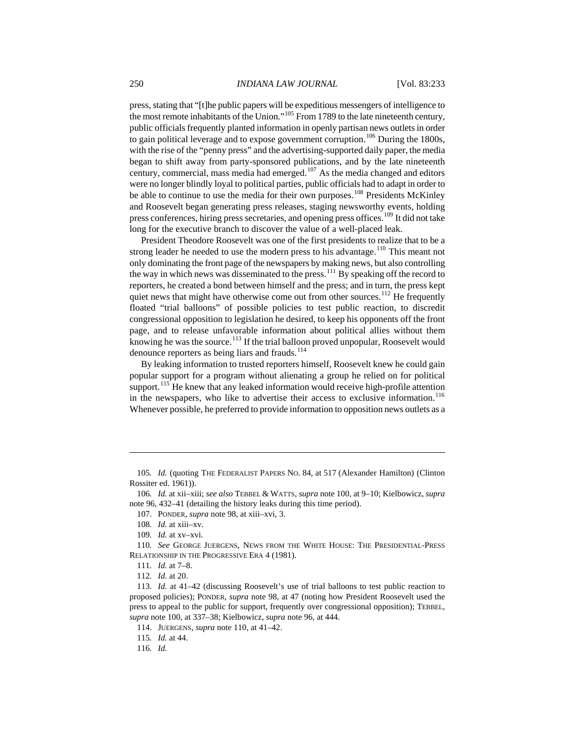press, stating that "[t]he public papers will be expeditious messengers of intelligence to the most remote inhabitants of the Union."[105] From 1789 to the late nineteenth century, public officials frequently planted information in openly partisan news outlets in order to gain political leverage and to expose government corruption.[106] During the 1800s, with the rise of the "penny press" and the advertising-supported daily paper, the media began to shift away from party-sponsored publications, and by the late nineteenth century, commercial, mass media had emerged.[107] As the media changed and editors were no longer blindly loyal to political parties, public officials had to adapt in order to be able to continue to use the media for their own purposes.[108] Presidents McKinley and Roosevelt began generating press releases, staging newsworthy events, holding press conferences, hiring press secretaries, and opening press offices.[109] It did not take long for the executive branch to discover the value of a well-placed leak.

President Theodore Roosevelt was one of the first presidents to realize that to be a strong leader he needed to use the modern press to his advantage.[110] This meant not only dominating the front page of the newspapers by making news, but also controlling the way in which news was disseminated to the press.[111] By speaking off the record to reporters, he created a bond between himself and the press; and in turn, the press kept quiet news that might have otherwise come out from other sources.[112] He frequently floated "trial balloons" of possible policies to test public reaction, to discredit congressional opposition to legislation he desired, to keep his opponents off the front page, and to release unfavorable information about political allies without them knowing he was the source.[113] If the trial balloon proved unpopular, Roosevelt would denounce reporters as being liars and frauds.[114]

By leaking information to trusted reporters himself, Roosevelt knew he could gain popular support for a program without alienating a group he relied on for political support.[115] He knew that any leaked information would receive high-profile attention in the newspapers, who like to advertise their access to exclusive information.[116] Whenever possible, he preferred to provide information to opposition news outlets as a

---

105. *Id.* (quoting THE FEDERALIST PAPERS NO. 84, at 517 (Alexander Hamilton) (Clinton Rossiter ed. 1961)).

106. *Id.* at xii–xiii; *see also* TEBBEL & WATTS, *supra* note 100, at 9–10; Kielbowicz, *supra* note 96, 432–41 (detailing the history leaks during this time period).

107. PONDER, *supra* note 98, at xiii–xvi, 3.

108. *Id.* at xiii–xv.

109. *Id.* at xv–xvi.

110. *See* GEORGE JUERGENS, NEWS FROM THE WHITE HOUSE: THE PRESIDENTIAL-PRESS RELATIONSHIP IN THE PROGRESSIVE ERA 4 (1981).

111. *Id.* at 7–8.

112. *Id.* at 20.

113. *Id.* at 41–42 (discussing Roosevelt's use of trial balloons to test public reaction to proposed policies); PONDER, *supra* note 98, at 47 (noting how President Roosevelt used the press to appeal to the public for support, frequently over congressional opposition); TEBBEL, *supra* note 100, at 337–38; Kielbowicz, *supra* note 96, at 444.

114. JUERGENS, *supra* note 110, at 41–42.

115. *Id.* at 44.

116. *Id.*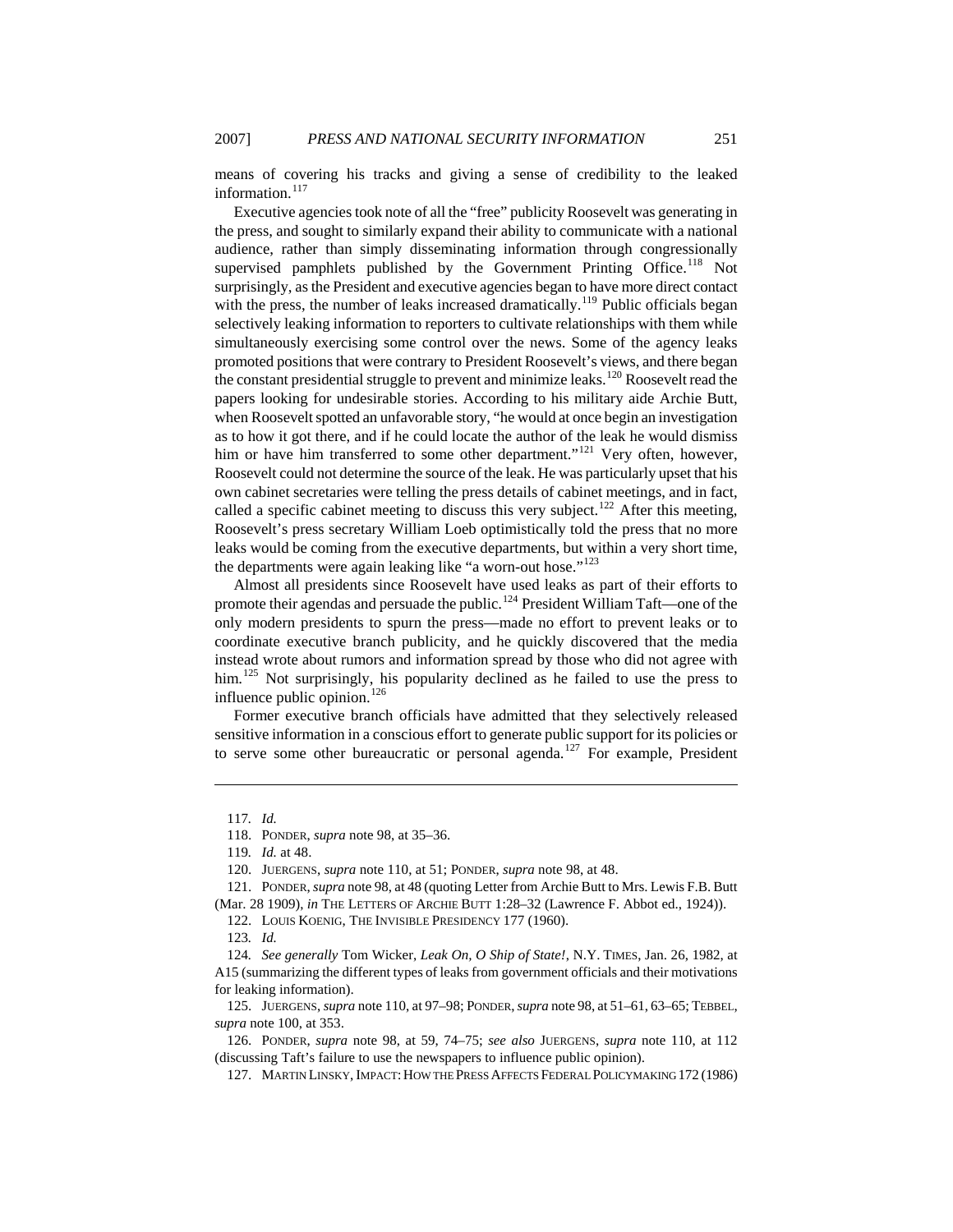means of covering his tracks and giving a sense of credibility to the leaked information.[117]

Executive agencies took note of all the "free" publicity Roosevelt was generating in the press, and sought to similarly expand their ability to communicate with a national audience, rather than simply disseminating information through congressionally supervised pamphlets published by the Government Printing Office.[118] Not surprisingly, as the President and executive agencies began to have more direct contact with the press, the number of leaks increased dramatically.[119] Public officials began selectively leaking information to reporters to cultivate relationships with them while simultaneously exercising some control over the news. Some of the agency leaks promoted positions that were contrary to President Roosevelt's views, and there began the constant presidential struggle to prevent and minimize leaks.[120] Roosevelt read the papers looking for undesirable stories. According to his military aide Archie Butt, when Roosevelt spotted an unfavorable story, "he would at once begin an investigation as to how it got there, and if he could locate the author of the leak he would dismiss him or have him transferred to some other department."[121] Very often, however, Roosevelt could not determine the source of the leak. He was particularly upset that his own cabinet secretaries were telling the press details of cabinet meetings, and in fact, called a specific cabinet meeting to discuss this very subject.[122] After this meeting, Roosevelt's press secretary William Loeb optimistically told the press that no more leaks would be coming from the executive departments, but within a very short time, the departments were again leaking like "a worn-out hose."[123]

Almost all presidents since Roosevelt have used leaks as part of their efforts to promote their agendas and persuade the public.[124] President William Taft—one of the only modern presidents to spurn the press—made no effort to prevent leaks or to coordinate executive branch publicity, and he quickly discovered that the media instead wrote about rumors and information spread by those who did not agree with him.[125] Not surprisingly, his popularity declined as he failed to use the press to influence public opinion.[126]

Former executive branch officials have admitted that they selectively released sensitive information in a conscious effort to generate public support for its policies or to serve some other bureaucratic or personal agenda.[127] For example, President

---

117. *Id.*

118. PONDER, *supra* note 98, at 35–36.

119. *Id.* at 48.

120. JUERGENS, *supra* note 110, at 51; PONDER, *supra* note 98, at 48.

121. PONDER, *supra* note 98, at 48 (quoting Letter from Archie Butt to Mrs. Lewis F.B. Butt (Mar. 28 1909), *in* THE LETTERS OF ARCHIE BUTT 1:28–32 (Lawrence F. Abbot ed., 1924)).

122. LOUIS KOENIG, THE INVISIBLE PRESIDENCY 177 (1960).

123. *Id.*

124. *See generally* Tom Wicker, *Leak On, O Ship of State!*, N.Y. TIMES, Jan. 26, 1982, at A15 (summarizing the different types of leaks from government officials and their motivations for leaking information).

125. JUERGENS, *supra* note 110, at 97–98; PONDER, *supra* note 98, at 51–61, 63–65; TEBBEL, *supra* note 100, at 353.

126. PONDER, *supra* note 98, at 59, 74–75; *see also* JUERGENS, *supra* note 110, at 112 (discussing Taft's failure to use the newspapers to influence public opinion).

127. MARTIN LINSKY, IMPACT: HOW THE PRESS AFFECTS FEDERAL POLICYMAKING 172 (1986)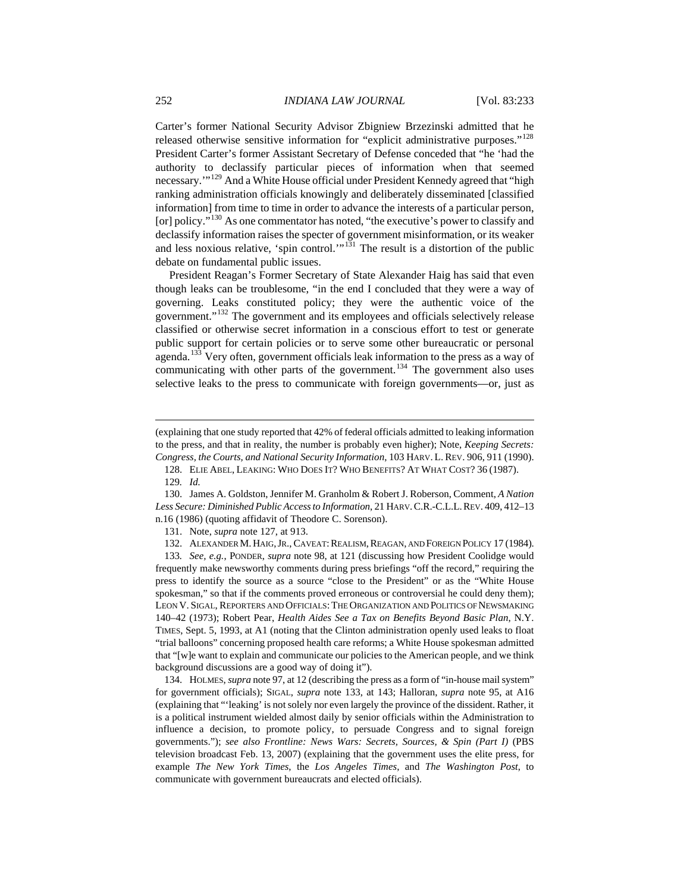Carter's former National Security Advisor Zbigniew Brzezinski admitted that he released otherwise sensitive information for "explicit administrative purposes."[128] President Carter's former Assistant Secretary of Defense conceded that "he 'had the authority to declassify particular pieces of information when that seemed necessary.'"[129] And a White House official under President Kennedy agreed that "high ranking administration officials knowingly and deliberately disseminated [classified information] from time to time in order to advance the interests of a particular person, [or] policy."[130] As one commentator has noted, "the executive's power to classify and declassify information raises the specter of government misinformation, or its weaker and less noxious relative, 'spin control.'"[131] The result is a distortion of the public debate on fundamental public issues.

President Reagan's Former Secretary of State Alexander Haig has said that even though leaks can be troublesome, "in the end I concluded that they were a way of governing. Leaks constituted policy; they were the authentic voice of the government."[132] The government and its employees and officials selectively release classified or otherwise secret information in a conscious effort to test or generate public support for certain policies or to serve some other bureaucratic or personal agenda.[133] Very often, government officials leak information to the press as a way of communicating with other parts of the government.[134] The government also uses selective leaks to the press to communicate with foreign governments—or, just as

---

(explaining that one study reported that 42% of federal officials admitted to leaking information to the press, and that in reality, the number is probably even higher); Note, *Keeping Secrets: Congress, the Courts, and National Security Information*, 103 HARV. L. REV. 906, 911 (1990).

128. ELIE ABEL, LEAKING: WHO DOES IT? WHO BENEFITS? AT WHAT COST? 36 (1987).

129. *Id.*

130. James A. Goldston, Jennifer M. Granholm & Robert J. Roberson, Comment, *A Nation Less Secure: Diminished Public Access to Information*, 21 HARV. C.R.-C.L.L. REV. 409, 412–13 n.16 (1986) (quoting affidavit of Theodore C. Sorenson).

131. Note, *supra* note 127, at 913.

132. ALEXANDER M. HAIG, JR., CAVEAT: REALISM, REAGAN, AND FOREIGN POLICY 17 (1984).

133. *See, e.g.*, PONDER, *supra* note 98, at 121 (discussing how President Coolidge would frequently make newsworthy comments during press briefings "off the record," requiring the press to identify the source as a source "close to the President" or as the "White House spokesman," so that if the comments proved erroneous or controversial he could deny them); LEON V. SIGAL, REPORTERS AND OFFICIALS: THE ORGANIZATION AND POLITICS OF NEWSMAKING 140–42 (1973); Robert Pear, *Health Aides See a Tax on Benefits Beyond Basic Plan*, N.Y. TIMES, Sept. 5, 1993, at A1 (noting that the Clinton administration openly used leaks to float "trial balloons" concerning proposed health care reforms; a White House spokesman admitted that "[w]e want to explain and communicate our policies to the American people, and we think background discussions are a good way of doing it").

134. HOLMES, *supra* note 97, at 12 (describing the press as a form of "in-house mail system" for government officials); SIGAL, *supra* note 133, at 143; Halloran, *supra* note 95, at A16 (explaining that "'leaking' is not solely nor even largely the province of the dissident. Rather, it is a political instrument wielded almost daily by senior officials within the Administration to influence a decision, to promote policy, to persuade Congress and to signal foreign governments."); *see also Frontline: News Wars: Secrets, Sources, & Spin (Part I)* (PBS television broadcast Feb. 13, 2007) (explaining that the government uses the elite press, for example *The New York Times*, the *Los Angeles Times*, and *The Washington Post*, to communicate with government bureaucrats and elected officials).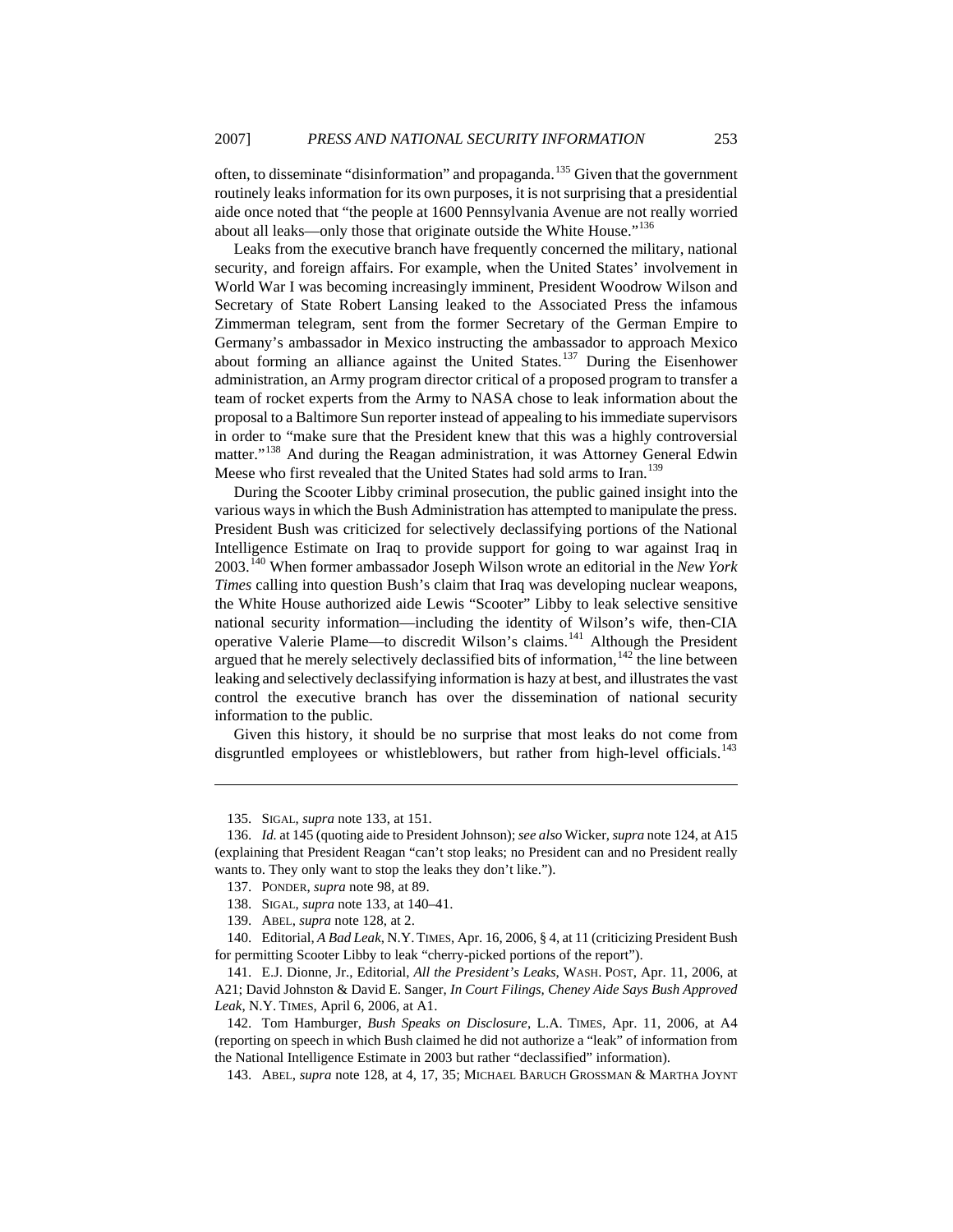often, to disseminate "disinformation" and propaganda.[135] Given that the government routinely leaks information for its own purposes, it is not surprising that a presidential aide once noted that "the people at 1600 Pennsylvania Avenue are not really worried about all leaks—only those that originate outside the White House."[136]

Leaks from the executive branch have frequently concerned the military, national security, and foreign affairs. For example, when the United States' involvement in World War I was becoming increasingly imminent, President Woodrow Wilson and Secretary of State Robert Lansing leaked to the Associated Press the infamous Zimmerman telegram, sent from the former Secretary of the German Empire to Germany's ambassador in Mexico instructing the ambassador to approach Mexico about forming an alliance against the United States.[137] During the Eisenhower administration, an Army program director critical of a proposed program to transfer a team of rocket experts from the Army to NASA chose to leak information about the proposal to a Baltimore Sun reporter instead of appealing to his immediate supervisors in order to "make sure that the President knew that this was a highly controversial matter."[138] And during the Reagan administration, it was Attorney General Edwin Meese who first revealed that the United States had sold arms to Iran.[139]

During the Scooter Libby criminal prosecution, the public gained insight into the various ways in which the Bush Administration has attempted to manipulate the press. President Bush was criticized for selectively declassifying portions of the National Intelligence Estimate on Iraq to provide support for going to war against Iraq in 2003.[140] When former ambassador Joseph Wilson wrote an editorial in the *New York Times* calling into question Bush's claim that Iraq was developing nuclear weapons, the White House authorized aide Lewis "Scooter" Libby to leak selective sensitive national security information—including the identity of Wilson's wife, then-CIA operative Valerie Plame—to discredit Wilson's claims.[141] Although the President argued that he merely selectively declassified bits of information,[142] the line between leaking and selectively declassifying information is hazy at best, and illustrates the vast control the executive branch has over the dissemination of national security information to the public.

Given this history, it should be no surprise that most leaks do not come from disgruntled employees or whistleblowers, but rather from high-level officials.[143]

---

135. SIGAL, *supra* note 133, at 151.

136. *Id.* at 145 (quoting aide to President Johnson); *see also* Wicker, *supra* note 124, at A15 (explaining that President Reagan "can't stop leaks; no President can and no President really wants to. They only want to stop the leaks they don't like.").

137. PONDER, *supra* note 98, at 89.

138. SIGAL, *supra* note 133, at 140–41.

139. ABEL, *supra* note 128, at 2.

140. Editorial, *A Bad Leak*, N.Y. TIMES, Apr. 16, 2006, § 4, at 11 (criticizing President Bush for permitting Scooter Libby to leak "cherry-picked portions of the report").

141. E.J. Dionne, Jr., Editorial, *All the President's Leaks*, WASH. POST, Apr. 11, 2006, at A21; David Johnston & David E. Sanger, *In Court Filings, Cheney Aide Says Bush Approved Leak*, N.Y. TIMES, April 6, 2006, at A1.

142. Tom Hamburger, *Bush Speaks on Disclosure*, L.A. TIMES, Apr. 11, 2006, at A4 (reporting on speech in which Bush claimed he did not authorize a "leak" of information from the National Intelligence Estimate in 2003 but rather "declassified" information).

143. ABEL, *supra* note 128, at 4, 17, 35; MICHAEL BARUCH GROSSMAN & MARTHA JOYNT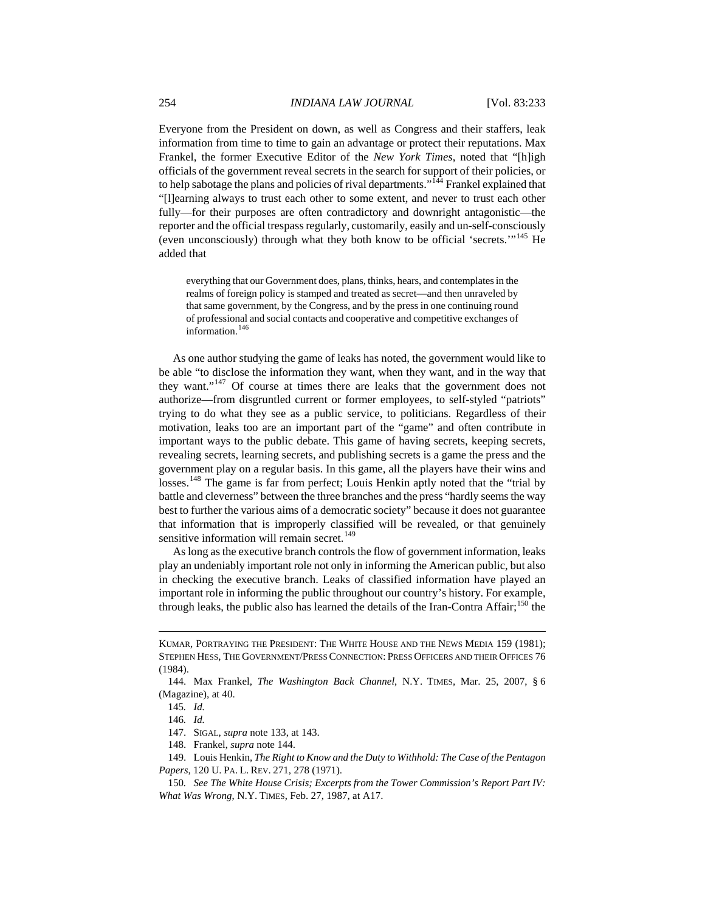Everyone from the President on down, as well as Congress and their staffers, leak information from time to time to gain an advantage or protect their reputations. Max Frankel, the former Executive Editor of the *New York Times*, noted that "[h]igh officials of the government reveal secrets in the search for support of their policies, or to help sabotage the plans and policies of rival departments."[144] Frankel explained that "[l]earning always to trust each other to some extent, and never to trust each other fully—for their purposes are often contradictory and downright antagonistic—the reporter and the official trespass regularly, customarily, easily and un-self-consciously (even unconsciously) through what they both know to be official 'secrets.'"[145] He added that

> everything that our Government does, plans, thinks, hears, and contemplates in the realms of foreign policy is stamped and treated as secret—and then unraveled by that same government, by the Congress, and by the press in one continuing round of professional and social contacts and cooperative and competitive exchanges of information.[146]

As one author studying the game of leaks has noted, the government would like to be able "to disclose the information they want, when they want, and in the way that they want."[147] Of course at times there are leaks that the government does not authorize—from disgruntled current or former employees, to self-styled "patriots" trying to do what they see as a public service, to politicians. Regardless of their motivation, leaks too are an important part of the "game" and often contribute in important ways to the public debate. This game of having secrets, keeping secrets, revealing secrets, learning secrets, and publishing secrets is a game the press and the government play on a regular basis. In this game, all the players have their wins and losses.[148] The game is far from perfect; Louis Henkin aptly noted that the "trial by battle and cleverness" between the three branches and the press "hardly seems the way best to further the various aims of a democratic society" because it does not guarantee that information that is improperly classified will be revealed, or that genuinely sensitive information will remain secret.[149]

As long as the executive branch controls the flow of government information, leaks play an undeniably important role not only in informing the American public, but also in checking the executive branch. Leaks of classified information have played an important role in informing the public throughout our country's history. For example, through leaks, the public also has learned the details of the Iran-Contra Affair;[150] the

---

KUMAR, PORTRAYING THE PRESIDENT: THE WHITE HOUSE AND THE NEWS MEDIA 159 (1981); STEPHEN HESS, THE GOVERNMENT/PRESS CONNECTION: PRESS OFFICERS AND THEIR OFFICES 76 (1984).

144. Max Frankel, *The Washington Back Channel*, N.Y. TIMES, Mar. 25, 2007, § 6 (Magazine), at 40.

145. *Id.*

146. *Id.*

147. SIGAL, *supra* note 133, at 143.

148. Frankel, *supra* note 144.

149. Louis Henkin, *The Right to Know and the Duty to Withhold: The Case of the Pentagon Papers*, 120 U. PA. L. REV. 271, 278 (1971).

150. *See The White House Crisis; Excerpts from the Tower Commission's Report Part IV: What Was Wrong*, N.Y. TIMES, Feb. 27, 1987, at A17.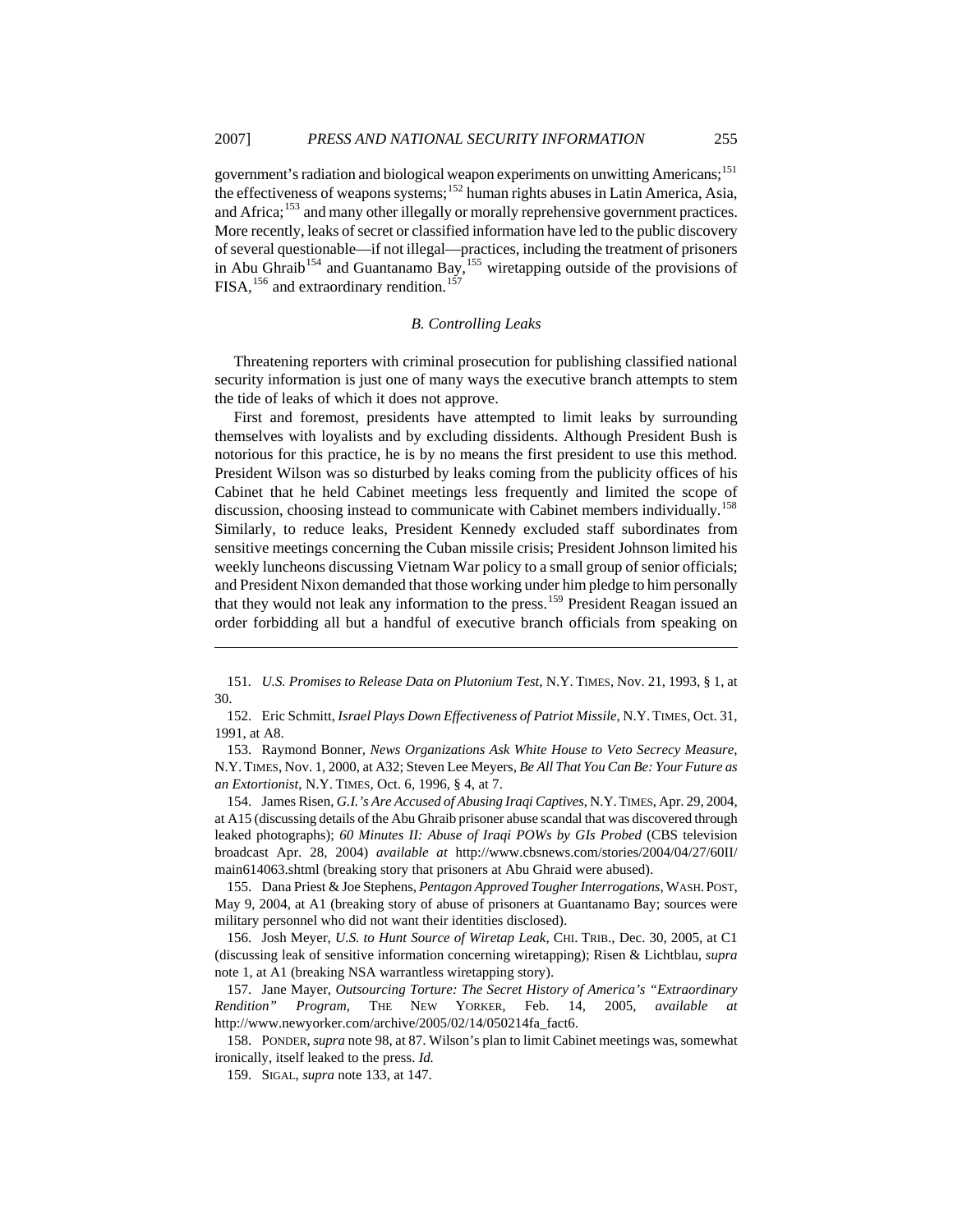government's radiation and biological weapon experiments on unwitting Americans;[151] the effectiveness of weapons systems;[152] human rights abuses in Latin America, Asia, and Africa;[153] and many other illegally or morally reprehensible government practices. More recently, leaks of secret or classified information have led to the public discovery of several questionable—if not illegal—practices, including the treatment of prisoners in Abu Ghraib[154] and Guantanamo Bay,[155] wiretapping outside of the provisions of FISA,[156] and extraordinary rendition.[157]

### *B. Controlling Leaks*

Threatening reporters with criminal prosecution for publishing classified national security information is just one of many ways the executive branch attempts to stem the tide of leaks of which it does not approve.

First and foremost, presidents have attempted to limit leaks by surrounding themselves with loyalists and by excluding dissidents. Although President Bush is notorious for this practice, he is by no means the first president to use this method. President Wilson was so disturbed by leaks coming from the publicity offices of his Cabinet that he held Cabinet meetings less frequently and limited the scope of discussion, choosing instead to communicate with Cabinet members individually.[158] Similarly, to reduce leaks, President Kennedy excluded staff subordinates from sensitive meetings concerning the Cuban missile crisis; President Johnson limited his weekly luncheons discussing Vietnam War policy to a small group of senior officials; and President Nixon demanded that those working under him pledge to him personally that they would not leak any information to the press.[159] President Reagan issued an order forbidding all but a handful of executive branch officials from speaking on

---

151. *U.S. Promises to Release Data on Plutonium Test*, N.Y. TIMES, Nov. 21, 1993, § 1, at 30.

152. Eric Schmitt, *Israel Plays Down Effectiveness of Patriot Missile*, N.Y. TIMES, Oct. 31, 1991, at A8.

153. Raymond Bonner, *News Organizations Ask White House to Veto Secrecy Measure*, N.Y. TIMES, Nov. 1, 2000, at A32; Steven Lee Meyers, *Be All That You Can Be: Your Future as an Extortionist*, N.Y. TIMES, Oct. 6, 1996, § 4, at 7.

154. James Risen, *G.I.'s Are Accused of Abusing Iraqi Captives*, N.Y. TIMES, Apr. 29, 2004, at A15 (discussing details of the Abu Ghraib prisoner abuse scandal that was discovered through leaked photographs); *60 Minutes II: Abuse of Iraqi POWs by GIs Probed* (CBS television broadcast Apr. 28, 2004) *available at* http://www.cbsnews.com/stories/2004/04/27/60II/main614063.shtml (breaking story that prisoners at Abu Ghraid were abused).

155. Dana Priest & Joe Stephens, *Pentagon Approved Tougher Interrogations*, WASH. POST, May 9, 2004, at A1 (breaking story of abuse of prisoners at Guantanamo Bay; sources were military personnel who did not want their identities disclosed).

156. Josh Meyer, *U.S. to Hunt Source of Wiretap Leak*, CHI. TRIB., Dec. 30, 2005, at C1 (discussing leak of sensitive information concerning wiretapping); Risen & Lichtblau, *supra* note 1, at A1 (breaking NSA warrantless wiretapping story).

157. Jane Mayer, *Outsourcing Torture: The Secret History of America's "Extraordinary Rendition" Program*, THE NEW YORKER, Feb. 14, 2005, *available at* http://www.newyorker.com/archive/2005/02/14/050214fa_fact6.

158. PONDER, *supra* note 98, at 87. Wilson's plan to limit Cabinet meetings was, somewhat ironically, itself leaked to the press. *Id.*

159. SIGAL, *supra* note 133, at 147.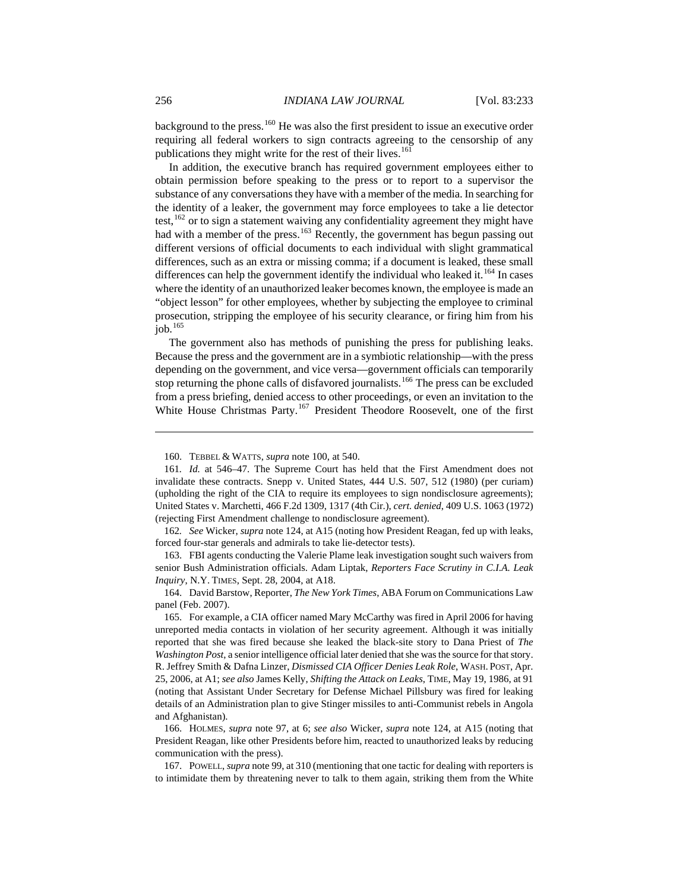background to the press.[160] He was also the first president to issue an executive order requiring all federal workers to sign contracts agreeing to the censorship of any publications they might write for the rest of their lives.[161]

In addition, the executive branch has required government employees either to obtain permission before speaking to the press or to report to a supervisor the substance of any conversations they have with a member of the media. In searching for the identity of a leaker, the government may force employees to take a lie detector test,[162] or to sign a statement waiving any confidentiality agreement they might have had with a member of the press.[163] Recently, the government has begun passing out different versions of official documents to each individual with slight grammatical differences, such as an extra or missing comma; if a document is leaked, these small differences can help the government identify the individual who leaked it.[164] In cases where the identity of an unauthorized leaker becomes known, the employee is made an "object lesson" for other employees, whether by subjecting the employee to criminal prosecution, stripping the employee of his security clearance, or firing him from his job.[165]

The government also has methods of punishing the press for publishing leaks. Because the press and the government are in a symbiotic relationship—with the press depending on the government, and vice versa—government officials can temporarily stop returning the phone calls of disfavored journalists.[166] The press can be excluded from a press briefing, denied access to other proceedings, or even an invitation to the White House Christmas Party.[167] President Theodore Roosevelt, one of the first

---

160. TEBBEL & WATTS, *supra* note 100, at 540.

161. *Id.* at 546–47. The Supreme Court has held that the First Amendment does not invalidate these contracts. Snepp v. United States, 444 U.S. 507, 512 (1980) (per curiam) (upholding the right of the CIA to require its employees to sign nondisclosure agreements); United States v. Marchetti, 466 F.2d 1309, 1317 (4th Cir.), *cert. denied*, 409 U.S. 1063 (1972) (rejecting First Amendment challenge to nondisclosure agreement).

162. *See* Wicker, *supra* note 124, at A15 (noting how President Reagan, fed up with leaks, forced four-star generals and admirals to take lie-detector tests).

163. FBI agents conducting the Valerie Plame leak investigation sought such waivers from senior Bush Administration officials. Adam Liptak, *Reporters Face Scrutiny in C.I.A. Leak Inquiry*, N.Y. TIMES, Sept. 28, 2004, at A18.

164. David Barstow, Reporter, *The New York Times*, ABA Forum on Communications Law panel (Feb. 2007).

165. For example, a CIA officer named Mary McCarthy was fired in April 2006 for having unreported media contacts in violation of her security agreement. Although it was initially reported that she was fired because she leaked the black-site story to Dana Priest of *The Washington Post*, a senior intelligence official later denied that she was the source for that story. R. Jeffrey Smith & Dafna Linzer, *Dismissed CIA Officer Denies Leak Role*, WASH. POST, Apr. 25, 2006, at A1; *see also* James Kelly, *Shifting the Attack on Leaks*, TIME, May 19, 1986, at 91 (noting that Assistant Under Secretary for Defense Michael Pillsbury was fired for leaking details of an Administration plan to give Stinger missiles to anti-Communist rebels in Angola and Afghanistan).

166. HOLMES, *supra* note 97, at 6; *see also* Wicker, *supra* note 124, at A15 (noting that President Reagan, like other Presidents before him, reacted to unauthorized leaks by reducing communication with the press).

167. POWELL, *supra* note 99, at 310 (mentioning that one tactic for dealing with reporters is to intimidate them by threatening never to talk to them again, striking them from the White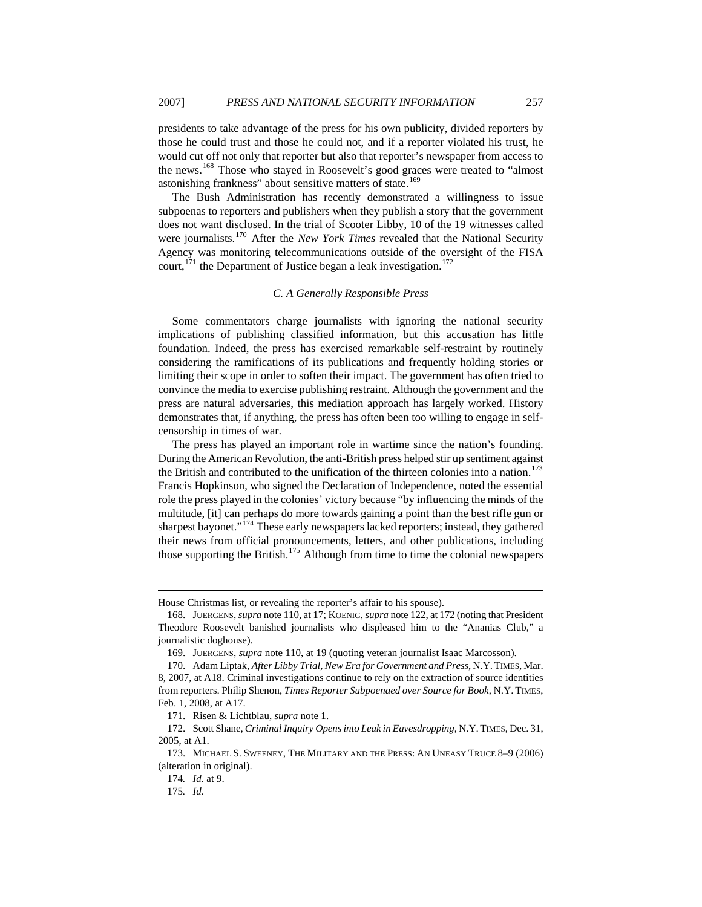presidents to take advantage of the press for his own publicity, divided reporters by those he could trust and those he could not, and if a reporter violated his trust, he would cut off not only that reporter but also that reporter's newspaper from access to the news.[168] Those who stayed in Roosevelt's good graces were treated to "almost astonishing frankness" about sensitive matters of state.[169]

The Bush Administration has recently demonstrated a willingness to issue subpoenas to reporters and publishers when they publish a story that the government does not want disclosed. In the trial of Scooter Libby, 10 of the 19 witnesses called were journalists.[170] After the *New York Times* revealed that the National Security Agency was monitoring telecommunications outside of the oversight of the FISA court,[171] the Department of Justice began a leak investigation.[172]

### *C. A Generally Responsible Press*

Some commentators charge journalists with ignoring the national security implications of publishing classified information, but this accusation has little foundation. Indeed, the press has exercised remarkable self-restraint by routinely considering the ramifications of its publications and frequently holding stories or limiting their scope in order to soften their impact. The government has often tried to convince the media to exercise publishing restraint. Although the government and the press are natural adversaries, this mediation approach has largely worked. History demonstrates that, if anything, the press has often been too willing to engage in self-censorship in times of war.

The press has played an important role in wartime since the nation's founding. During the American Revolution, the anti-British press helped stir up sentiment against the British and contributed to the unification of the thirteen colonies into a nation.[173] Francis Hopkinson, who signed the Declaration of Independence, noted the essential role the press played in the colonies' victory because "by influencing the minds of the multitude, [it] can perhaps do more towards gaining a point than the best rifle gun or sharpest bayonet."[174] These early newspapers lacked reporters; instead, they gathered their news from official pronouncements, letters, and other publications, including those supporting the British.[175] Although from time to time the colonial newspapers

---

House Christmas list, or revealing the reporter's affair to his spouse).

168. JUERGENS, *supra* note 110, at 17; KOENIG, *supra* note 122, at 172 (noting that President Theodore Roosevelt banished journalists who displeased him to the "Ananias Club," a journalistic doghouse).

169. JUERGENS, *supra* note 110, at 19 (quoting veteran journalist Isaac Marcosson).

170. Adam Liptak, *After Libby Trial, New Era for Government and Press*, N.Y. TIMES, Mar. 8, 2007, at A18. Criminal investigations continue to rely on the extraction of source identities from reporters. Philip Shenon, *Times Reporter Subpoenaed over Source for Book*, N.Y. TIMES, Feb. 1, 2008, at A17.

171. Risen & Lichtblau, *supra* note 1.

172. Scott Shane, *Criminal Inquiry Opens into Leak in Eavesdropping*, N.Y. TIMES, Dec. 31, 2005, at A1.

173. MICHAEL S. SWEENEY, THE MILITARY AND THE PRESS: AN UNEASY TRUCE 8–9 (2006) (alteration in original).

174. *Id.* at 9.

175. *Id.*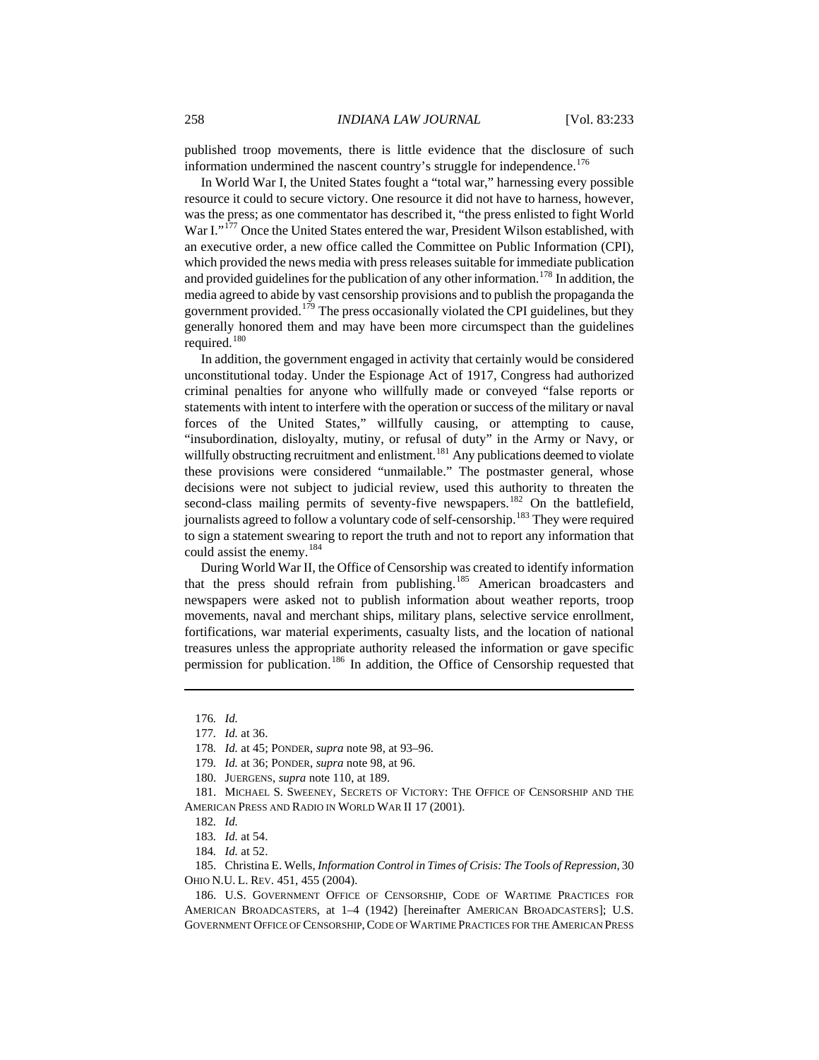published troop movements, there is little evidence that the disclosure of such information undermined the nascent country's struggle for independence.[176]

In World War I, the United States fought a "total war," harnessing every possible resource it could to secure victory. One resource it did not have to harness, however, was the press; as one commentator has described it, "the press enlisted to fight World War I."[177] Once the United States entered the war, President Wilson established, with an executive order, a new office called the Committee on Public Information (CPI), which provided the news media with press releases suitable for immediate publication and provided guidelines for the publication of any other information.[178] In addition, the media agreed to abide by vast censorship provisions and to publish the propaganda the government provided.[179] The press occasionally violated the CPI guidelines, but they generally honored them and may have been more circumspect than the guidelines required.[180]

In addition, the government engaged in activity that certainly would be considered unconstitutional today. Under the Espionage Act of 1917, Congress had authorized criminal penalties for anyone who willfully made or conveyed "false reports or statements with intent to interfere with the operation or success of the military or naval forces of the United States," willfully causing, or attempting to cause, "insubordination, disloyalty, mutiny, or refusal of duty" in the Army or Navy, or willfully obstructing recruitment and enlistment.[181] Any publications deemed to violate these provisions were considered "unmailable." The postmaster general, whose decisions were not subject to judicial review, used this authority to threaten the second-class mailing permits of seventy-five newspapers.[182] On the battlefield, journalists agreed to follow a voluntary code of self-censorship.[183] They were required to sign a statement swearing to report the truth and not to report any information that could assist the enemy.[184]

During World War II, the Office of Censorship was created to identify information that the press should refrain from publishing.[185] American broadcasters and newspapers were asked not to publish information about weather reports, troop movements, naval and merchant ships, military plans, selective service enrollment, fortifications, war material experiments, casualty lists, and the location of national treasures unless the appropriate authority released the information or gave specific permission for publication.[186] In addition, the Office of Censorship requested that

---

176. *Id.*

177. *Id.* at 36.

178. *Id.* at 45; PONDER, *supra* note 98, at 93–96.

179. *Id.* at 36; PONDER, *supra* note 98, at 96.

180. JUERGENS, *supra* note 110, at 189.

181. MICHAEL S. SWEENEY, SECRETS OF VICTORY: THE OFFICE OF CENSORSHIP AND THE AMERICAN PRESS AND RADIO IN WORLD WAR II 17 (2001).

182. *Id.*

183. *Id.* at 54.

184. *Id.* at 52.

185. Christina E. Wells, *Information Control in Times of Crisis: The Tools of Repression*, 30 OHIO N.U. L. REV. 451, 455 (2004).

186. U.S. GOVERNMENT OFFICE OF CENSORSHIP, CODE OF WARTIME PRACTICES FOR AMERICAN BROADCASTERS, at 1–4 (1942) [hereinafter AMERICAN BROADCASTERS]; U.S. GOVERNMENT OFFICE OF CENSORSHIP, CODE OF WARTIME PRACTICES FOR THE AMERICAN PRESS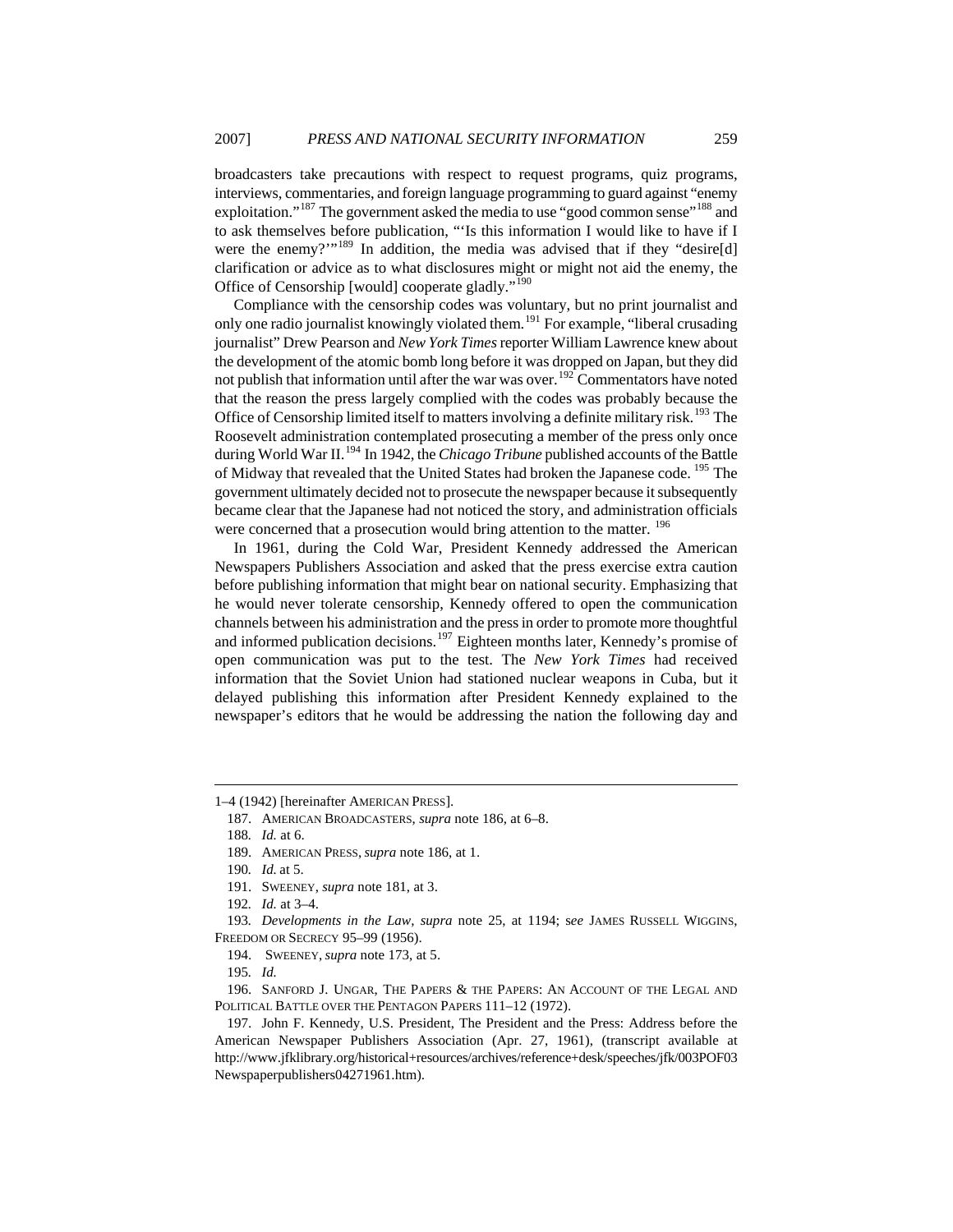broadcasters take precautions with respect to request programs, quiz programs, interviews, commentaries, and foreign language programming to guard against "enemy exploitation."[187] The government asked the media to use "good common sense"[188] and to ask themselves before publication, "'Is this information I would like to have if I were the enemy?'"[189] In addition, the media was advised that if they "desire[d] clarification or advice as to what disclosures might or might not aid the enemy, the Office of Censorship [would] cooperate gladly."[190]

Compliance with the censorship codes was voluntary, but no print journalist and only one radio journalist knowingly violated them.[191] For example, "liberal crusading journalist" Drew Pearson and *New York Times* reporter William Lawrence knew about the development of the atomic bomb long before it was dropped on Japan, but they did not publish that information until after the war was over.[192] Commentators have noted that the reason the press largely complied with the codes was probably because the Office of Censorship limited itself to matters involving a definite military risk.[193] The Roosevelt administration contemplated prosecuting a member of the press only once during World War II.[194] In 1942, the *Chicago Tribune* published accounts of the Battle of Midway that revealed that the United States had broken the Japanese code.[195] The government ultimately decided not to prosecute the newspaper because it subsequently became clear that the Japanese had not noticed the story, and administration officials were concerned that a prosecution would bring attention to the matter.[196]

In 1961, during the Cold War, President Kennedy addressed the American Newspapers Publishers Association and asked that the press exercise extra caution before publishing information that might bear on national security. Emphasizing that he would never tolerate censorship, Kennedy offered to open the communication channels between his administration and the press in order to promote more thoughtful and informed publication decisions.[197] Eighteen months later, Kennedy's promise of open communication was put to the test. The *New York Times* had received information that the Soviet Union had stationed nuclear weapons in Cuba, but it delayed publishing this information after President Kennedy explained to the newspaper's editors that he would be addressing the nation the following day and

---

1–4 (1942) [hereinafter AMERICAN PRESS].

187. AMERICAN BROADCASTERS, *supra* note 186, at 6–8.

188. *Id.* at 6.

189. AMERICAN PRESS, *supra* note 186, at 1.

190. *Id.* at 5.

191. SWEENEY, *supra* note 181, at 3.

192. *Id.* at 3–4.

193. *Developments in the Law*, *supra* note 25, at 1194; s*ee* JAMES RUSSELL WIGGINS, FREEDOM OR SECRECY 95–99 (1956).

194. SWEENEY, *supra* note 173, at 5.

195. *Id.*

196. SANFORD J. UNGAR, THE PAPERS & THE PAPERS: AN ACCOUNT OF THE LEGAL AND POLITICAL BATTLE OVER THE PENTAGON PAPERS 111–12 (1972).

197. John F. Kennedy, U.S. President, The President and the Press: Address before the American Newspaper Publishers Association (Apr. 27, 1961), (transcript available at http://www.jfklibrary.org/historical+resources/archives/reference+desk/speeches/jfk/003POF03Newspaperpublishers04271961.htm).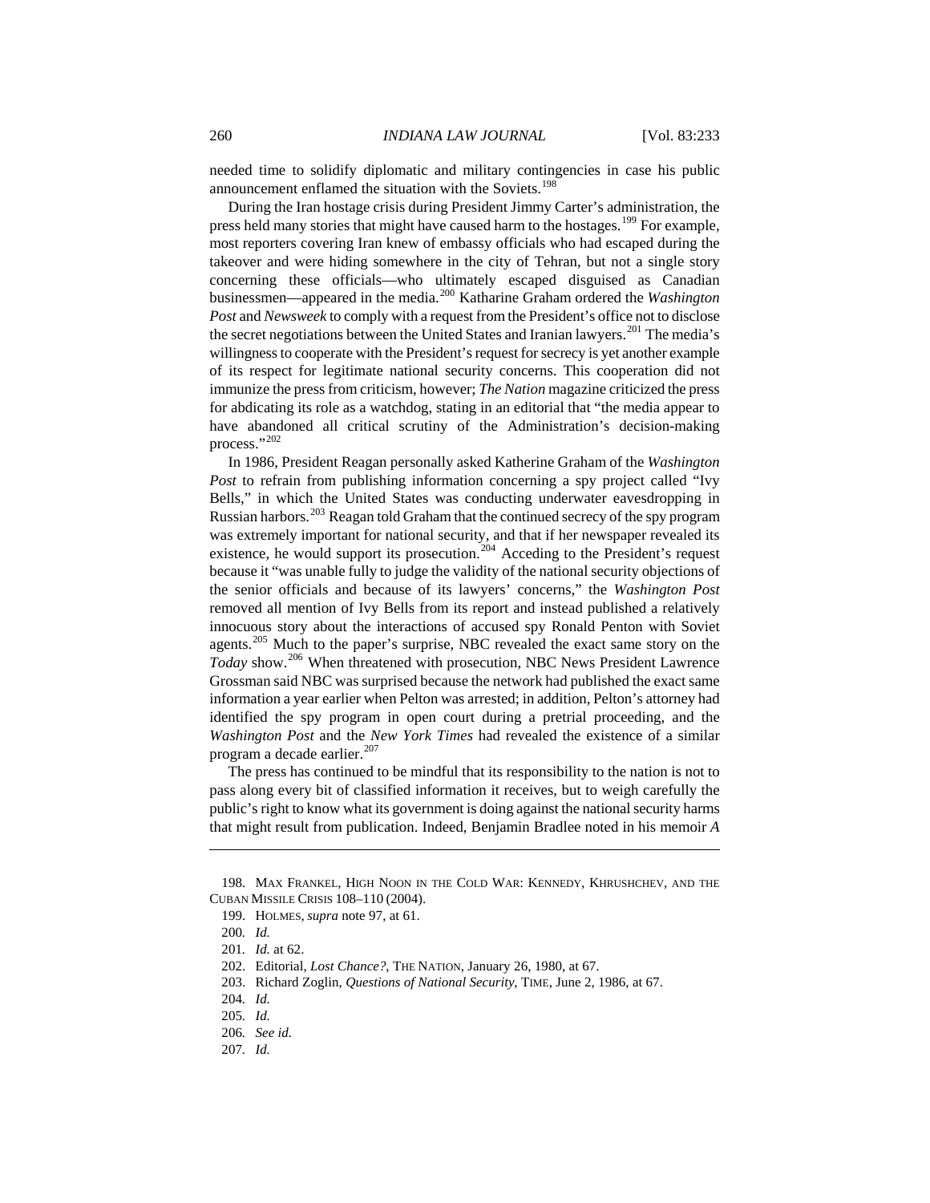needed time to solidify diplomatic and military contingencies in case his public announcement enflamed the situation with the Soviets.[198]

During the Iran hostage crisis during President Jimmy Carter's administration, the press held many stories that might have caused harm to the hostages.[199] For example, most reporters covering Iran knew of embassy officials who had escaped during the takeover and were hiding somewhere in the city of Tehran, but not a single story concerning these officials—who ultimately escaped disguised as Canadian businessmen—appeared in the media.[200] Katharine Graham ordered the *Washington Post* and *Newsweek* to comply with a request from the President's office not to disclose the secret negotiations between the United States and Iranian lawyers.[201] The media's willingness to cooperate with the President's request for secrecy is yet another example of its respect for legitimate national security concerns. This cooperation did not immunize the press from criticism, however; *The Nation* magazine criticized the press for abdicating its role as a watchdog, stating in an editorial that "the media appear to have abandoned all critical scrutiny of the Administration's decision-making process."[202]

In 1986, President Reagan personally asked Katherine Graham of the *Washington Post* to refrain from publishing information concerning a spy project called "Ivy Bells," in which the United States was conducting underwater eavesdropping in Russian harbors.[203] Reagan told Graham that the continued secrecy of the spy program was extremely important for national security, and that if her newspaper revealed its existence, he would support its prosecution.[204] Acceding to the President's request because it "was unable fully to judge the validity of the national security objections of the senior officials and because of its lawyers' concerns," the *Washington Post* removed all mention of Ivy Bells from its report and instead published a relatively innocuous story about the interactions of accused spy Ronald Penton with Soviet agents.[205] Much to the paper's surprise, NBC revealed the exact same story on the *Today* show.[206] When threatened with prosecution, NBC News President Lawrence Grossman said NBC was surprised because the network had published the exact same information a year earlier when Pelton was arrested; in addition, Pelton's attorney had identified the spy program in open court during a pretrial proceeding, and the *Washington Post* and the *New York Times* had revealed the existence of a similar program a decade earlier.[207]

The press has continued to be mindful that its responsibility to the nation is not to pass along every bit of classified information it receives, but to weigh carefully the public's right to know what its government is doing against the national security harms that might result from publication. Indeed, Benjamin Bradlee noted in his memoir *A*

---

198. MAX FRANKEL, HIGH NOON IN THE COLD WAR: KENNEDY, KHRUSHCHEV, AND THE CUBAN MISSILE CRISIS 108–110 (2004).

199. HOLMES, *supra* note 97, at 61.

200. *Id.*

201. *Id.* at 62.

202. Editorial, *Lost Chance?*, THE NATION, January 26, 1980, at 67.

203. Richard Zoglin, *Questions of National Security*, TIME, June 2, 1986, at 67.

204. *Id.*

205. *Id.*

206. *See id.*

207. *Id.*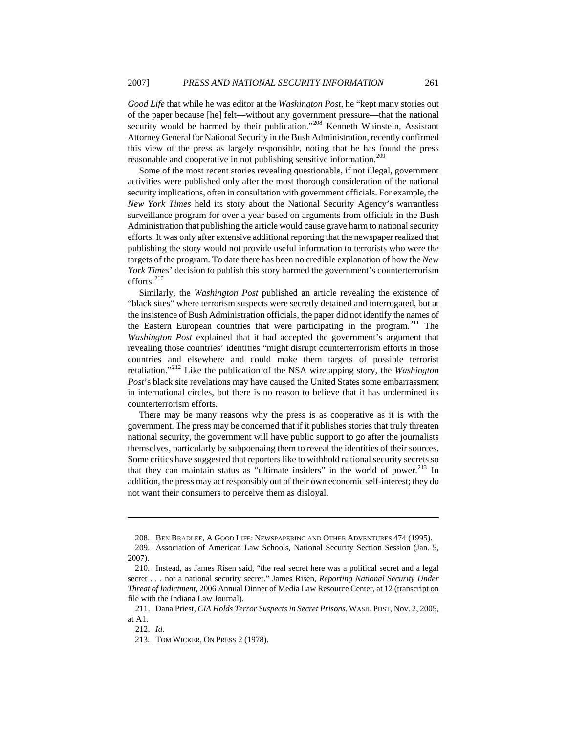*Good Life* that while he was editor at the *Washington Post*, he "kept many stories out of the paper because [he] felt—without any government pressure—that the national security would be harmed by their publication."[208] Kenneth Wainstein, Assistant Attorney General for National Security in the Bush Administration, recently confirmed this view of the press as largely responsible, noting that he has found the press reasonable and cooperative in not publishing sensitive information.[209]

Some of the most recent stories revealing questionable, if not illegal, government activities were published only after the most thorough consideration of the national security implications, often in consultation with government officials. For example, the *New York Times* held its story about the National Security Agency's warrantless surveillance program for over a year based on arguments from officials in the Bush Administration that publishing the article would cause grave harm to national security efforts. It was only after extensive additional reporting that the newspaper realized that publishing the story would not provide useful information to terrorists who were the targets of the program. To date there has been no credible explanation of how the *New York Times*' decision to publish this story harmed the government's counterterrorism efforts.[210]

Similarly, the *Washington Post* published an article revealing the existence of "black sites" where terrorism suspects were secretly detained and interrogated, but at the insistence of Bush Administration officials, the paper did not identify the names of the Eastern European countries that were participating in the program.[211] The *Washington Post* explained that it had accepted the government's argument that revealing those countries' identities "might disrupt counterterrorism efforts in those countries and elsewhere and could make them targets of possible terrorist retaliation."[212] Like the publication of the NSA wiretapping story, the *Washington Post*'s black site revelations may have caused the United States some embarrassment in international circles, but there is no reason to believe that it has undermined its counterterrorism efforts.

There may be many reasons why the press is as cooperative as it is with the government. The press may be concerned that if it publishes stories that truly threaten national security, the government will have public support to go after the journalists themselves, particularly by subpoenaing them to reveal the identities of their sources. Some critics have suggested that reporters like to withhold national security secrets so that they can maintain status as "ultimate insiders" in the world of power.[213] In addition, the press may act responsibly out of their own economic self-interest; they do not want their consumers to perceive them as disloyal.

---

208. BEN BRADLEE, A GOOD LIFE: NEWSPAPERING AND OTHER ADVENTURES 474 (1995).

209. Association of American Law Schools, National Security Section Session (Jan. 5, 2007).

210. Instead, as James Risen said, "the real secret here was a political secret and a legal secret . . . not a national security secret." James Risen, *Reporting National Security Under Threat of Indictment*, 2006 Annual Dinner of Media Law Resource Center, at 12 (transcript on file with the Indiana Law Journal).

211. Dana Priest, *CIA Holds Terror Suspects in Secret Prisons*, WASH. POST, Nov. 2, 2005, at A1.

212. *Id.*

213. TOM WICKER, ON PRESS 2 (1978).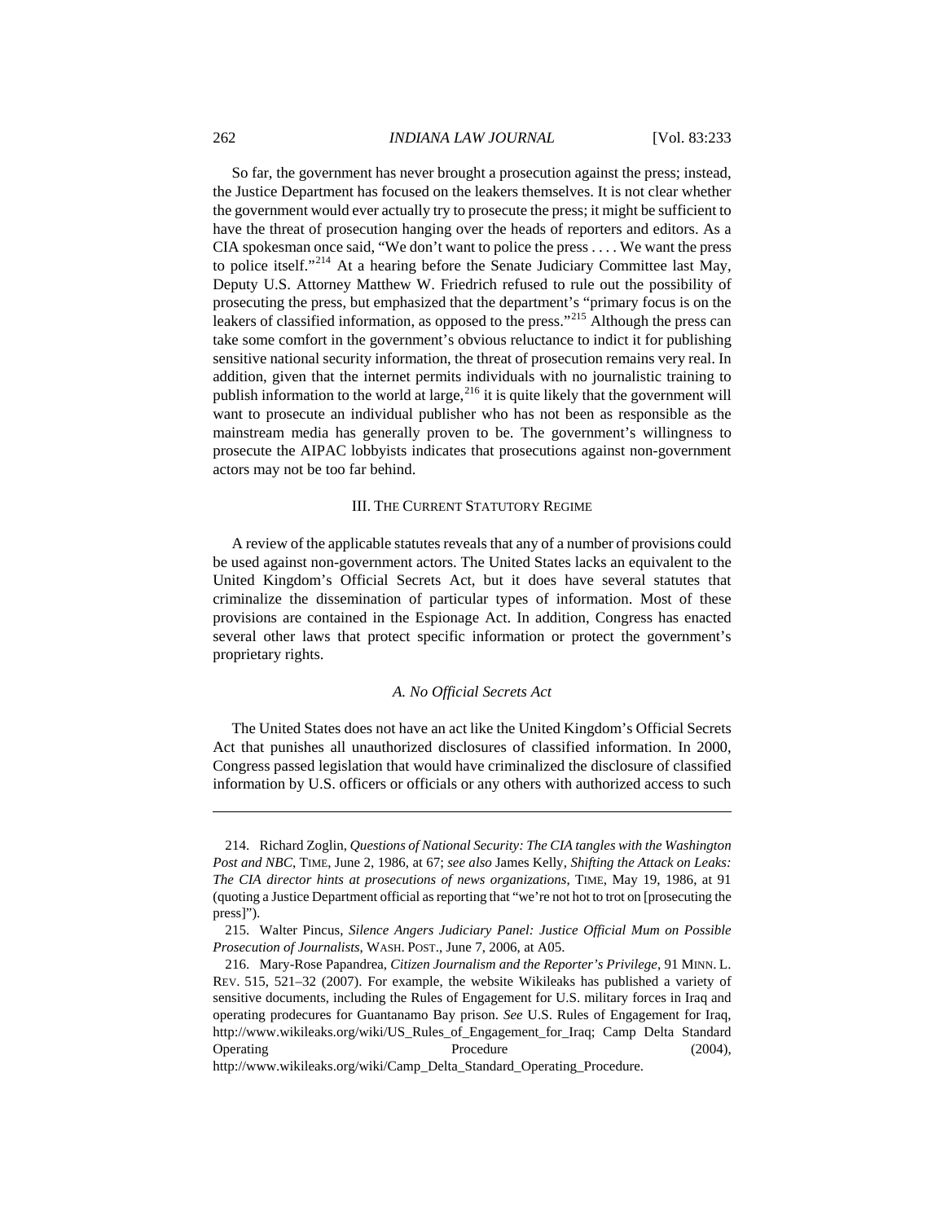So far, the government has never brought a prosecution against the press; instead, the Justice Department has focused on the leakers themselves. It is not clear whether the government would ever actually try to prosecute the press; it might be sufficient to have the threat of prosecution hanging over the heads of reporters and editors. As a CIA spokesman once said, "We don't want to police the press . . . . We want the press to police itself."[214] At a hearing before the Senate Judiciary Committee last May, Deputy U.S. Attorney Matthew W. Friedrich refused to rule out the possibility of prosecuting the press, but emphasized that the department's "primary focus is on the leakers of classified information, as opposed to the press."[215] Although the press can take some comfort in the government's obvious reluctance to indict it for publishing sensitive national security information, the threat of prosecution remains very real. In addition, given that the internet permits individuals with no journalistic training to publish information to the world at large,[216] it is quite likely that the government will want to prosecute an individual publisher who has not been as responsible as the mainstream media has generally proven to be. The government's willingness to prosecute the AIPAC lobbyists indicates that prosecutions against non-government actors may not be too far behind.

## III. The Current Statutory Regime

A review of the applicable statutes reveals that any of a number of provisions could be used against non-government actors. The United States lacks an equivalent to the United Kingdom's Official Secrets Act, but it does have several statutes that criminalize the dissemination of particular types of information. Most of these provisions are contained in the Espionage Act. In addition, Congress has enacted several other laws that protect specific information or protect the government's proprietary rights.

### *A. No Official Secrets Act*

The United States does not have an act like the United Kingdom's Official Secrets Act that punishes all unauthorized disclosures of classified information. In 2000, Congress passed legislation that would have criminalized the disclosure of classified information by U.S. officers or officials or any others with authorized access to such

---

214. Richard Zoglin, *Questions of National Security: The CIA tangles with the Washington Post and NBC*, Time, June 2, 1986, at 67; *see also* James Kelly, *Shifting the Attack on Leaks: The CIA director hints at prosecutions of news organizations*, Time, May 19, 1986, at 91 (quoting a Justice Department official as reporting that "we're not hot to trot on [prosecuting the press]").

215. Walter Pincus, *Silence Angers Judiciary Panel: Justice Official Mum on Possible Prosecution of Journalists*, Wash. Post., June 7, 2006, at A05.

216. Mary-Rose Papandrea, *Citizen Journalism and the Reporter's Privilege*, 91 Minn. L. Rev. 515, 521–32 (2007). For example, the website Wikileaks has published a variety of sensitive documents, including the Rules of Engagement for U.S. military forces in Iraq and operating prodecures for Guantanamo Bay prison. *See* U.S. Rules of Engagement for Iraq, http://www.wikileaks.org/wiki/US_Rules_of_Engagement_for_Iraq; Camp Delta Standard Operating Procedure (2004), http://www.wikileaks.org/wiki/Camp_Delta_Standard_Operating_Procedure.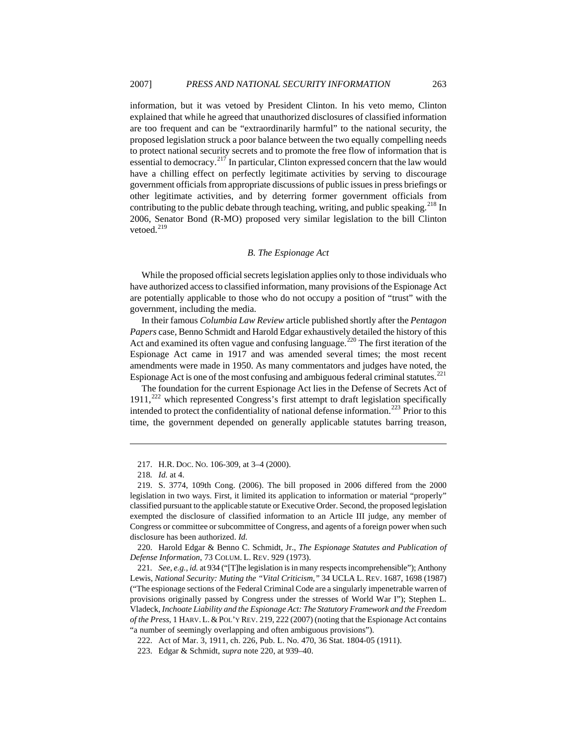information, but it was vetoed by President Clinton. In his veto memo, Clinton explained that while he agreed that unauthorized disclosures of classified information are too frequent and can be "extraordinarily harmful" to the national security, the proposed legislation struck a poor balance between the two equally compelling needs to protect national security secrets and to promote the free flow of information that is essential to democracy.[217] In particular, Clinton expressed concern that the law would have a chilling effect on perfectly legitimate activities by serving to discourage government officials from appropriate discussions of public issues in press briefings or other legitimate activities, and by deterring former government officials from contributing to the public debate through teaching, writing, and public speaking.[218] In 2006, Senator Bond (R-MO) proposed very similar legislation to the bill Clinton vetoed.[219]

### *B. The Espionage Act*

While the proposed official secrets legislation applies only to those individuals who have authorized access to classified information, many provisions of the Espionage Act are potentially applicable to those who do not occupy a position of "trust" with the government, including the media.

In their famous *Columbia Law Review* article published shortly after the *Pentagon Papers* case, Benno Schmidt and Harold Edgar exhaustively detailed the history of this Act and examined its often vague and confusing language.[220] The first iteration of the Espionage Act came in 1917 and was amended several times; the most recent amendments were made in 1950. As many commentators and judges have noted, the Espionage Act is one of the most confusing and ambiguous federal criminal statutes.[221]

The foundation for the current Espionage Act lies in the Defense of Secrets Act of 1911,[222] which represented Congress's first attempt to draft legislation specifically intended to protect the confidentiality of national defense information.[223] Prior to this time, the government depended on generally applicable statutes barring treason,

---

217. H.R. DOC. NO. 106-309, at 3–4 (2000).

218. *Id.* at 4.

219. S. 3774, 109th Cong. (2006). The bill proposed in 2006 differed from the 2000 legislation in two ways. First, it limited its application to information or material "properly" classified pursuant to the applicable statute or Executive Order. Second, the proposed legislation exempted the disclosure of classified information to an Article III judge, any member of Congress or committee or subcommittee of Congress, and agents of a foreign power when such disclosure has been authorized. *Id.*

220. Harold Edgar & Benno C. Schmidt, Jr., *The Espionage Statutes and Publication of Defense Information*, 73 COLUM. L. REV. 929 (1973).

221. *See, e.g.*, *id.* at 934 ("[T]he legislation is in many respects incomprehensible"); Anthony Lewis, *National Security: Muting the "Vital Criticism*,*"* 34 UCLA L. REV. 1687, 1698 (1987) ("The espionage sections of the Federal Criminal Code are a singularly impenetrable warren of provisions originally passed by Congress under the stresses of World War I"); Stephen L. Vladeck, *Inchoate Liability and the Espionage Act: The Statutory Framework and the Freedom of the Press*, 1 HARV. L. & POL'Y REV. 219, 222 (2007) (noting that the Espionage Act contains "a number of seemingly overlapping and often ambiguous provisions").

222. Act of Mar. 3, 1911, ch. 226, Pub. L. No. 470, 36 Stat. 1804-05 (1911).

223. Edgar & Schmidt, *supra* note 220, at 939–40.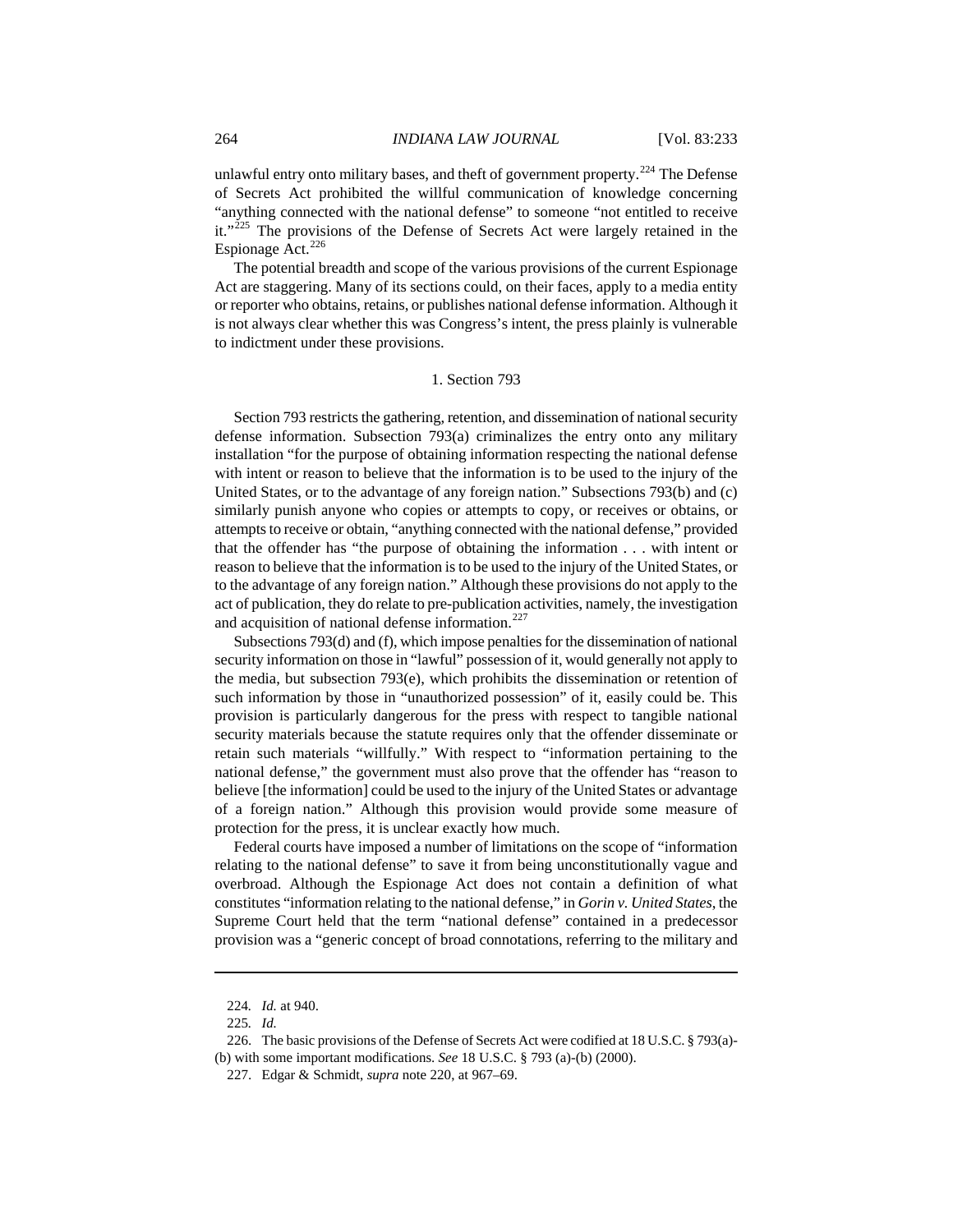unlawful entry onto military bases, and theft of government property.[224] The Defense of Secrets Act prohibited the willful communication of knowledge concerning "anything connected with the national defense" to someone "not entitled to receive it."[225] The provisions of the Defense of Secrets Act were largely retained in the Espionage Act.[226]

The potential breadth and scope of the various provisions of the current Espionage Act are staggering. Many of its sections could, on their faces, apply to a media entity or reporter who obtains, retains, or publishes national defense information. Although it is not always clear whether this was Congress's intent, the press plainly is vulnerable to indictment under these provisions.

### 1. Section 793

Section 793 restricts the gathering, retention, and dissemination of national security defense information. Subsection 793(a) criminalizes the entry onto any military installation "for the purpose of obtaining information respecting the national defense with intent or reason to believe that the information is to be used to the injury of the United States, or to the advantage of any foreign nation." Subsections 793(b) and (c) similarly punish anyone who copies or attempts to copy, or receives or obtains, or attempts to receive or obtain, "anything connected with the national defense," provided that the offender has "the purpose of obtaining the information . . . with intent or reason to believe that the information is to be used to the injury of the United States, or to the advantage of any foreign nation." Although these provisions do not apply to the act of publication, they do relate to pre-publication activities, namely, the investigation and acquisition of national defense information.[227]

Subsections 793(d) and (f), which impose penalties for the dissemination of national security information on those in "lawful" possession of it, would generally not apply to the media, but subsection 793(e), which prohibits the dissemination or retention of such information by those in "unauthorized possession" of it, easily could be. This provision is particularly dangerous for the press with respect to tangible national security materials because the statute requires only that the offender disseminate or retain such materials "willfully." With respect to "information pertaining to the national defense," the government must also prove that the offender has "reason to believe [the information] could be used to the injury of the United States or advantage of a foreign nation." Although this provision would provide some measure of protection for the press, it is unclear exactly how much.

Federal courts have imposed a number of limitations on the scope of "information relating to the national defense" to save it from being unconstitutionally vague and overbroad. Although the Espionage Act does not contain a definition of what constitutes "information relating to the national defense," in *Gorin v. United States*, the Supreme Court held that the term "national defense" contained in a predecessor provision was a "generic concept of broad connotations, referring to the military and

---

224. *Id.* at 940.

225. *Id.*

226. The basic provisions of the Defense of Secrets Act were codified at 18 U.S.C. § 793(a)-(b) with some important modifications. *See* 18 U.S.C. § 793 (a)-(b) (2000).

227. Edgar & Schmidt, *supra* note 220, at 967–69.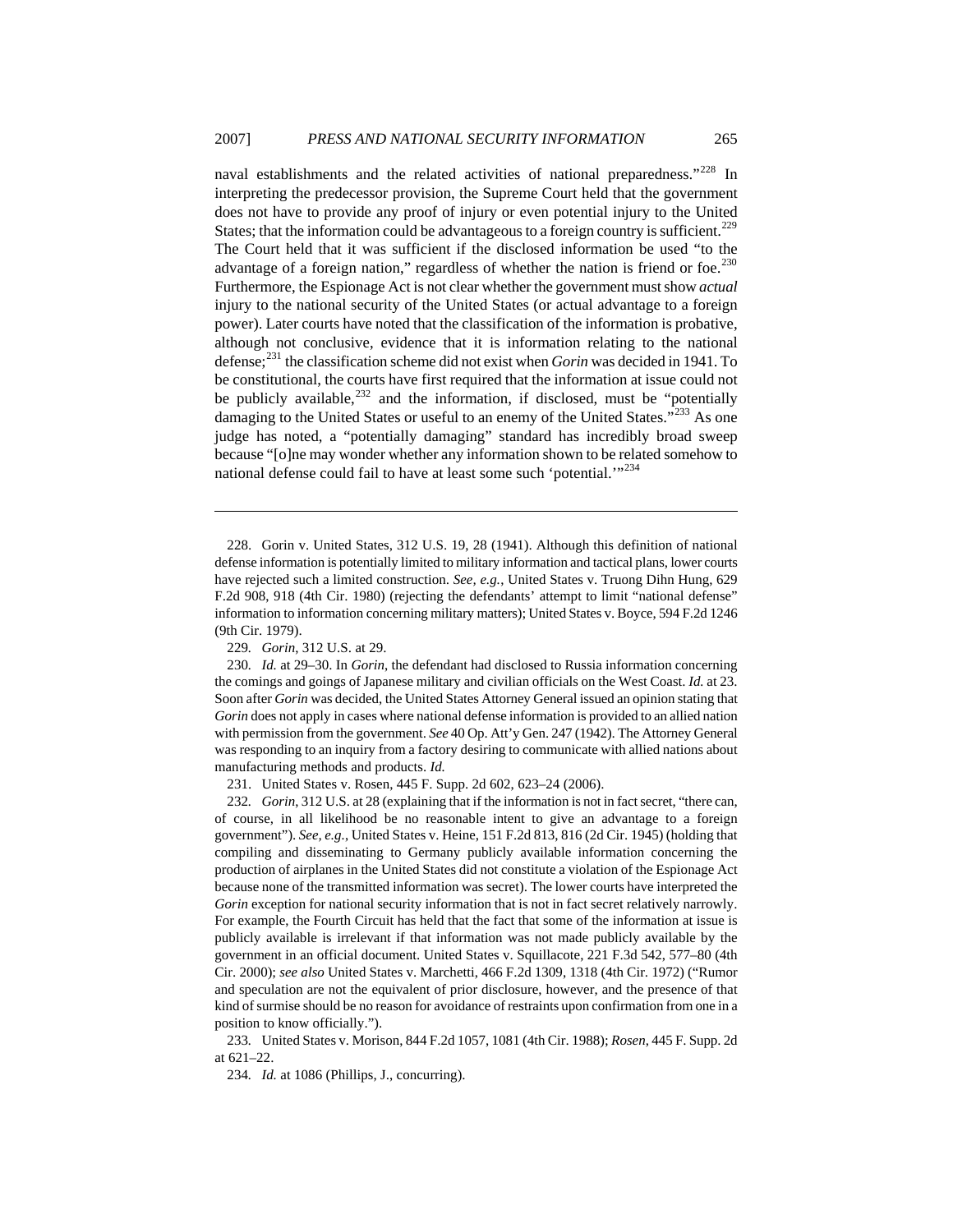naval establishments and the related activities of national preparedness."[228] In interpreting the predecessor provision, the Supreme Court held that the government does not have to provide any proof of injury or even potential injury to the United States; that the information could be advantageous to a foreign country is sufficient.[229] The Court held that it was sufficient if the disclosed information be used "to the advantage of a foreign nation," regardless of whether the nation is friend or foe.[230] Furthermore, the Espionage Act is not clear whether the government must show *actual* injury to the national security of the United States (or actual advantage to a foreign power). Later courts have noted that the classification of the information is probative, although not conclusive, evidence that it is information relating to the national defense;[231] the classification scheme did not exist when *Gorin* was decided in 1941. To be constitutional, the courts have first required that the information at issue could not be publicly available,[232] and the information, if disclosed, must be "potentially damaging to the United States or useful to an enemy of the United States."[233] As one judge has noted, a "potentially damaging" standard has incredibly broad sweep because "[o]ne may wonder whether any information shown to be related somehow to national defense could fail to have at least some such 'potential.'"[234]

---

228. Gorin v. United States, 312 U.S. 19, 28 (1941). Although this definition of national defense information is potentially limited to military information and tactical plans, lower courts have rejected such a limited construction. *See, e.g.*, United States v. Truong Dihn Hung, 629 F.2d 908, 918 (4th Cir. 1980) (rejecting the defendants' attempt to limit "national defense" information to information concerning military matters); United States v. Boyce, 594 F.2d 1246 (9th Cir. 1979).

229. *Gorin*, 312 U.S. at 29.

230. *Id.* at 29–30. In *Gorin*, the defendant had disclosed to Russia information concerning the comings and goings of Japanese military and civilian officials on the West Coast. *Id.* at 23. Soon after *Gorin* was decided, the United States Attorney General issued an opinion stating that *Gorin* does not apply in cases where national defense information is provided to an allied nation with permission from the government. *See* 40 Op. Att'y Gen. 247 (1942). The Attorney General was responding to an inquiry from a factory desiring to communicate with allied nations about manufacturing methods and products. *Id.*

231. United States v. Rosen, 445 F. Supp. 2d 602, 623–24 (2006).

232. *Gorin*, 312 U.S. at 28 (explaining that if the information is not in fact secret, "there can, of course, in all likelihood be no reasonable intent to give an advantage to a foreign government"). *See, e.g.*, United States v. Heine, 151 F.2d 813, 816 (2d Cir. 1945) (holding that compiling and disseminating to Germany publicly available information concerning the production of airplanes in the United States did not constitute a violation of the Espionage Act because none of the transmitted information was secret). The lower courts have interpreted the *Gorin* exception for national security information that is not in fact secret relatively narrowly. For example, the Fourth Circuit has held that the fact that some of the information at issue is publicly available is irrelevant if that information was not made publicly available by the government in an official document. United States v. Squillacote, 221 F.3d 542, 577–80 (4th Cir. 2000); *see also* United States v. Marchetti, 466 F.2d 1309, 1318 (4th Cir. 1972) ("Rumor and speculation are not the equivalent of prior disclosure, however, and the presence of that kind of surmise should be no reason for avoidance of restraints upon confirmation from one in a position to know officially.").

233. United States v. Morison, 844 F.2d 1057, 1081 (4th Cir. 1988); *Rosen*, 445 F. Supp. 2d at 621–22.

234. *Id.* at 1086 (Phillips, J., concurring).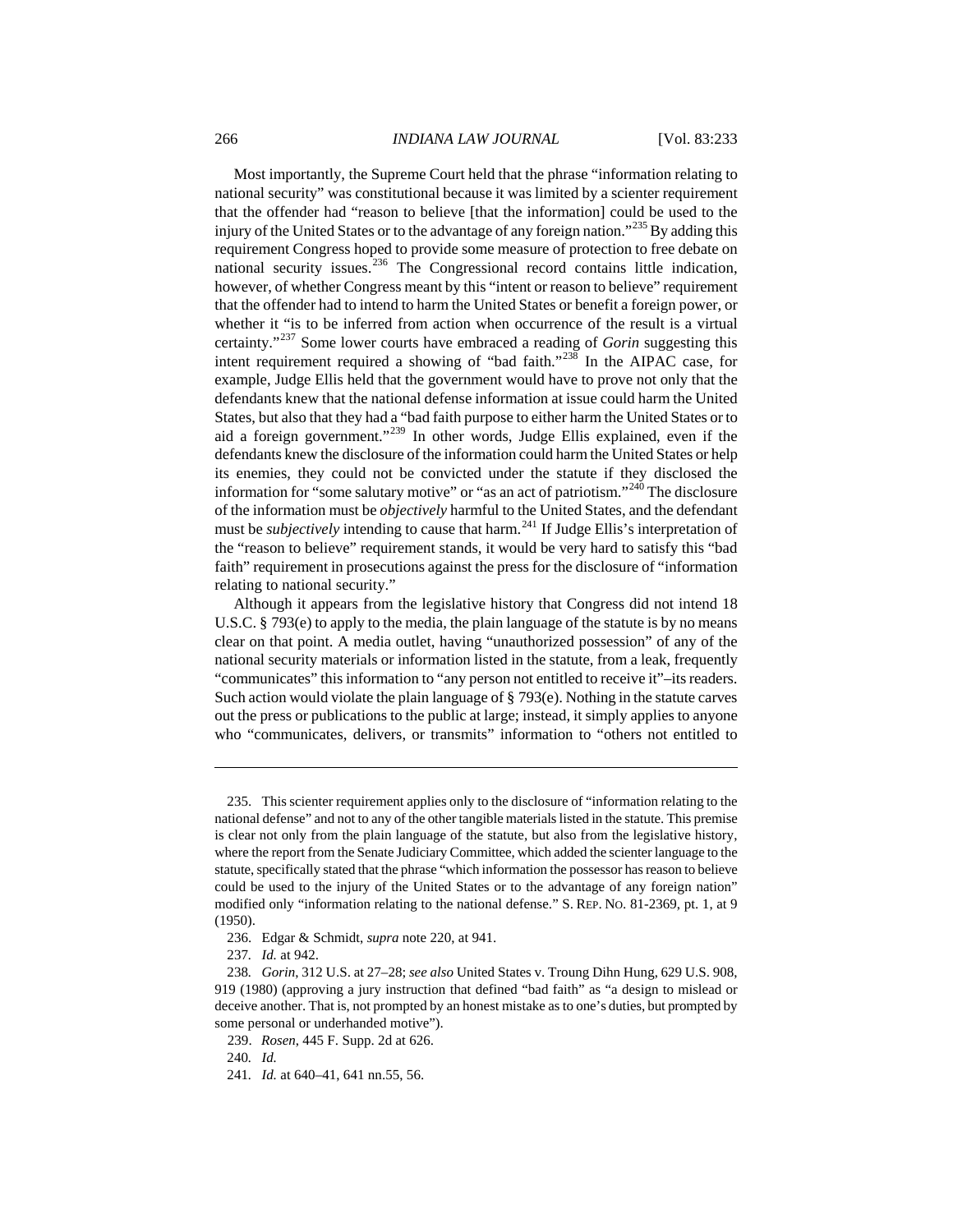Most importantly, the Supreme Court held that the phrase "information relating to national security" was constitutional because it was limited by a scienter requirement that the offender had "reason to believe [that the information] could be used to the injury of the United States or to the advantage of any foreign nation."[235] By adding this requirement Congress hoped to provide some measure of protection to free debate on national security issues.[236] The Congressional record contains little indication, however, of whether Congress meant by this "intent or reason to believe" requirement that the offender had to intend to harm the United States or benefit a foreign power, or whether it "is to be inferred from action when occurrence of the result is a virtual certainty."[237] Some lower courts have embraced a reading of *Gorin* suggesting this intent requirement required a showing of "bad faith."[238] In the AIPAC case, for example, Judge Ellis held that the government would have to prove not only that the defendants knew that the national defense information at issue could harm the United States, but also that they had a "bad faith purpose to either harm the United States or to aid a foreign government."[239] In other words, Judge Ellis explained, even if the defendants knew the disclosure of the information could harm the United States or help its enemies, they could not be convicted under the statute if they disclosed the information for "some salutary motive" or "as an act of patriotism."[240] The disclosure of the information must be *objectively* harmful to the United States, and the defendant must be *subjectively* intending to cause that harm.[241] If Judge Ellis's interpretation of the "reason to believe" requirement stands, it would be very hard to satisfy this "bad faith" requirement in prosecutions against the press for the disclosure of "information relating to national security."

Although it appears from the legislative history that Congress did not intend 18 U.S.C. § 793(e) to apply to the media, the plain language of the statute is by no means clear on that point. A media outlet, having "unauthorized possession" of any of the national security materials or information listed in the statute, from a leak, frequently "communicates" this information to "any person not entitled to receive it"–its readers. Such action would violate the plain language of § 793(e). Nothing in the statute carves out the press or publications to the public at large; instead, it simply applies to anyone who "communicates, delivers, or transmits" information to "others not entitled to

---

235. This scienter requirement applies only to the disclosure of "information relating to the national defense" and not to any of the other tangible materials listed in the statute. This premise is clear not only from the plain language of the statute, but also from the legislative history, where the report from the Senate Judiciary Committee, which added the scienter language to the statute, specifically stated that the phrase "which information the possessor has reason to believe could be used to the injury of the United States or to the advantage of any foreign nation" modified only "information relating to the national defense." S. REP. NO. 81-2369, pt. 1, at 9 (1950).

236. Edgar & Schmidt, *supra* note 220, at 941.

237. *Id.* at 942.

238. *Gorin*, 312 U.S. at 27–28; *see also* United States v. Troung Dihn Hung, 629 U.S. 908, 919 (1980) (approving a jury instruction that defined "bad faith" as "a design to mislead or deceive another. That is, not prompted by an honest mistake as to one's duties, but prompted by some personal or underhanded motive").

239. *Rosen*, 445 F. Supp. 2d at 626.

240. *Id.*

241. *Id.* at 640–41, 641 nn.55, 56.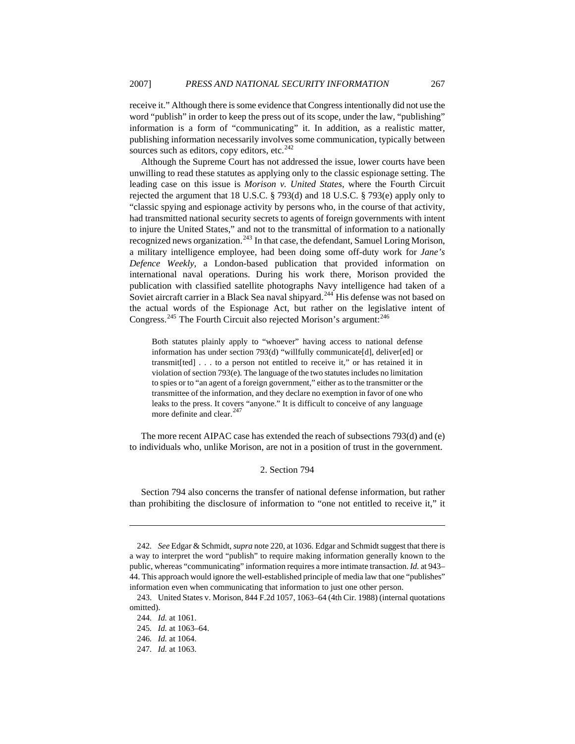receive it." Although there is some evidence that Congress intentionally did not use the word "publish" in order to keep the press out of its scope, under the law, "publishing" information is a form of "communicating" it. In addition, as a realistic matter, publishing information necessarily involves some communication, typically between sources such as editors, copy editors, etc.[242]

Although the Supreme Court has not addressed the issue, lower courts have been unwilling to read these statutes as applying only to the classic espionage setting. The leading case on this issue is *Morison v. United States*, where the Fourth Circuit rejected the argument that 18 U.S.C. § 793(d) and 18 U.S.C. § 793(e) apply only to "classic spying and espionage activity by persons who, in the course of that activity, had transmitted national security secrets to agents of foreign governments with intent to injure the United States," and not to the transmittal of information to a nationally recognized news organization.[243] In that case, the defendant, Samuel Loring Morison, a military intelligence employee, had been doing some off-duty work for *Jane's Defence Weekly*, a London-based publication that provided information on international naval operations. During his work there, Morison provided the publication with classified satellite photographs Navy intelligence had taken of a Soviet aircraft carrier in a Black Sea naval shipyard.[244] His defense was not based on the actual words of the Espionage Act, but rather on the legislative intent of Congress.[245] The Fourth Circuit also rejected Morison's argument:[246]

> Both statutes plainly apply to "whoever" having access to national defense information has under section 793(d) "willfully communicate[d], deliver[ed] or transmit[ted] . . . to a person not entitled to receive it," or has retained it in violation of section 793(e). The language of the two statutes includes no limitation to spies or to "an agent of a foreign government," either as to the transmitter or the transmittee of the information, and they declare no exemption in favor of one who leaks to the press. It covers "anyone." It is difficult to conceive of any language more definite and clear.[247]

The more recent AIPAC case has extended the reach of subsections 793(d) and (e) to individuals who, unlike Morison, are not in a position of trust in the government.

### 2. Section 794

Section 794 also concerns the transfer of national defense information, but rather than prohibiting the disclosure of information to "one not entitled to receive it," it

---

242. *See* Edgar & Schmidt, *supra* note 220, at 1036. Edgar and Schmidt suggest that there is a way to interpret the word "publish" to require making information generally known to the public, whereas "communicating" information requires a more intimate transaction. *Id.* at 943–44. This approach would ignore the well-established principle of media law that one "publishes" information even when communicating that information to just one other person.

243. United States v. Morison, 844 F.2d 1057, 1063–64 (4th Cir. 1988) (internal quotations omitted).

244. *Id.* at 1061.

245. *Id.* at 1063–64.

246. *Id.* at 1064.

247. *Id.* at 1063.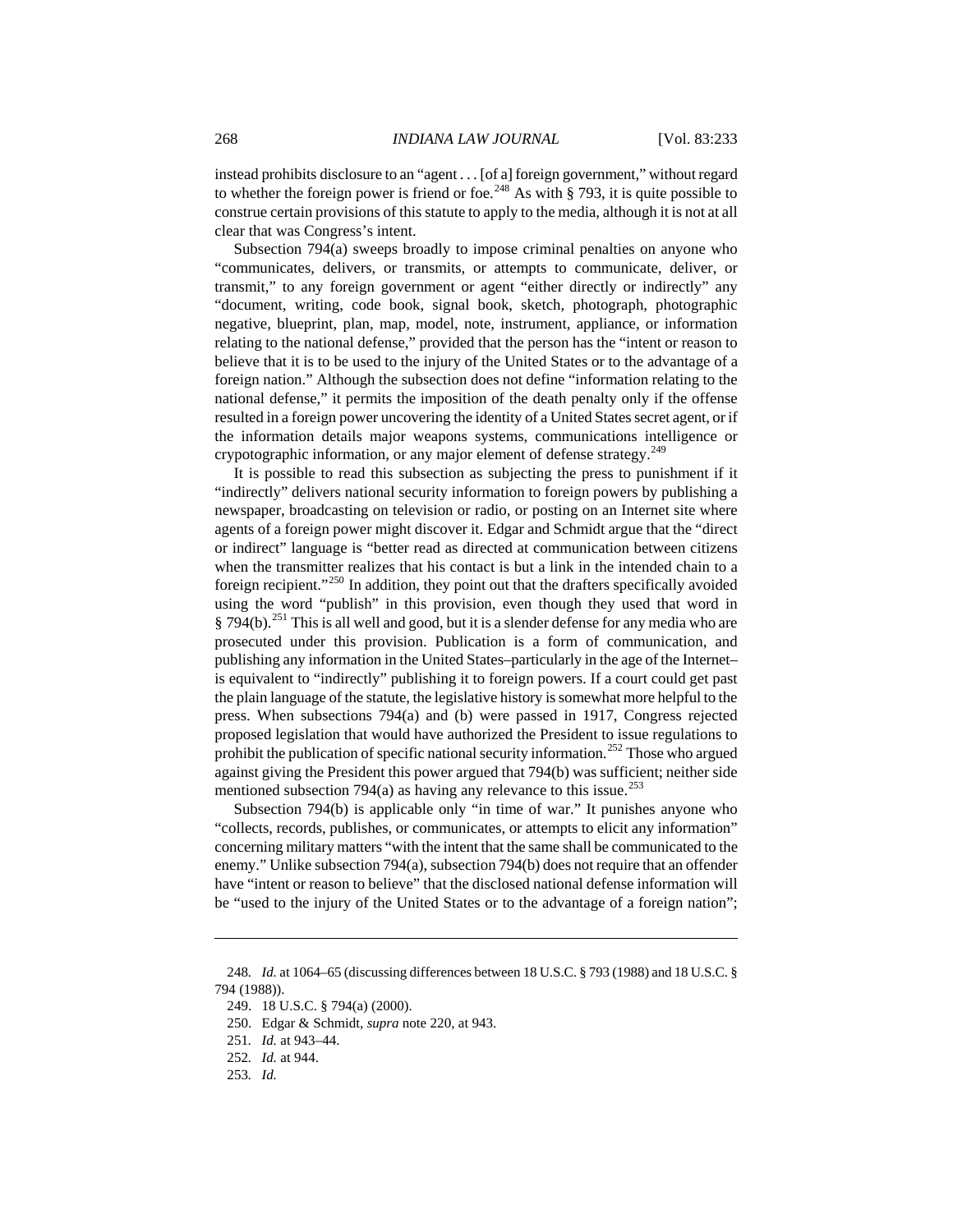instead prohibits disclosure to an "agent . . . [of a] foreign government," without regard to whether the foreign power is friend or foe.[248] As with § 793, it is quite possible to construe certain provisions of this statute to apply to the media, although it is not at all clear that was Congress's intent.

Subsection 794(a) sweeps broadly to impose criminal penalties on anyone who "communicates, delivers, or transmits, or attempts to communicate, deliver, or transmit," to any foreign government or agent "either directly or indirectly" any "document, writing, code book, signal book, sketch, photograph, photographic negative, blueprint, plan, map, model, note, instrument, appliance, or information relating to the national defense," provided that the person has the "intent or reason to believe that it is to be used to the injury of the United States or to the advantage of a foreign nation." Although the subsection does not define "information relating to the national defense," it permits the imposition of the death penalty only if the offense resulted in a foreign power uncovering the identity of a United States secret agent, or if the information details major weapons systems, communications intelligence or crypotographic information, or any major element of defense strategy.[249]

It is possible to read this subsection as subjecting the press to punishment if it "indirectly" delivers national security information to foreign powers by publishing a newspaper, broadcasting on television or radio, or posting on an Internet site where agents of a foreign power might discover it. Edgar and Schmidt argue that the "direct or indirect" language is "better read as directed at communication between citizens when the transmitter realizes that his contact is but a link in the intended chain to a foreign recipient."[250] In addition, they point out that the drafters specifically avoided using the word "publish" in this provision, even though they used that word in § 794(b).[251] This is all well and good, but it is a slender defense for any media who are prosecuted under this provision. Publication is a form of communication, and publishing any information in the United States–particularly in the age of the Internet–is equivalent to "indirectly" publishing it to foreign powers. If a court could get past the plain language of the statute, the legislative history is somewhat more helpful to the press. When subsections 794(a) and (b) were passed in 1917, Congress rejected proposed legislation that would have authorized the President to issue regulations to prohibit the publication of specific national security information.[252] Those who argued against giving the President this power argued that 794(b) was sufficient; neither side mentioned subsection 794(a) as having any relevance to this issue.[253]

Subsection 794(b) is applicable only "in time of war." It punishes anyone who "collects, records, publishes, or communicates, or attempts to elicit any information" concerning military matters "with the intent that the same shall be communicated to the enemy." Unlike subsection 794(a), subsection 794(b) does not require that an offender have "intent or reason to believe" that the disclosed national defense information will be "used to the injury of the United States or to the advantage of a foreign nation";

---

248. *Id.* at 1064–65 (discussing differences between 18 U.S.C. § 793 (1988) and 18 U.S.C. § 794 (1988)).

249. 18 U.S.C. § 794(a) (2000).

250. Edgar & Schmidt, *supra* note 220, at 943.

251. *Id.* at 943–44.

252. *Id.* at 944.

253. *Id.*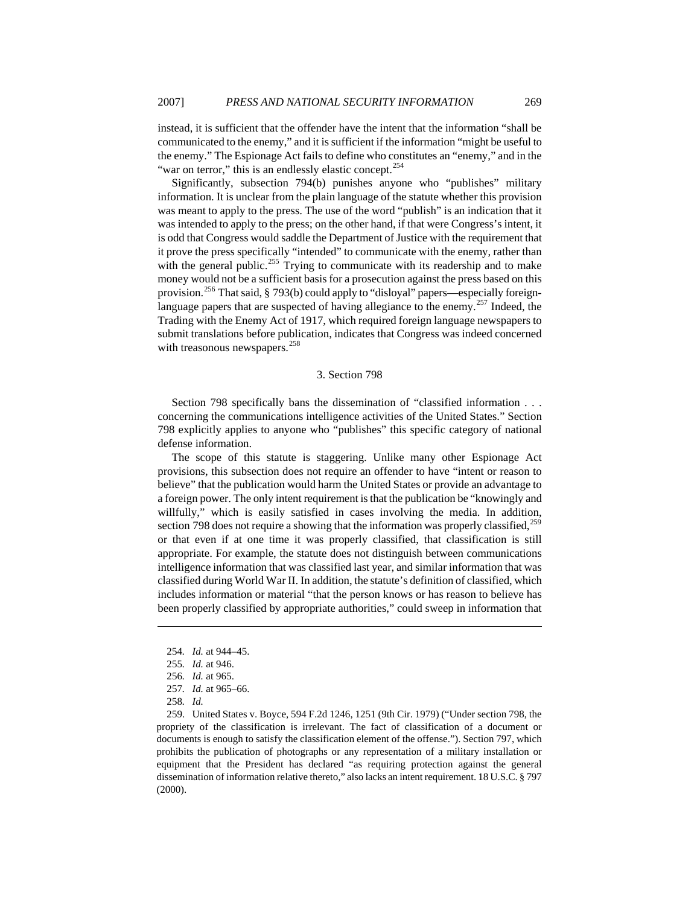instead, it is sufficient that the offender have the intent that the information "shall be communicated to the enemy," and it is sufficient if the information "might be useful to the enemy." The Espionage Act fails to define who constitutes an "enemy," and in the "war on terror," this is an endlessly elastic concept.[254]

Significantly, subsection 794(b) punishes anyone who "publishes" military information. It is unclear from the plain language of the statute whether this provision was meant to apply to the press. The use of the word "publish" is an indication that it was intended to apply to the press; on the other hand, if that were Congress's intent, it is odd that Congress would saddle the Department of Justice with the requirement that it prove the press specifically "intended" to communicate with the enemy, rather than with the general public.[255] Trying to communicate with its readership and to make money would not be a sufficient basis for a prosecution against the press based on this provision.[256] That said, § 793(b) could apply to "disloyal" papers—especially foreign-language papers that are suspected of having allegiance to the enemy.[257] Indeed, the Trading with the Enemy Act of 1917, which required foreign language newspapers to submit translations before publication, indicates that Congress was indeed concerned with treasonous newspapers.[258]

### 3. Section 798

Section 798 specifically bans the dissemination of "classified information . . . concerning the communications intelligence activities of the United States." Section 798 explicitly applies to anyone who "publishes" this specific category of national defense information.

The scope of this statute is staggering. Unlike many other Espionage Act provisions, this subsection does not require an offender to have "intent or reason to believe" that the publication would harm the United States or provide an advantage to a foreign power. The only intent requirement is that the publication be "knowingly and willfully," which is easily satisfied in cases involving the media. In addition, section 798 does not require a showing that the information was properly classified,[259] or that even if at one time it was properly classified, that classification is still appropriate. For example, the statute does not distinguish between communications intelligence information that was classified last year, and similar information that was classified during World War II. In addition, the statute's definition of classified, which includes information or material "that the person knows or has reason to believe has been properly classified by appropriate authorities," could sweep in information that

---

254. *Id.* at 944–45.

255. *Id.* at 946.

256. *Id.* at 965.

257. *Id.* at 965–66.

258. *Id.*

259. United States v. Boyce, 594 F.2d 1246, 1251 (9th Cir. 1979) ("Under section 798, the propriety of the classification is irrelevant. The fact of classification of a document or documents is enough to satisfy the classification element of the offense."). Section 797, which prohibits the publication of photographs or any representation of a military installation or equipment that the President has declared "as requiring protection against the general dissemination of information relative thereto," also lacks an intent requirement. 18 U.S.C. § 797 (2000).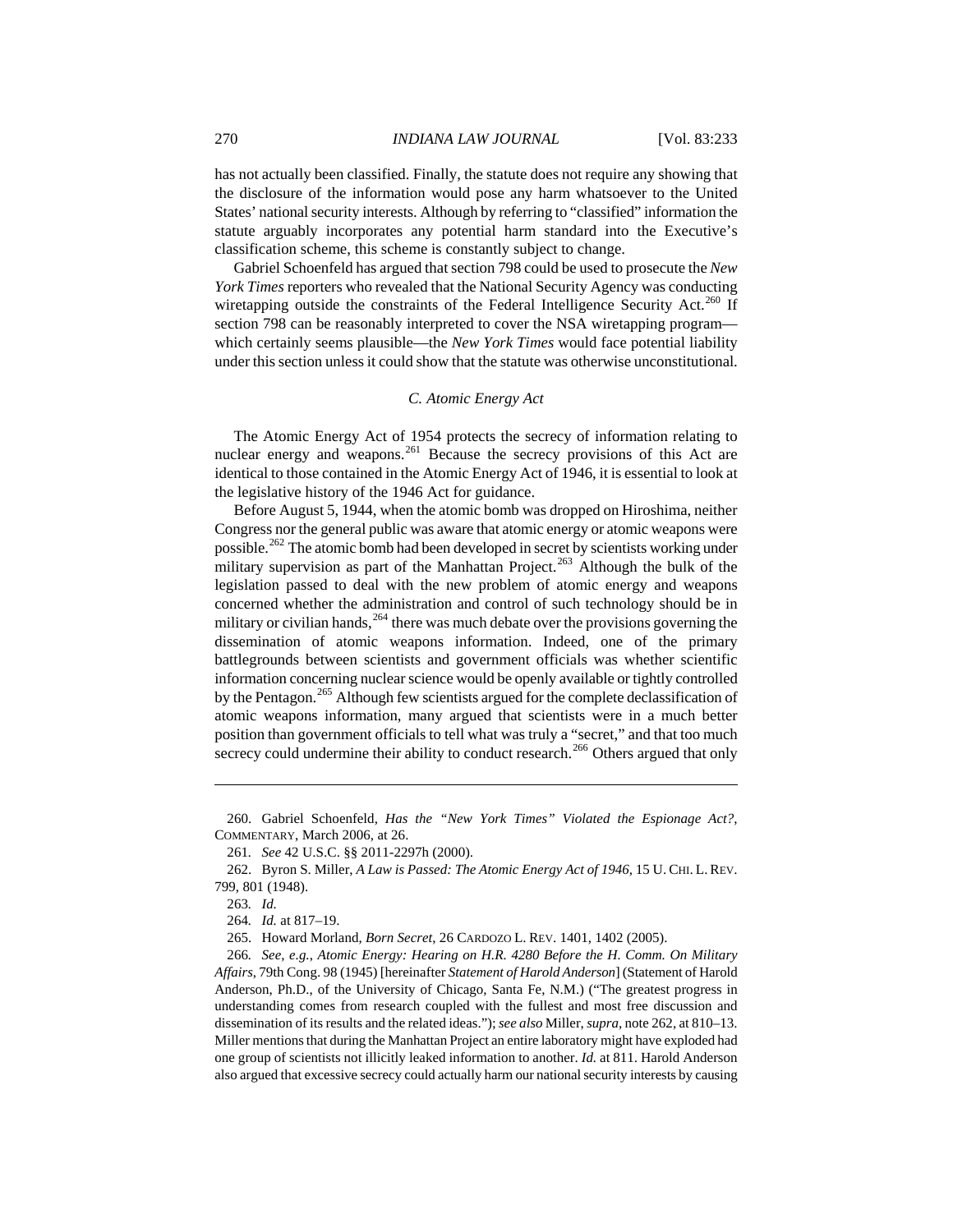has not actually been classified. Finally, the statute does not require any showing that the disclosure of the information would pose any harm whatsoever to the United States' national security interests. Although by referring to "classified" information the statute arguably incorporates any potential harm standard into the Executive's classification scheme, this scheme is constantly subject to change.

Gabriel Schoenfeld has argued that section 798 could be used to prosecute the *New York Times* reporters who revealed that the National Security Agency was conducting wiretapping outside the constraints of the Federal Intelligence Security Act.[260] If section 798 can be reasonably interpreted to cover the NSA wiretapping program—which certainly seems plausible—the *New York Times* would face potential liability under this section unless it could show that the statute was otherwise unconstitutional.

### *C. Atomic Energy Act*

The Atomic Energy Act of 1954 protects the secrecy of information relating to nuclear energy and weapons.[261] Because the secrecy provisions of this Act are identical to those contained in the Atomic Energy Act of 1946, it is essential to look at the legislative history of the 1946 Act for guidance.

Before August 5, 1944, when the atomic bomb was dropped on Hiroshima, neither Congress nor the general public was aware that atomic energy or atomic weapons were possible.[262] The atomic bomb had been developed in secret by scientists working under military supervision as part of the Manhattan Project.[263] Although the bulk of the legislation passed to deal with the new problem of atomic energy and weapons concerned whether the administration and control of such technology should be in military or civilian hands,[264] there was much debate over the provisions governing the dissemination of atomic weapons information. Indeed, one of the primary battlegrounds between scientists and government officials was whether scientific information concerning nuclear science would be openly available or tightly controlled by the Pentagon.[265] Although few scientists argued for the complete declassification of atomic weapons information, many argued that scientists were in a much better position than government officials to tell what was truly a "secret," and that too much secrecy could undermine their ability to conduct research.[266] Others argued that only

---

260. Gabriel Schoenfeld, *Has the "New York Times" Violated the Espionage Act?*, COMMENTARY, March 2006, at 26.

261. *See* 42 U.S.C. §§ 2011-2297h (2000).

262. Byron S. Miller, *A Law is Passed: The Atomic Energy Act of 1946*, 15 U. CHI. L. REV. 799, 801 (1948).

263. *Id.*

264. *Id.* at 817–19.

265. Howard Morland, *Born Secret*, 26 CARDOZO L. REV. 1401, 1402 (2005).

266. *See, e.g.*, *Atomic Energy: Hearing on H.R. 4280 Before the H. Comm. On Military Affairs*, 79th Cong. 98 (1945) [hereinafter *Statement of Harold Anderson*] (Statement of Harold Anderson, Ph.D., of the University of Chicago, Santa Fe, N.M.) ("The greatest progress in understanding comes from research coupled with the fullest and most free discussion and dissemination of its results and the related ideas."); *see also* Miller, *supra*, note 262, at 810–13. Miller mentions that during the Manhattan Project an entire laboratory might have exploded had one group of scientists not illicitly leaked information to another. *Id.* at 811. Harold Anderson also argued that excessive secrecy could actually harm our national security interests by causing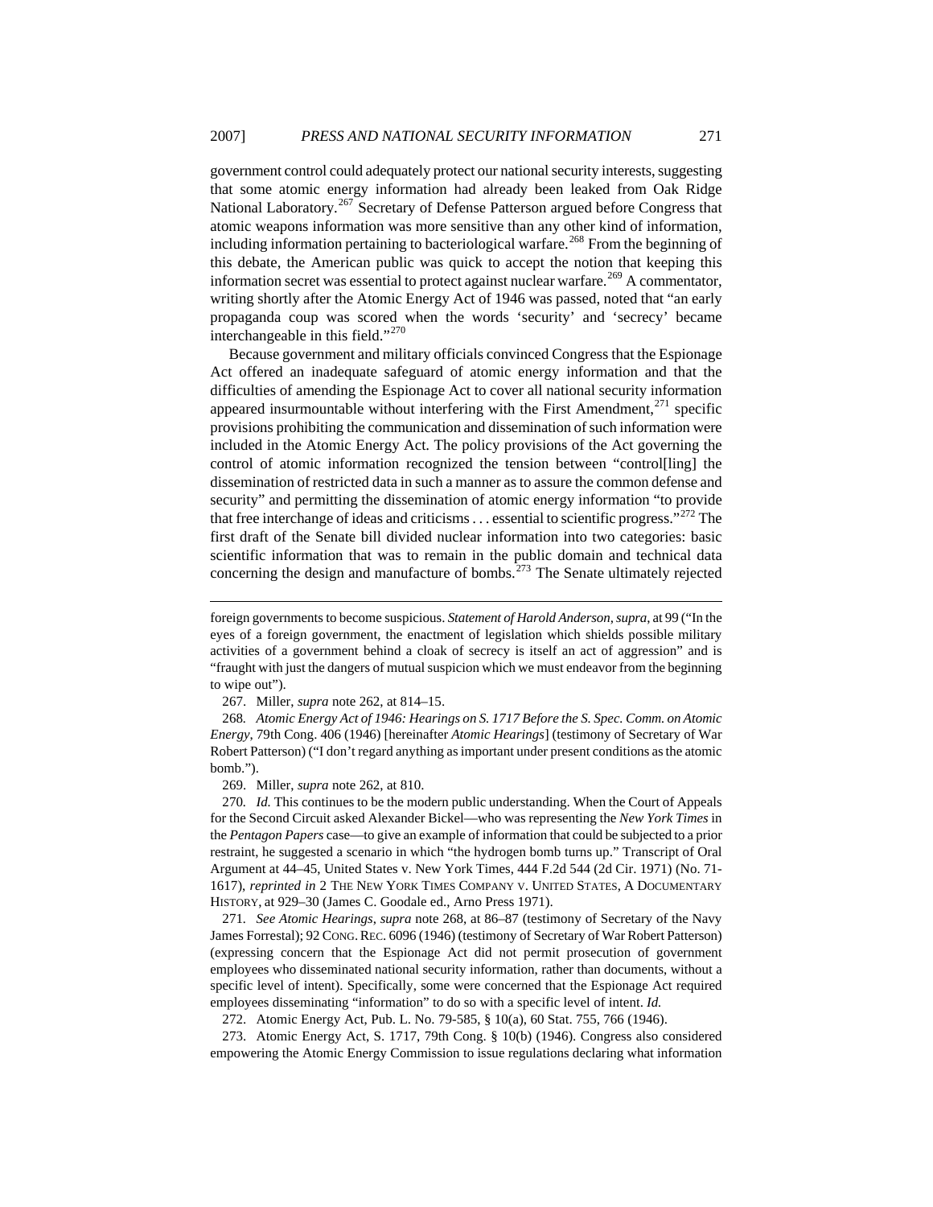government control could adequately protect our national security interests, suggesting that some atomic energy information had already been leaked from Oak Ridge National Laboratory.[267] Secretary of Defense Patterson argued before Congress that atomic weapons information was more sensitive than any other kind of information, including information pertaining to bacteriological warfare.[268] From the beginning of this debate, the American public was quick to accept the notion that keeping this information secret was essential to protect against nuclear warfare.[269] A commentator, writing shortly after the Atomic Energy Act of 1946 was passed, noted that "an early propaganda coup was scored when the words 'security' and 'secrecy' became interchangeable in this field."[270]

Because government and military officials convinced Congress that the Espionage Act offered an inadequate safeguard of atomic energy information and that the difficulties of amending the Espionage Act to cover all national security information appeared insurmountable without interfering with the First Amendment,[271] specific provisions prohibiting the communication and dissemination of such information were included in the Atomic Energy Act. The policy provisions of the Act governing the control of atomic information recognized the tension between "control[ling] the dissemination of restricted data in such a manner as to assure the common defense and security" and permitting the dissemination of atomic energy information "to provide that free interchange of ideas and criticisms . . . essential to scientific progress."[272] The first draft of the Senate bill divided nuclear information into two categories: basic scientific information that was to remain in the public domain and technical data concerning the design and manufacture of bombs.[273] The Senate ultimately rejected

---

foreign governments to become suspicious. *Statement of Harold Anderson*, *supra*, at 99 ("In the eyes of a foreign government, the enactment of legislation which shields possible military activities of a government behind a cloak of secrecy is itself an act of aggression" and is "fraught with just the dangers of mutual suspicion which we must endeavor from the beginning to wipe out").

267. Miller, *supra* note 262, at 814–15.

268. *Atomic Energy Act of 1946: Hearings on S. 1717 Before the S. Spec. Comm. on Atomic Energy*, 79th Cong. 406 (1946) [hereinafter *Atomic Hearings*] (testimony of Secretary of War Robert Patterson) ("I don't regard anything as important under present conditions as the atomic bomb.").

269. Miller, *supra* note 262, at 810.

270. *Id.* This continues to be the modern public understanding. When the Court of Appeals for the Second Circuit asked Alexander Bickel—who was representing the *New York Times* in the *Pentagon Papers* case—to give an example of information that could be subjected to a prior restraint, he suggested a scenario in which "the hydrogen bomb turns up." Transcript of Oral Argument at 44–45, United States v. New York Times, 444 F.2d 544 (2d Cir. 1971) (No. 71-1617), *reprinted in* 2 THE NEW YORK TIMES COMPANY V. UNITED STATES, A DOCUMENTARY HISTORY, at 929–30 (James C. Goodale ed., Arno Press 1971).

271. *See Atomic Hearings*, *supra* note 268, at 86–87 (testimony of Secretary of the Navy James Forrestal); 92 CONG. REC. 6096 (1946) (testimony of Secretary of War Robert Patterson) (expressing concern that the Espionage Act did not permit prosecution of government employees who disseminated national security information, rather than documents, without a specific level of intent). Specifically, some were concerned that the Espionage Act required employees disseminating "information" to do so with a specific level of intent. *Id.*

272. Atomic Energy Act, Pub. L. No. 79-585, § 10(a), 60 Stat. 755, 766 (1946).

273. Atomic Energy Act, S. 1717, 79th Cong. § 10(b) (1946). Congress also considered empowering the Atomic Energy Commission to issue regulations declaring what information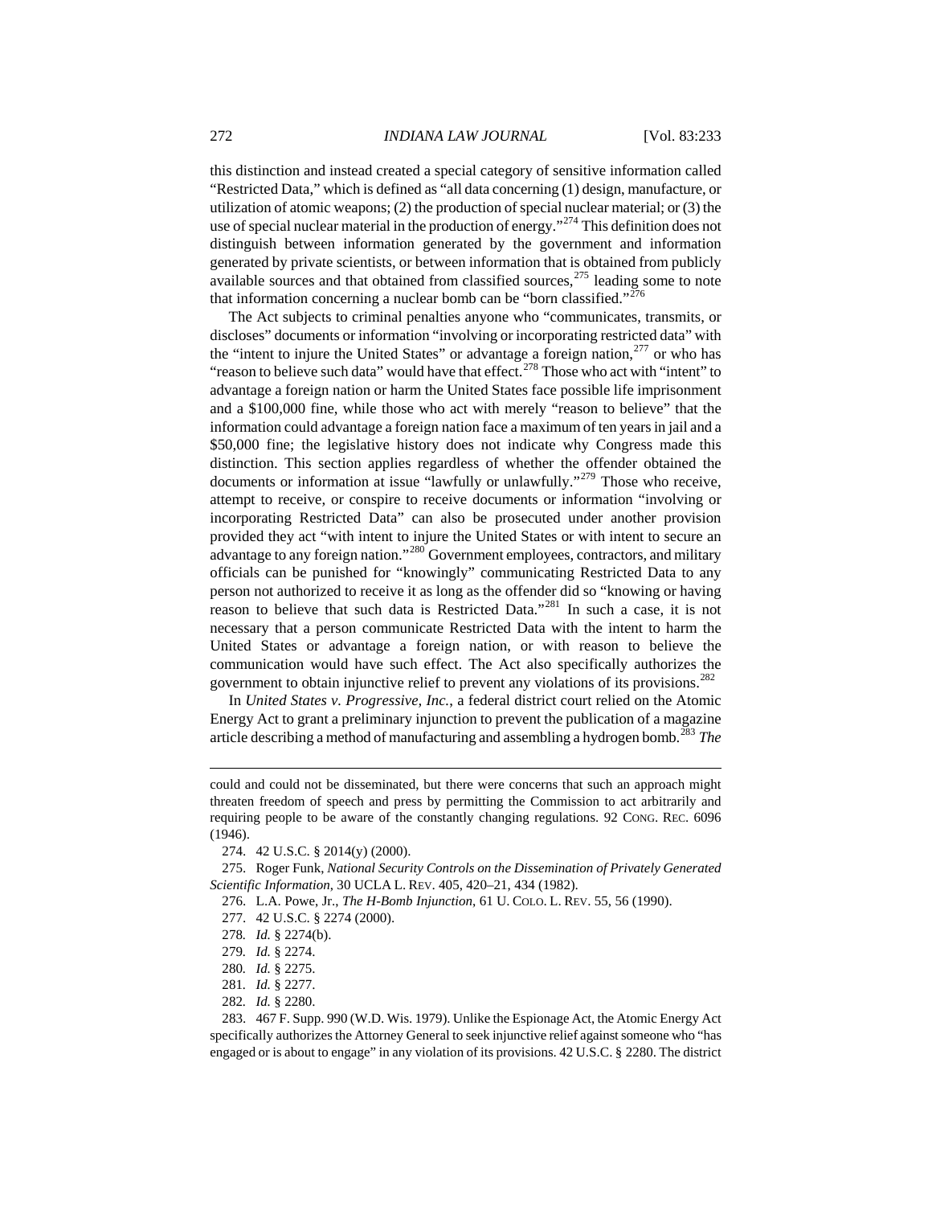this distinction and instead created a special category of sensitive information called "Restricted Data," which is defined as "all data concerning (1) design, manufacture, or utilization of atomic weapons; (2) the production of special nuclear material; or (3) the use of special nuclear material in the production of energy."[274] This definition does not distinguish between information generated by the government and information generated by private scientists, or between information that is obtained from publicly available sources and that obtained from classified sources,[275] leading some to note that information concerning a nuclear bomb can be "born classified."[276]

The Act subjects to criminal penalties anyone who "communicates, transmits, or discloses" documents or information "involving or incorporating restricted data" with the "intent to injure the United States" or advantage a foreign nation,[277] or who has "reason to believe such data" would have that effect.[278] Those who act with "intent" to advantage a foreign nation or harm the United States face possible life imprisonment and a $100,000 fine, while those who act with merely "reason to believe" that the information could advantage a foreign nation face a maximum of ten years in jail and a $50,000 fine; the legislative history does not indicate why Congress made this distinction. This section applies regardless of whether the offender obtained the documents or information at issue "lawfully or unlawfully."[279] Those who receive, attempt to receive, or conspire to receive documents or information "involving or incorporating Restricted Data" can also be prosecuted under another provision provided they act "with intent to injure the United States or with intent to secure an advantage to any foreign nation."[280] Government employees, contractors, and military officials can be punished for "knowingly" communicating Restricted Data to any person not authorized to receive it as long as the offender did so "knowing or having reason to believe that such data is Restricted Data."[281] In such a case, it is not necessary that a person communicate Restricted Data with the intent to harm the United States or advantage a foreign nation, or with reason to believe the communication would have such effect. The Act also specifically authorizes the government to obtain injunctive relief to prevent any violations of its provisions.[282]

In *United States v. Progressive, Inc.*, a federal district court relied on the Atomic Energy Act to grant a preliminary injunction to prevent the publication of a magazine article describing a method of manufacturing and assembling a hydrogen bomb.[283] *The*

---

could and could not be disseminated, but there were concerns that such an approach might threaten freedom of speech and press by permitting the Commission to act arbitrarily and requiring people to be aware of the constantly changing regulations. 92 CONG. REC. 6096 (1946).

274. 42 U.S.C. § 2014(y) (2000).

275. Roger Funk, *National Security Controls on the Dissemination of Privately Generated Scientific Information*, 30 UCLA L. REV. 405, 420–21, 434 (1982).

276. L.A. Powe, Jr., *The H-Bomb Injunction*, 61 U. COLO. L. REV. 55, 56 (1990).

277. 42 U.S.C. § 2274 (2000).

278. *Id.* § 2274(b).

279. *Id.* § 2274.

280. *Id.* § 2275.

281. *Id.* § 2277.

282. *Id.* § 2280.

283. 467 F. Supp. 990 (W.D. Wis. 1979). Unlike the Espionage Act, the Atomic Energy Act specifically authorizes the Attorney General to seek injunctive relief against someone who "has engaged or is about to engage" in any violation of its provisions. 42 U.S.C. § 2280. The district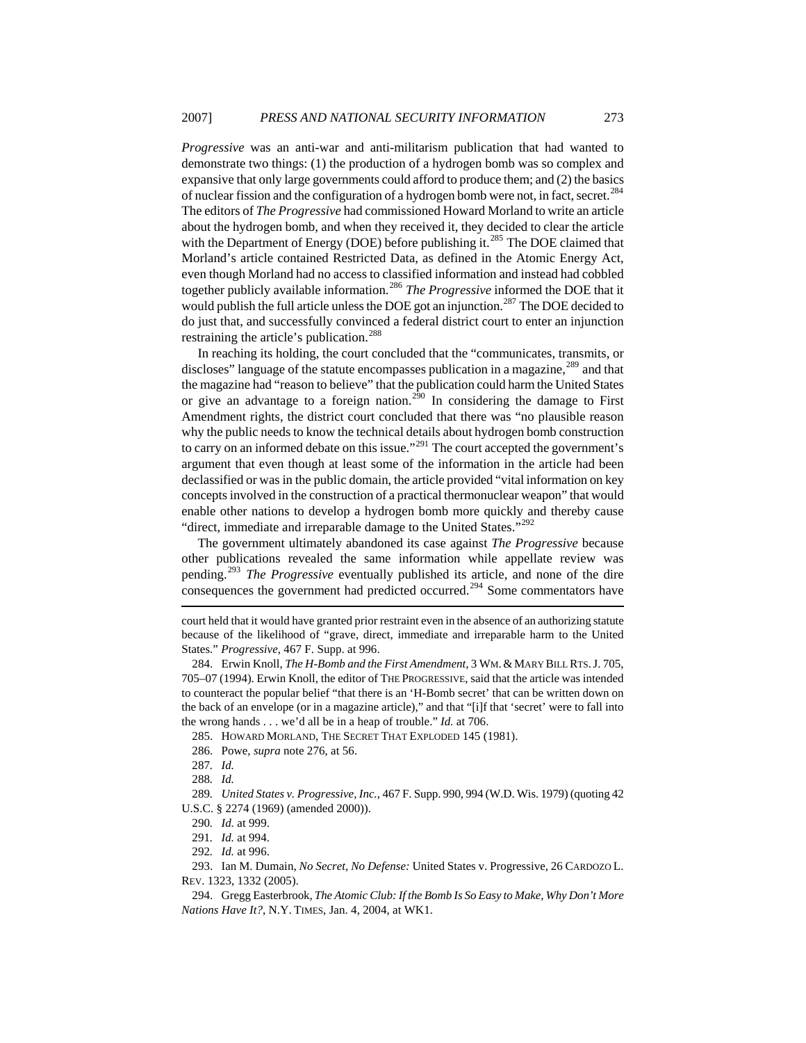*Progressive* was an anti-war and anti-militarism publication that had wanted to demonstrate two things: (1) the production of a hydrogen bomb was so complex and expansive that only large governments could afford to produce them; and (2) the basics of nuclear fission and the configuration of a hydrogen bomb were not, in fact, secret.[284] The editors of *The Progressive* had commissioned Howard Morland to write an article about the hydrogen bomb, and when they received it, they decided to clear the article with the Department of Energy (DOE) before publishing it.[285] The DOE claimed that Morland's article contained Restricted Data, as defined in the Atomic Energy Act, even though Morland had no access to classified information and instead had cobbled together publicly available information.[286] *The Progressive* informed the DOE that it would publish the full article unless the DOE got an injunction.[287] The DOE decided to do just that, and successfully convinced a federal district court to enter an injunction restraining the article's publication.[288]

In reaching its holding, the court concluded that the "communicates, transmits, or discloses" language of the statute encompasses publication in a magazine,[289] and that the magazine had "reason to believe" that the publication could harm the United States or give an advantage to a foreign nation.[290] In considering the damage to First Amendment rights, the district court concluded that there was "no plausible reason why the public needs to know the technical details about hydrogen bomb construction to carry on an informed debate on this issue."[291] The court accepted the government's argument that even though at least some of the information in the article had been declassified or was in the public domain, the article provided "vital information on key concepts involved in the construction of a practical thermonuclear weapon" that would enable other nations to develop a hydrogen bomb more quickly and thereby cause "direct, immediate and irreparable damage to the United States."[292]

The government ultimately abandoned its case against *The Progressive* because other publications revealed the same information while appellate review was pending.[293] *The Progressive* eventually published its article, and none of the dire consequences the government had predicted occurred.[294] Some commentators have

---

court held that it would have granted prior restraint even in the absence of an authorizing statute because of the likelihood of "grave, direct, immediate and irreparable harm to the United States." *Progressive*, 467 F. Supp. at 996.

284. Erwin Knoll, *The H-Bomb and the First Amendment*, 3 WM. & MARY BILL RTS. J. 705, 705–07 (1994). Erwin Knoll, the editor of THE PROGRESSIVE, said that the article was intended to counteract the popular belief "that there is an 'H-Bomb secret' that can be written down on the back of an envelope (or in a magazine article)," and that "[i]f that 'secret' were to fall into the wrong hands . . . we'd all be in a heap of trouble." *Id.* at 706.

285. HOWARD MORLAND, THE SECRET THAT EXPLODED 145 (1981).

286. Powe, *supra* note 276, at 56.

287. *Id.*

288. *Id.*

289. *United States v. Progressive, Inc.*, 467 F. Supp. 990, 994 (W.D. Wis. 1979) (quoting 42 U.S.C. § 2274 (1969) (amended 2000)).

290. *Id.* at 999.

291. *Id.* at 994.

292. *Id.* at 996.

293. Ian M. Dumain, *No Secret, No Defense:* United States v. Progressive, 26 CARDOZO L. REV. 1323, 1332 (2005).

294. Gregg Easterbrook, *The Atomic Club: If the Bomb Is So Easy to Make, Why Don't More Nations Have It?*, N.Y. TIMES, Jan. 4, 2004, at WK1.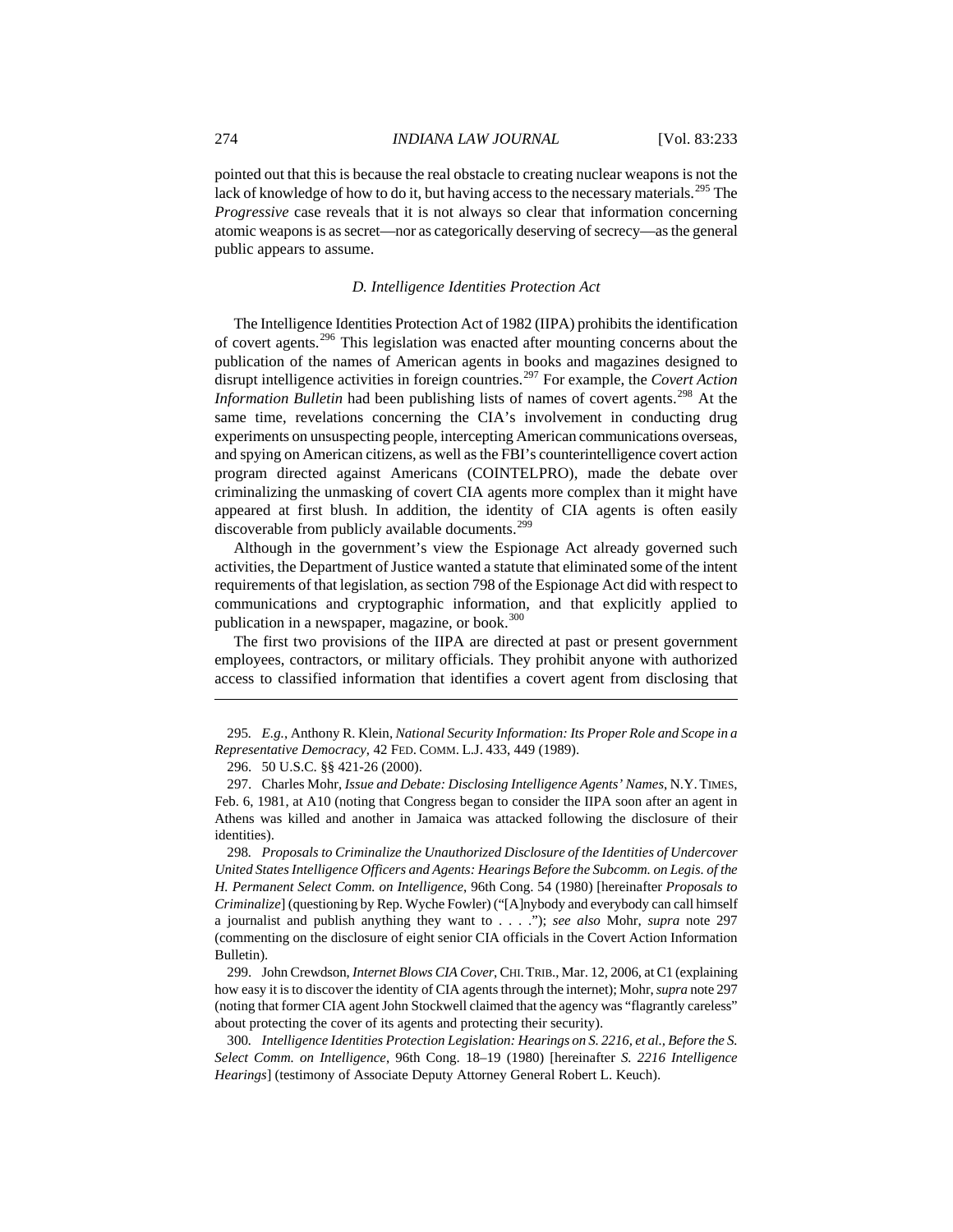pointed out that this is because the real obstacle to creating nuclear weapons is not the lack of knowledge of how to do it, but having access to the necessary materials.[295] The *Progressive* case reveals that it is not always so clear that information concerning atomic weapons is as secret—nor as categorically deserving of secrecy—as the general public appears to assume.

### *D. Intelligence Identities Protection Act*

The Intelligence Identities Protection Act of 1982 (IIPA) prohibits the identification of covert agents.[296] This legislation was enacted after mounting concerns about the publication of the names of American agents in books and magazines designed to disrupt intelligence activities in foreign countries.[297] For example, the *Covert Action Information Bulletin* had been publishing lists of names of covert agents.[298] At the same time, revelations concerning the CIA's involvement in conducting drug experiments on unsuspecting people, intercepting American communications overseas, and spying on American citizens, as well as the FBI's counterintelligence covert action program directed against Americans (COINTELPRO), made the debate over criminalizing the unmasking of covert CIA agents more complex than it might have appeared at first blush. In addition, the identity of CIA agents is often easily discoverable from publicly available documents.[299]

Although in the government's view the Espionage Act already governed such activities, the Department of Justice wanted a statute that eliminated some of the intent requirements of that legislation, as section 798 of the Espionage Act did with respect to communications and cryptographic information, and that explicitly applied to publication in a newspaper, magazine, or book.[300]

The first two provisions of the IIPA are directed at past or present government employees, contractors, or military officials. They prohibit anyone with authorized access to classified information that identifies a covert agent from disclosing that

---

295. *E.g.*, Anthony R. Klein, *National Security Information: Its Proper Role and Scope in a Representative Democracy*, 42 FED. COMM. L.J. 433, 449 (1989).

296. 50 U.S.C. §§ 421-26 (2000).

297. Charles Mohr, *Issue and Debate: Disclosing Intelligence Agents' Names*, N.Y. TIMES, Feb. 6, 1981, at A10 (noting that Congress began to consider the IIPA soon after an agent in Athens was killed and another in Jamaica was attacked following the disclosure of their identities).

298. *Proposals to Criminalize the Unauthorized Disclosure of the Identities of Undercover United States Intelligence Officers and Agents: Hearings Before the Subcomm. on Legis. of the H. Permanent Select Comm. on Intelligence*, 96th Cong. 54 (1980) [hereinafter *Proposals to Criminalize*] (questioning by Rep. Wyche Fowler) ("[A]nybody and everybody can call himself a journalist and publish anything they want to . . . ."); *see also* Mohr, *supra* note 297 (commenting on the disclosure of eight senior CIA officials in the Covert Action Information Bulletin).

299. John Crewdson, *Internet Blows CIA Cover*, CHI. TRIB., Mar. 12, 2006, at C1 (explaining how easy it is to discover the identity of CIA agents through the internet); Mohr, *supra* note 297 (noting that former CIA agent John Stockwell claimed that the agency was "flagrantly careless" about protecting the cover of its agents and protecting their security).

300. *Intelligence Identities Protection Legislation: Hearings on S. 2216, et al., Before the S. Select Comm. on Intelligence*, 96th Cong. 18–19 (1980) [hereinafter *S. 2216 Intelligence Hearings*] (testimony of Associate Deputy Attorney General Robert L. Keuch).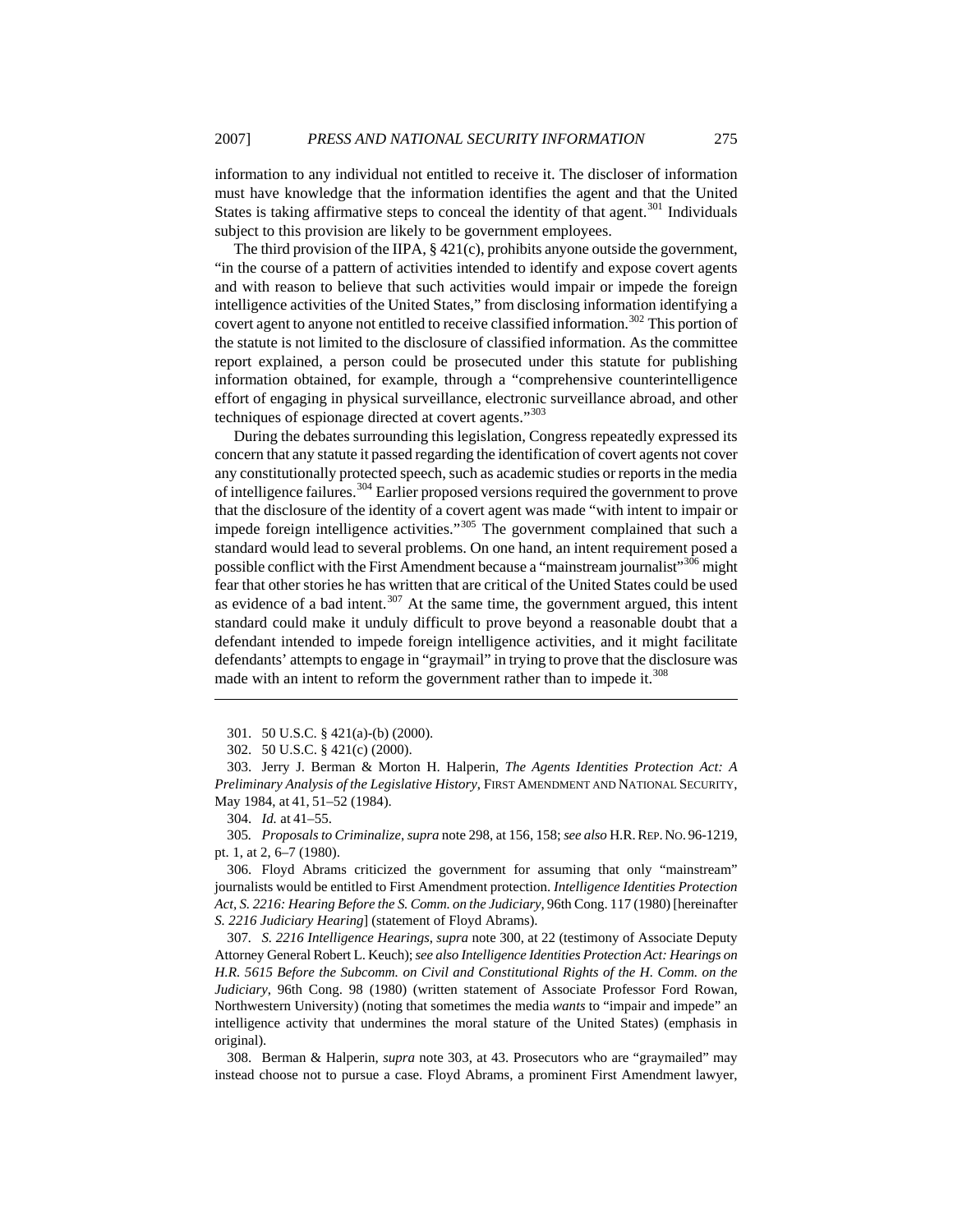information to any individual not entitled to receive it. The discloser of information must have knowledge that the information identifies the agent and that the United States is taking affirmative steps to conceal the identity of that agent.[301] Individuals subject to this provision are likely to be government employees.

The third provision of the IIPA, § 421(c), prohibits anyone outside the government, "in the course of a pattern of activities intended to identify and expose covert agents and with reason to believe that such activities would impair or impede the foreign intelligence activities of the United States," from disclosing information identifying a covert agent to anyone not entitled to receive classified information.[302] This portion of the statute is not limited to the disclosure of classified information. As the committee report explained, a person could be prosecuted under this statute for publishing information obtained, for example, through a "comprehensive counterintelligence effort of engaging in physical surveillance, electronic surveillance abroad, and other techniques of espionage directed at covert agents."[303]

During the debates surrounding this legislation, Congress repeatedly expressed its concern that any statute it passed regarding the identification of covert agents not cover any constitutionally protected speech, such as academic studies or reports in the media of intelligence failures.[304] Earlier proposed versions required the government to prove that the disclosure of the identity of a covert agent was made "with intent to impair or impede foreign intelligence activities."[305] The government complained that such a standard would lead to several problems. On one hand, an intent requirement posed a possible conflict with the First Amendment because a "mainstream journalist"[306] might fear that other stories he has written that are critical of the United States could be used as evidence of a bad intent.[307] At the same time, the government argued, this intent standard could make it unduly difficult to prove beyond a reasonable doubt that a defendant intended to impede foreign intelligence activities, and it might facilitate defendants' attempts to engage in "graymail" in trying to prove that the disclosure was made with an intent to reform the government rather than to impede it.[308]

---

301. 50 U.S.C. § 421(a)-(b) (2000).

302. 50 U.S.C. § 421(c) (2000).

303. Jerry J. Berman & Morton H. Halperin, *The Agents Identities Protection Act: A Preliminary Analysis of the Legislative History*, FIRST AMENDMENT AND NATIONAL SECURITY, May 1984, at 41, 51–52 (1984).

304. *Id.* at 41–55.

305. *Proposals to Criminalize*, *supra* note 298, at 156, 158; *see also* H.R. REP. NO. 96-1219, pt. 1, at 2, 6–7 (1980).

306. Floyd Abrams criticized the government for assuming that only "mainstream" journalists would be entitled to First Amendment protection. *Intelligence Identities Protection Act, S. 2216: Hearing Before the S. Comm. on the Judiciary*, 96th Cong. 117 (1980) [hereinafter *S. 2216 Judiciary Hearing*] (statement of Floyd Abrams).

307. *S. 2216 Intelligence Hearings*, *supra* note 300, at 22 (testimony of Associate Deputy Attorney General Robert L. Keuch); *see also Intelligence Identities Protection Act: Hearings on H.R. 5615 Before the Subcomm. on Civil and Constitutional Rights of the H. Comm. on the Judiciary*, 96th Cong. 98 (1980) (written statement of Associate Professor Ford Rowan, Northwestern University) (noting that sometimes the media *wants* to "impair and impede" an intelligence activity that undermines the moral stature of the United States) (emphasis in original).

308. Berman & Halperin, *supra* note 303, at 43. Prosecutors who are "graymailed" may instead choose not to pursue a case. Floyd Abrams, a prominent First Amendment lawyer,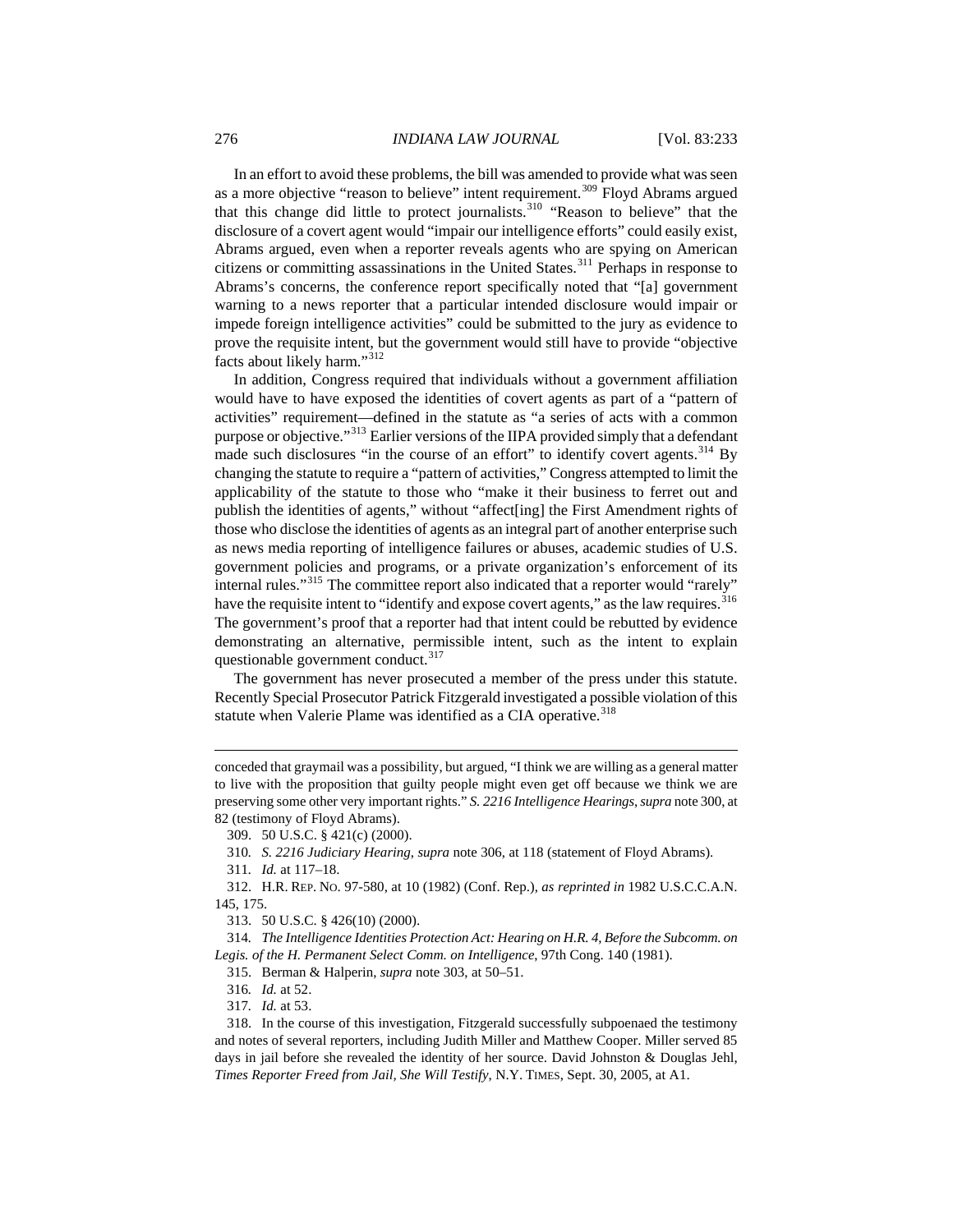In an effort to avoid these problems, the bill was amended to provide what was seen as a more objective "reason to believe" intent requirement.[309] Floyd Abrams argued that this change did little to protect journalists.[310] "Reason to believe" that the disclosure of a covert agent would "impair our intelligence efforts" could easily exist, Abrams argued, even when a reporter reveals agents who are spying on American citizens or committing assassinations in the United States.[311] Perhaps in response to Abrams's concerns, the conference report specifically noted that "[a] government warning to a news reporter that a particular intended disclosure would impair or impede foreign intelligence activities" could be submitted to the jury as evidence to prove the requisite intent, but the government would still have to provide "objective facts about likely harm."[312]

In addition, Congress required that individuals without a government affiliation would have to have exposed the identities of covert agents as part of a "pattern of activities" requirement—defined in the statute as "a series of acts with a common purpose or objective."[313] Earlier versions of the IIPA provided simply that a defendant made such disclosures "in the course of an effort" to identify covert agents.[314] By changing the statute to require a "pattern of activities," Congress attempted to limit the applicability of the statute to those who "make it their business to ferret out and publish the identities of agents," without "affect[ing] the First Amendment rights of those who disclose the identities of agents as an integral part of another enterprise such as news media reporting of intelligence failures or abuses, academic studies of U.S. government policies and programs, or a private organization's enforcement of its internal rules."[315] The committee report also indicated that a reporter would "rarely" have the requisite intent to "identify and expose covert agents," as the law requires.[316] The government's proof that a reporter had that intent could be rebutted by evidence demonstrating an alternative, permissible intent, such as the intent to explain questionable government conduct.[317]

The government has never prosecuted a member of the press under this statute. Recently Special Prosecutor Patrick Fitzgerald investigated a possible violation of this statute when Valerie Plame was identified as a CIA operative.[318]

---

conceded that graymail was a possibility, but argued, "I think we are willing as a general matter to live with the proposition that guilty people might even get off because we think we are preserving some other very important rights." *S. 2216 Intelligence Hearings*, *supra* note 300, at 82 (testimony of Floyd Abrams).

309. 50 U.S.C. § 421(c) (2000).

310. *S. 2216 Judiciary Hearing*, *supra* note 306, at 118 (statement of Floyd Abrams).

311. *Id.* at 117–18.

312. H.R. REP. NO. 97-580, at 10 (1982) (Conf. Rep.), *as reprinted in* 1982 U.S.C.C.A.N. 145, 175.

313. 50 U.S.C. § 426(10) (2000).

314. *The Intelligence Identities Protection Act: Hearing on H.R. 4, Before the Subcomm. on Legis. of the H. Permanent Select Comm. on Intelligence*, 97th Cong. 140 (1981).

315. Berman & Halperin, *supra* note 303, at 50–51.

316. *Id.* at 52.

317. *Id.* at 53.

318. In the course of this investigation, Fitzgerald successfully subpoenaed the testimony and notes of several reporters, including Judith Miller and Matthew Cooper. Miller served 85 days in jail before she revealed the identity of her source. David Johnston & Douglas Jehl, *Times Reporter Freed from Jail, She Will Testify*, N.Y. TIMES, Sept. 30, 2005, at A1.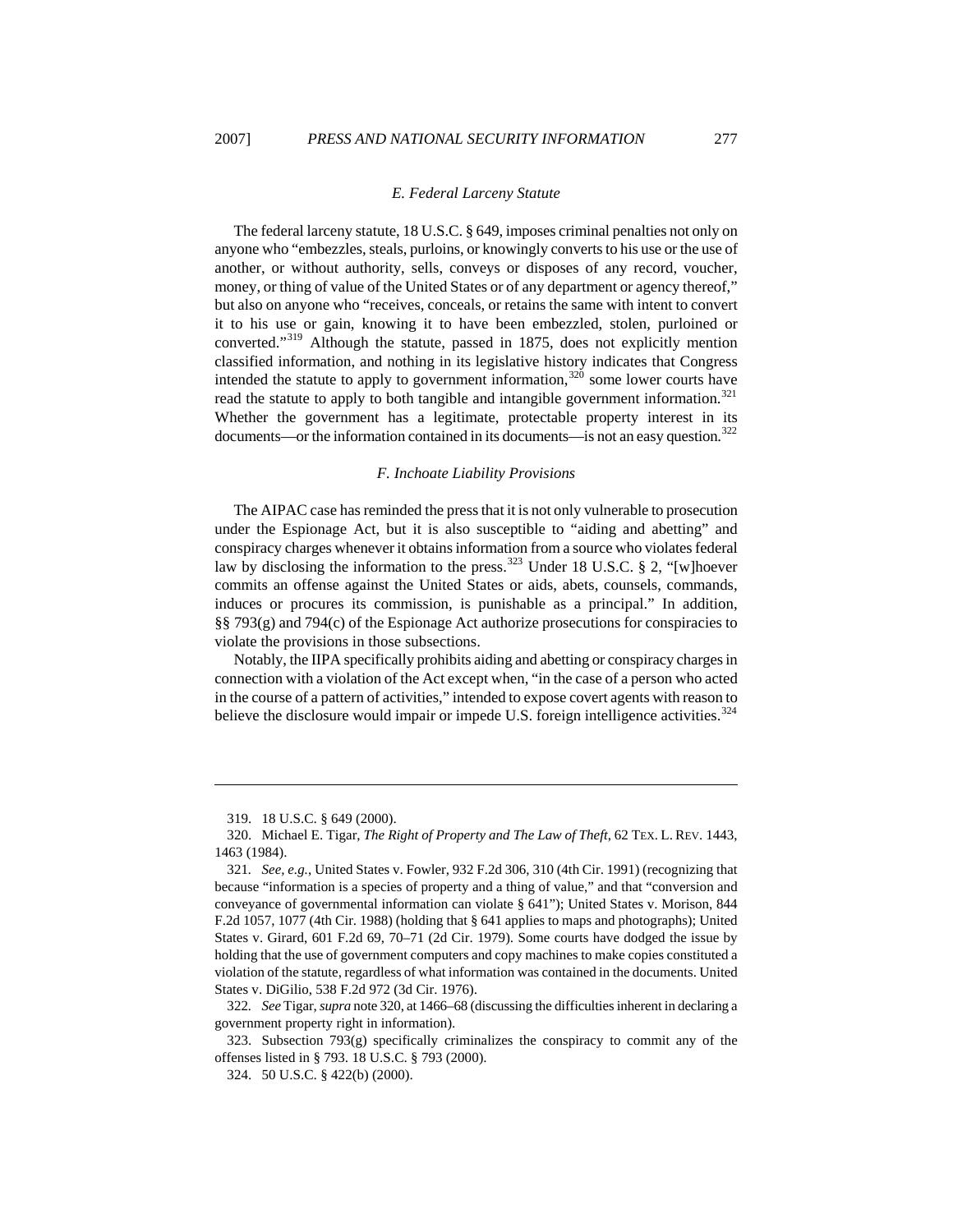### *E. Federal Larceny Statute*

The federal larceny statute, 18 U.S.C. § 649, imposes criminal penalties not only on anyone who "embezzles, steals, purloins, or knowingly converts to his use or the use of another, or without authority, sells, conveys or disposes of any record, voucher, money, or thing of value of the United States or of any department or agency thereof," but also on anyone who "receives, conceals, or retains the same with intent to convert it to his use or gain, knowing it to have been embezzled, stolen, purloined or converted."[319] Although the statute, passed in 1875, does not explicitly mention classified information, and nothing in its legislative history indicates that Congress intended the statute to apply to government information,[320] some lower courts have read the statute to apply to both tangible and intangible government information.[321] Whether the government has a legitimate, protectable property interest in its documents—or the information contained in its documents—is not an easy question.[322]

### *F. Inchoate Liability Provisions*

The AIPAC case has reminded the press that it is not only vulnerable to prosecution under the Espionage Act, but it is also susceptible to "aiding and abetting" and conspiracy charges whenever it obtains information from a source who violates federal law by disclosing the information to the press.[323] Under 18 U.S.C. § 2, "[w]hoever commits an offense against the United States or aids, abets, counsels, commands, induces or procures its commission, is punishable as a principal." In addition, §§ 793(g) and 794(c) of the Espionage Act authorize prosecutions for conspiracies to violate the provisions in those subsections.

Notably, the IIPA specifically prohibits aiding and abetting or conspiracy charges in connection with a violation of the Act except when, "in the case of a person who acted in the course of a pattern of activities," intended to expose covert agents with reason to believe the disclosure would impair or impede U.S. foreign intelligence activities.[324]

---

319. 18 U.S.C. § 649 (2000).

320. Michael E. Tigar, *The Right of Property and The Law of Theft*, 62 TEX. L. REV. 1443, 1463 (1984).

321. *See, e.g.*, United States v. Fowler, 932 F.2d 306, 310 (4th Cir. 1991) (recognizing that because "information is a species of property and a thing of value," and that "conversion and conveyance of governmental information can violate § 641"); United States v. Morison, 844 F.2d 1057, 1077 (4th Cir. 1988) (holding that § 641 applies to maps and photographs); United States v. Girard, 601 F.2d 69, 70–71 (2d Cir. 1979). Some courts have dodged the issue by holding that the use of government computers and copy machines to make copies constituted a violation of the statute, regardless of what information was contained in the documents. United States v. DiGilio, 538 F.2d 972 (3d Cir. 1976).

322. *See* Tigar, *supra* note 320, at 1466–68 (discussing the difficulties inherent in declaring a government property right in information).

323. Subsection 793(g) specifically criminalizes the conspiracy to commit any of the offenses listed in § 793. 18 U.S.C. § 793 (2000).

324. 50 U.S.C. § 422(b) (2000).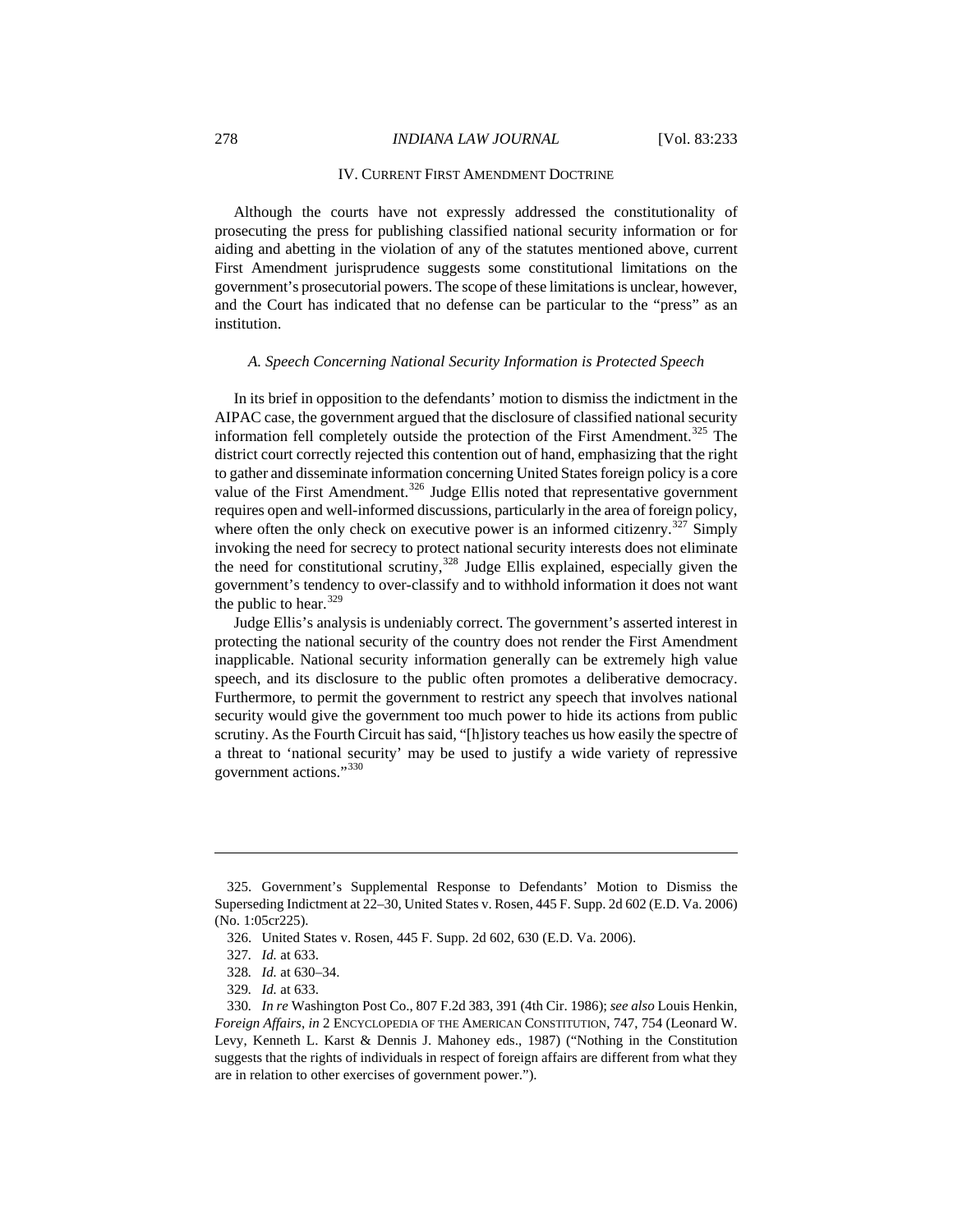## IV. CURRENT FIRST AMENDMENT DOCTRINE

Although the courts have not expressly addressed the constitutionality of prosecuting the press for publishing classified national security information or for aiding and abetting in the violation of any of the statutes mentioned above, current First Amendment jurisprudence suggests some constitutional limitations on the government's prosecutorial powers. The scope of these limitations is unclear, however, and the Court has indicated that no defense can be particular to the "press" as an institution.

### *A. Speech Concerning National Security Information is Protected Speech*

In its brief in opposition to the defendants' motion to dismiss the indictment in the AIPAC case, the government argued that the disclosure of classified national security information fell completely outside the protection of the First Amendment.[325] The district court correctly rejected this contention out of hand, emphasizing that the right to gather and disseminate information concerning United States foreign policy is a core value of the First Amendment.[326] Judge Ellis noted that representative government requires open and well-informed discussions, particularly in the area of foreign policy, where often the only check on executive power is an informed citizenry.[327] Simply invoking the need for secrecy to protect national security interests does not eliminate the need for constitutional scrutiny,[328] Judge Ellis explained, especially given the government's tendency to over-classify and to withhold information it does not want the public to hear.[329]

Judge Ellis's analysis is undeniably correct. The government's asserted interest in protecting the national security of the country does not render the First Amendment inapplicable. National security information generally can be extremely high value speech, and its disclosure to the public often promotes a deliberative democracy. Furthermore, to permit the government to restrict any speech that involves national security would give the government too much power to hide its actions from public scrutiny. As the Fourth Circuit has said, "[h]istory teaches us how easily the spectre of a threat to 'national security' may be used to justify a wide variety of repressive government actions."[330]

---

325. Government's Supplemental Response to Defendants' Motion to Dismiss the Superseding Indictment at 22–30, United States v. Rosen, 445 F. Supp. 2d 602 (E.D. Va. 2006) (No. 1:05cr225).

326. United States v. Rosen, 445 F. Supp. 2d 602, 630 (E.D. Va. 2006).

327. *Id.* at 633.

328. *Id.* at 630–34.

329. *Id.* at 633.

330. *In re* Washington Post Co., 807 F.2d 383, 391 (4th Cir. 1986); *see also* Louis Henkin, *Foreign Affairs*, *in* 2 ENCYCLOPEDIA OF THE AMERICAN CONSTITUTION, 747, 754 (Leonard W. Levy, Kenneth L. Karst & Dennis J. Mahoney eds., 1987) ("Nothing in the Constitution suggests that the rights of individuals in respect of foreign affairs are different from what they are in relation to other exercises of government power.").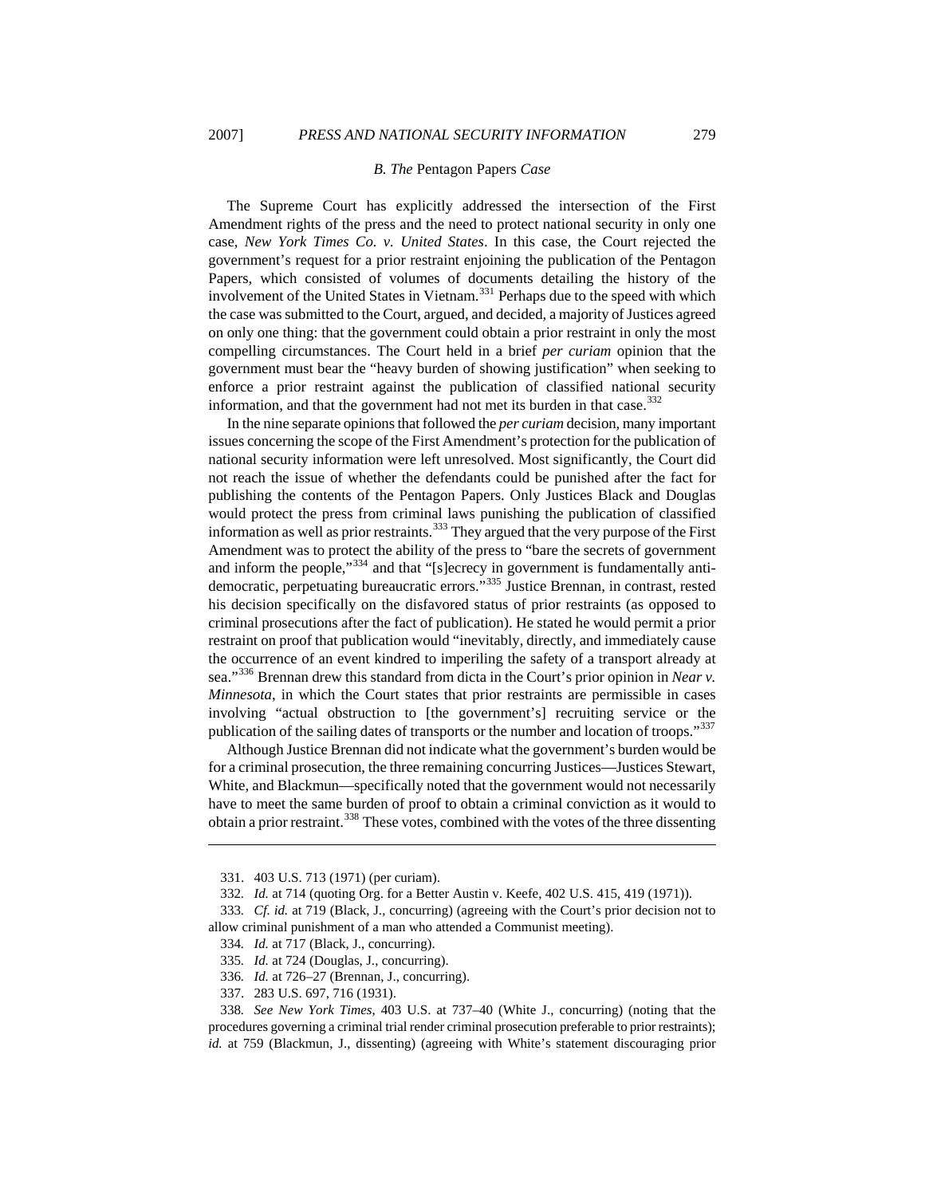### *B. The* Pentagon Papers *Case*

The Supreme Court has explicitly addressed the intersection of the First Amendment rights of the press and the need to protect national security in only one case, *New York Times Co. v. United States*. In this case, the Court rejected the government's request for a prior restraint enjoining the publication of the Pentagon Papers, which consisted of volumes of documents detailing the history of the involvement of the United States in Vietnam.[331] Perhaps due to the speed with which the case was submitted to the Court, argued, and decided, a majority of Justices agreed on only one thing: that the government could obtain a prior restraint in only the most compelling circumstances. The Court held in a brief *per curiam* opinion that the government must bear the "heavy burden of showing justification" when seeking to enforce a prior restraint against the publication of classified national security information, and that the government had not met its burden in that case.[332]

In the nine separate opinions that followed the *per curiam* decision, many important issues concerning the scope of the First Amendment's protection for the publication of national security information were left unresolved. Most significantly, the Court did not reach the issue of whether the defendants could be punished after the fact for publishing the contents of the Pentagon Papers. Only Justices Black and Douglas would protect the press from criminal laws punishing the publication of classified information as well as prior restraints.[333] They argued that the very purpose of the First Amendment was to protect the ability of the press to "bare the secrets of government and inform the people,"[334] and that "[s]ecrecy in government is fundamentally anti-democratic, perpetuating bureaucratic errors."[335] Justice Brennan, in contrast, rested his decision specifically on the disfavored status of prior restraints (as opposed to criminal prosecutions after the fact of publication). He stated he would permit a prior restraint on proof that publication would "inevitably, directly, and immediately cause the occurrence of an event kindred to imperiling the safety of a transport already at sea."[336] Brennan drew this standard from dicta in the Court's prior opinion in *Near v. Minnesota*, in which the Court states that prior restraints are permissible in cases involving "actual obstruction to [the government's] recruiting service or the publication of the sailing dates of transports or the number and location of troops."[337]

Although Justice Brennan did not indicate what the government's burden would be for a criminal prosecution, the three remaining concurring Justices—Justices Stewart, White, and Blackmun—specifically noted that the government would not necessarily have to meet the same burden of proof to obtain a criminal conviction as it would to obtain a prior restraint.[338] These votes, combined with the votes of the three dissenting

---

331. 403 U.S. 713 (1971) (per curiam).

332. *Id.* at 714 (quoting Org. for a Better Austin v. Keefe, 402 U.S. 415, 419 (1971)).

333. *Cf. id.* at 719 (Black, J., concurring) (agreeing with the Court's prior decision not to allow criminal punishment of a man who attended a Communist meeting).

334. *Id.* at 717 (Black, J., concurring).

335. *Id.* at 724 (Douglas, J., concurring).

336. *Id.* at 726–27 (Brennan, J., concurring).

337. 283 U.S. 697, 716 (1931).

338. *See New York Times*, 403 U.S. at 737–40 (White J., concurring) (noting that the procedures governing a criminal trial render criminal prosecution preferable to prior restraints); *id.* at 759 (Blackmun, J., dissenting) (agreeing with White's statement discouraging prior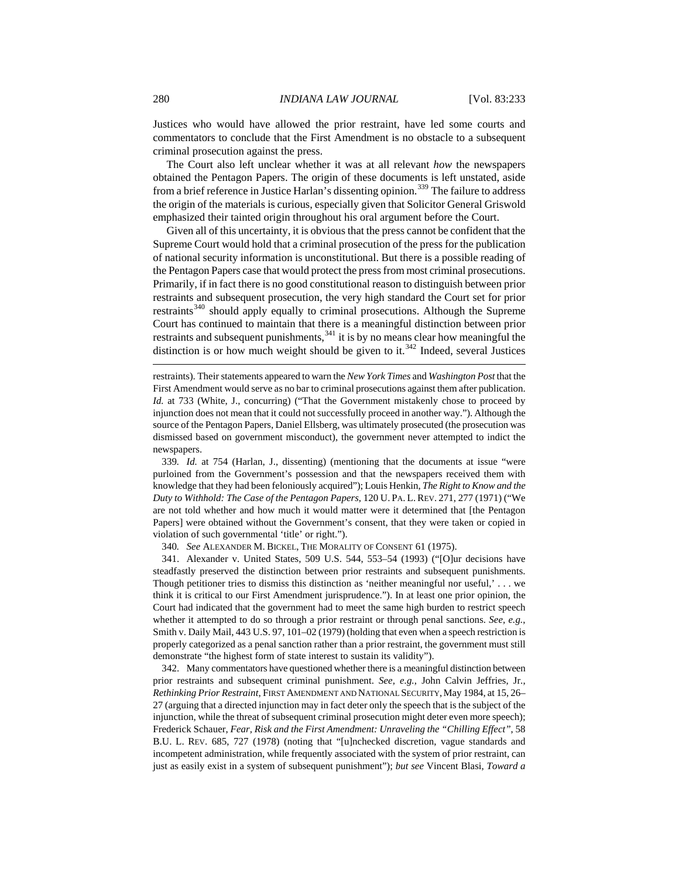Justices who would have allowed the prior restraint, have led some courts and commentators to conclude that the First Amendment is no obstacle to a subsequent criminal prosecution against the press.

The Court also left unclear whether it was at all relevant *how* the newspapers obtained the Pentagon Papers. The origin of these documents is left unstated, aside from a brief reference in Justice Harlan's dissenting opinion.[339] The failure to address the origin of the materials is curious, especially given that Solicitor General Griswold emphasized their tainted origin throughout his oral argument before the Court.

Given all of this uncertainty, it is obvious that the press cannot be confident that the Supreme Court would hold that a criminal prosecution of the press for the publication of national security information is unconstitutional. But there is a possible reading of the Pentagon Papers case that would protect the press from most criminal prosecutions. Primarily, if in fact there is no good constitutional reason to distinguish between prior restraints and subsequent prosecution, the very high standard the Court set for prior restraints[340] should apply equally to criminal prosecutions. Although the Supreme Court has continued to maintain that there is a meaningful distinction between prior restraints and subsequent punishments,[341] it is by no means clear how meaningful the distinction is or how much weight should be given to it.[342] Indeed, several Justices

---

restraints). Their statements appeared to warn the *New York Times* and *Washington Post* that the First Amendment would serve as no bar to criminal prosecutions against them after publication. *Id.* at 733 (White, J., concurring) ("That the Government mistakenly chose to proceed by injunction does not mean that it could not successfully proceed in another way."). Although the source of the Pentagon Papers, Daniel Ellsberg, was ultimately prosecuted (the prosecution was dismissed based on government misconduct), the government never attempted to indict the newspapers.

339. *Id.* at 754 (Harlan, J., dissenting) (mentioning that the documents at issue "were purloined from the Government's possession and that the newspapers received them with knowledge that they had been feloniously acquired"); Louis Henkin, *The Right to Know and the Duty to Withhold: The Case of the Pentagon Papers*, 120 U. PA. L. REV. 271, 277 (1971) ("We are not told whether and how much it would matter were it determined that [the Pentagon Papers] were obtained without the Government's consent, that they were taken or copied in violation of such governmental 'title' or right.").

340. *See* ALEXANDER M. BICKEL, THE MORALITY OF CONSENT 61 (1975).

341. Alexander v. United States, 509 U.S. 544, 553–54 (1993) ("[O]ur decisions have steadfastly preserved the distinction between prior restraints and subsequent punishments. Though petitioner tries to dismiss this distinction as 'neither meaningful nor useful,' . . . we think it is critical to our First Amendment jurisprudence."). In at least one prior opinion, the Court had indicated that the government had to meet the same high burden to restrict speech whether it attempted to do so through a prior restraint or through penal sanctions. *See, e.g.*, Smith v. Daily Mail, 443 U.S. 97, 101–02 (1979) (holding that even when a speech restriction is properly categorized as a penal sanction rather than a prior restraint, the government must still demonstrate "the highest form of state interest to sustain its validity").

342. Many commentators have questioned whether there is a meaningful distinction between prior restraints and subsequent criminal punishment. *See, e.g.*, John Calvin Jeffries, Jr., *Rethinking Prior Restraint*, FIRST AMENDMENT AND NATIONAL SECURITY, May 1984, at 15, 26–27 (arguing that a directed injunction may in fact deter only the speech that is the subject of the injunction, while the threat of subsequent criminal prosecution might deter even more speech); Frederick Schauer, *Fear, Risk and the First Amendment: Unraveling the "Chilling Effect"*, 58 B.U. L. REV. 685, 727 (1978) (noting that "[u]nchecked discretion, vague standards and incompetent administration, while frequently associated with the system of prior restraint, can just as easily exist in a system of subsequent punishment"); *but see* Vincent Blasi, *Toward a*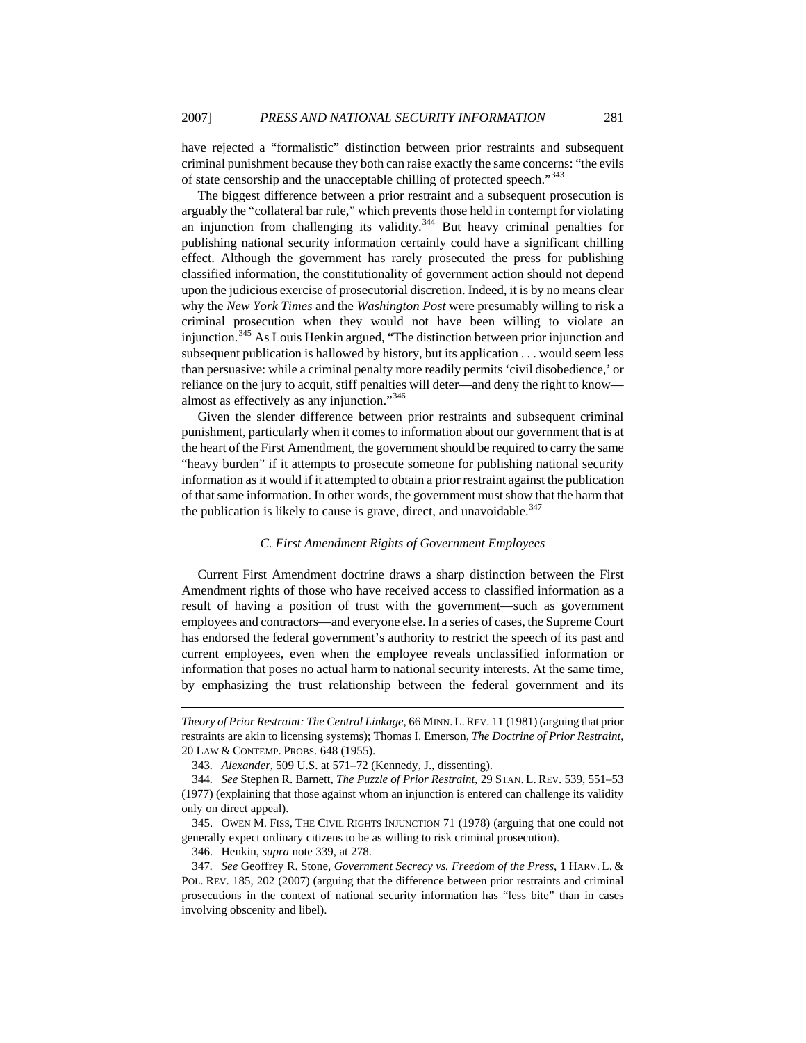have rejected a "formalistic" distinction between prior restraints and subsequent criminal punishment because they both can raise exactly the same concerns: "the evils of state censorship and the unacceptable chilling of protected speech."[343]

The biggest difference between a prior restraint and a subsequent prosecution is arguably the "collateral bar rule," which prevents those held in contempt for violating an injunction from challenging its validity.[344] But heavy criminal penalties for publishing national security information certainly could have a significant chilling effect. Although the government has rarely prosecuted the press for publishing classified information, the constitutionality of government action should not depend upon the judicious exercise of prosecutorial discretion. Indeed, it is by no means clear why the *New York Times* and the *Washington Post* were presumably willing to risk a criminal prosecution when they would not have been willing to violate an injunction.[345] As Louis Henkin argued, "The distinction between prior injunction and subsequent publication is hallowed by history, but its application . . . would seem less than persuasive: while a criminal penalty more readily permits 'civil disobedience,' or reliance on the jury to acquit, stiff penalties will deter—and deny the right to know—almost as effectively as any injunction."[346]

Given the slender difference between prior restraints and subsequent criminal punishment, particularly when it comes to information about our government that is at the heart of the First Amendment, the government should be required to carry the same "heavy burden" if it attempts to prosecute someone for publishing national security information as it would if it attempted to obtain a prior restraint against the publication of that same information. In other words, the government must show that the harm that the publication is likely to cause is grave, direct, and unavoidable.[347]

### *C. First Amendment Rights of Government Employees*

Current First Amendment doctrine draws a sharp distinction between the First Amendment rights of those who have received access to classified information as a result of having a position of trust with the government—such as government employees and contractors—and everyone else. In a series of cases, the Supreme Court has endorsed the federal government's authority to restrict the speech of its past and current employees, even when the employee reveals unclassified information or information that poses no actual harm to national security interests. At the same time, by emphasizing the trust relationship between the federal government and its

---

*Theory of Prior Restraint: The Central Linkage*, 66 MINN. L. REV. 11 (1981) (arguing that prior restraints are akin to licensing systems); Thomas I. Emerson, *The Doctrine of Prior Restraint*, 20 LAW & CONTEMP. PROBS. 648 (1955).

343. *Alexander*, 509 U.S. at 571–72 (Kennedy, J., dissenting).

344. *See* Stephen R. Barnett, *The Puzzle of Prior Restraint*, 29 STAN. L. REV. 539, 551–53 (1977) (explaining that those against whom an injunction is entered can challenge its validity only on direct appeal).

345. OWEN M. FISS, THE CIVIL RIGHTS INJUNCTION 71 (1978) (arguing that one could not generally expect ordinary citizens to be as willing to risk criminal prosecution).

346. Henkin, *supra* note 339, at 278.

347. *See* Geoffrey R. Stone, *Government Secrecy vs. Freedom of the Press*, 1 HARV. L. & POL. REV. 185, 202 (2007) (arguing that the difference between prior restraints and criminal prosecutions in the context of national security information has "less bite" than in cases involving obscenity and libel).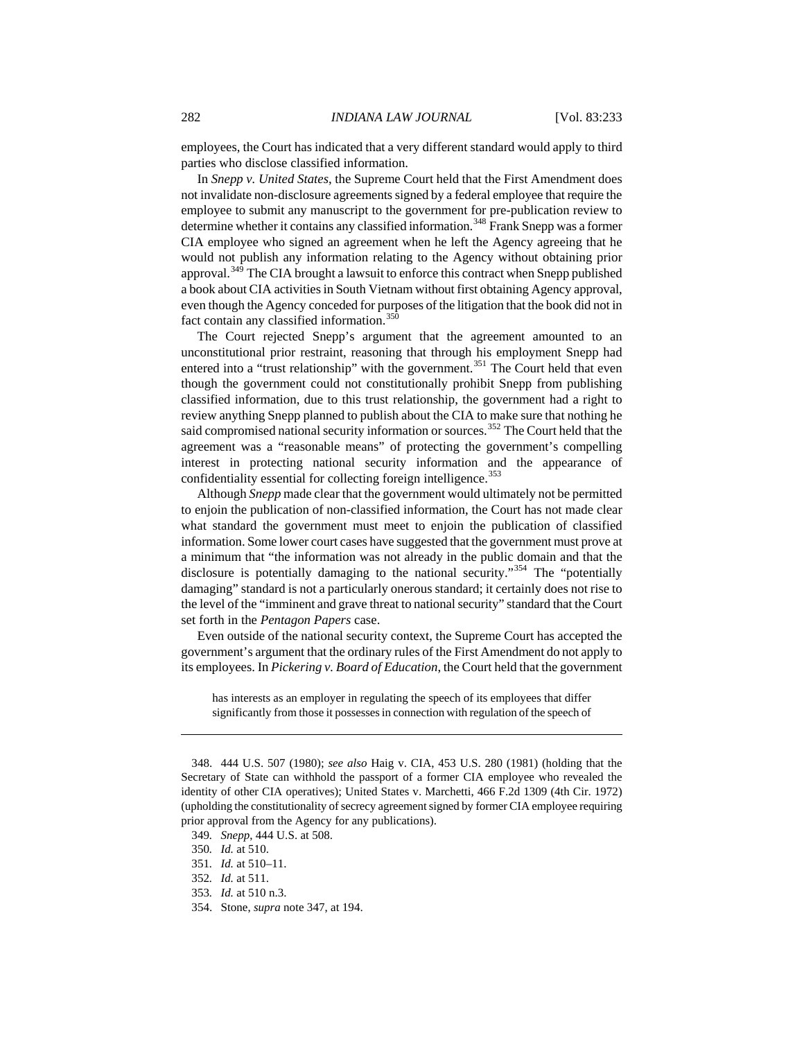employees, the Court has indicated that a very different standard would apply to third parties who disclose classified information.

In *Snepp v. United States*, the Supreme Court held that the First Amendment does not invalidate non-disclosure agreements signed by a federal employee that require the employee to submit any manuscript to the government for pre-publication review to determine whether it contains any classified information.[348] Frank Snepp was a former CIA employee who signed an agreement when he left the Agency agreeing that he would not publish any information relating to the Agency without obtaining prior approval.[349] The CIA brought a lawsuit to enforce this contract when Snepp published a book about CIA activities in South Vietnam without first obtaining Agency approval, even though the Agency conceded for purposes of the litigation that the book did not in fact contain any classified information.[350]

The Court rejected Snepp's argument that the agreement amounted to an unconstitutional prior restraint, reasoning that through his employment Snepp had entered into a "trust relationship" with the government.[351] The Court held that even though the government could not constitutionally prohibit Snepp from publishing classified information, due to this trust relationship, the government had a right to review anything Snepp planned to publish about the CIA to make sure that nothing he said compromised national security information or sources.[352] The Court held that the agreement was a "reasonable means" of protecting the government's compelling interest in protecting national security information and the appearance of confidentiality essential for collecting foreign intelligence.[353]

Although *Snepp* made clear that the government would ultimately not be permitted to enjoin the publication of non-classified information, the Court has not made clear what standard the government must meet to enjoin the publication of classified information. Some lower court cases have suggested that the government must prove at a minimum that "the information was not already in the public domain and that the disclosure is potentially damaging to the national security."[354] The "potentially damaging" standard is not a particularly onerous standard; it certainly does not rise to the level of the "imminent and grave threat to national security" standard that the Court set forth in the *Pentagon Papers* case.

Even outside of the national security context, the Supreme Court has accepted the government's argument that the ordinary rules of the First Amendment do not apply to its employees. In *Pickering v. Board of Education*, the Court held that the government

> has interests as an employer in regulating the speech of its employees that differ significantly from those it possesses in connection with regulation of the speech of

---

348. 444 U.S. 507 (1980); *see also* Haig v. CIA, 453 U.S. 280 (1981) (holding that the Secretary of State can withhold the passport of a former CIA employee who revealed the identity of other CIA operatives); United States v. Marchetti, 466 F.2d 1309 (4th Cir. 1972) (upholding the constitutionality of secrecy agreement signed by former CIA employee requiring prior approval from the Agency for any publications).

349. *Snepp*, 444 U.S. at 508.

350. *Id.* at 510.

351. *Id.* at 510–11.

352. *Id.* at 511.

353. *Id.* at 510 n.3.

354. Stone, *supra* note 347, at 194.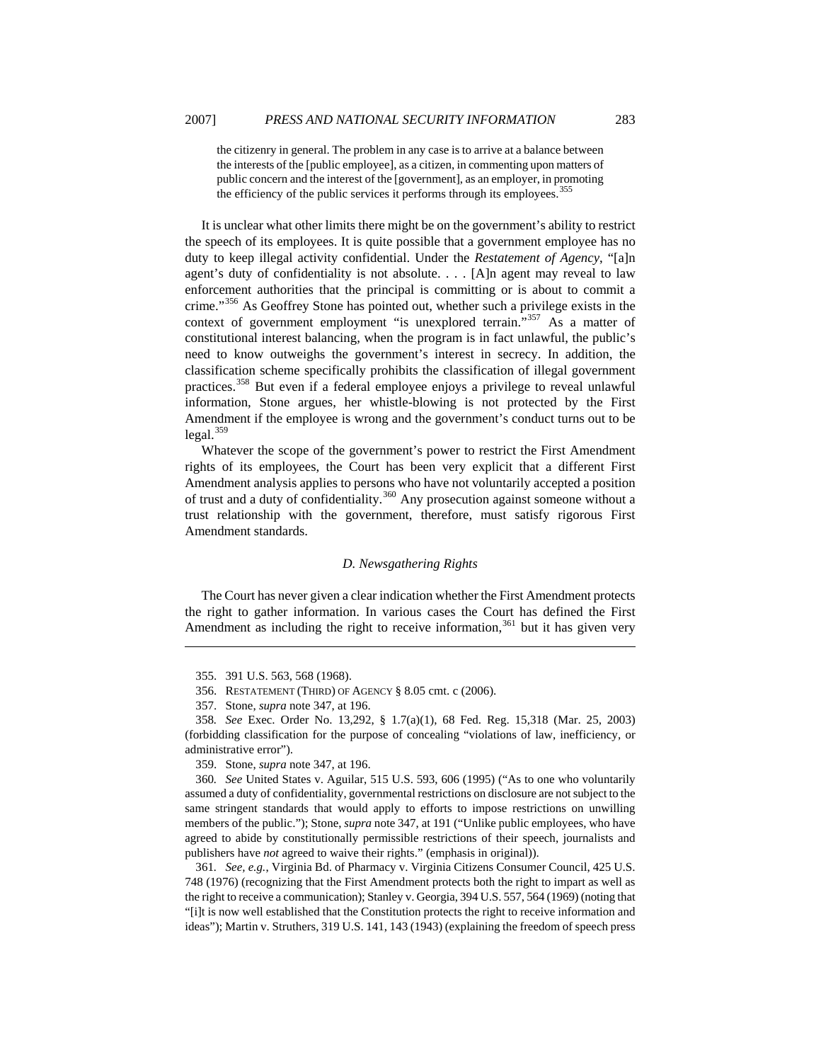> the citizenry in general. The problem in any case is to arrive at a balance between the interests of the [public employee], as a citizen, in commenting upon matters of public concern and the interest of the [government], as an employer, in promoting the efficiency of the public services it performs through its employees.[355]

It is unclear what other limits there might be on the government's ability to restrict the speech of its employees. It is quite possible that a government employee has no duty to keep illegal activity confidential. Under the *Restatement of Agency*, "[a]n agent's duty of confidentiality is not absolute. . . . [A]n agent may reveal to law enforcement authorities that the principal is committing or is about to commit a crime."[356] As Geoffrey Stone has pointed out, whether such a privilege exists in the context of government employment "is unexplored terrain."[357] As a matter of constitutional interest balancing, when the program is in fact unlawful, the public's need to know outweighs the government's interest in secrecy. In addition, the classification scheme specifically prohibits the classification of illegal government practices.[358] But even if a federal employee enjoys a privilege to reveal unlawful information, Stone argues, her whistle-blowing is not protected by the First Amendment if the employee is wrong and the government's conduct turns out to be legal.[359]

Whatever the scope of the government's power to restrict the First Amendment rights of its employees, the Court has been very explicit that a different First Amendment analysis applies to persons who have not voluntarily accepted a position of trust and a duty of confidentiality.[360] Any prosecution against someone without a trust relationship with the government, therefore, must satisfy rigorous First Amendment standards.

### *D. Newsgathering Rights*

The Court has never given a clear indication whether the First Amendment protects the right to gather information. In various cases the Court has defined the First Amendment as including the right to receive information,[361] but it has given very

---

355. 391 U.S. 563, 568 (1968).

356. RESTATEMENT (THIRD) OF AGENCY § 8.05 cmt. c (2006).

357. Stone, *supra* note 347, at 196.

358. *See* Exec. Order No. 13,292, § 1.7(a)(1), 68 Fed. Reg. 15,318 (Mar. 25, 2003) (forbidding classification for the purpose of concealing "violations of law, inefficiency, or administrative error").

359. Stone, *supra* note 347, at 196.

360. *See* United States v. Aguilar, 515 U.S. 593, 606 (1995) ("As to one who voluntarily assumed a duty of confidentiality, governmental restrictions on disclosure are not subject to the same stringent standards that would apply to efforts to impose restrictions on unwilling members of the public."); Stone, *supra* note 347, at 191 ("Unlike public employees, who have agreed to abide by constitutionally permissible restrictions of their speech, journalists and publishers have *not* agreed to waive their rights." (emphasis in original)).

361. *See, e.g.*, Virginia Bd. of Pharmacy v. Virginia Citizens Consumer Council, 425 U.S. 748 (1976) (recognizing that the First Amendment protects both the right to impart as well as the right to receive a communication); Stanley v. Georgia, 394 U.S. 557, 564 (1969) (noting that "[i]t is now well established that the Constitution protects the right to receive information and ideas"); Martin v. Struthers, 319 U.S. 141, 143 (1943) (explaining the freedom of speech press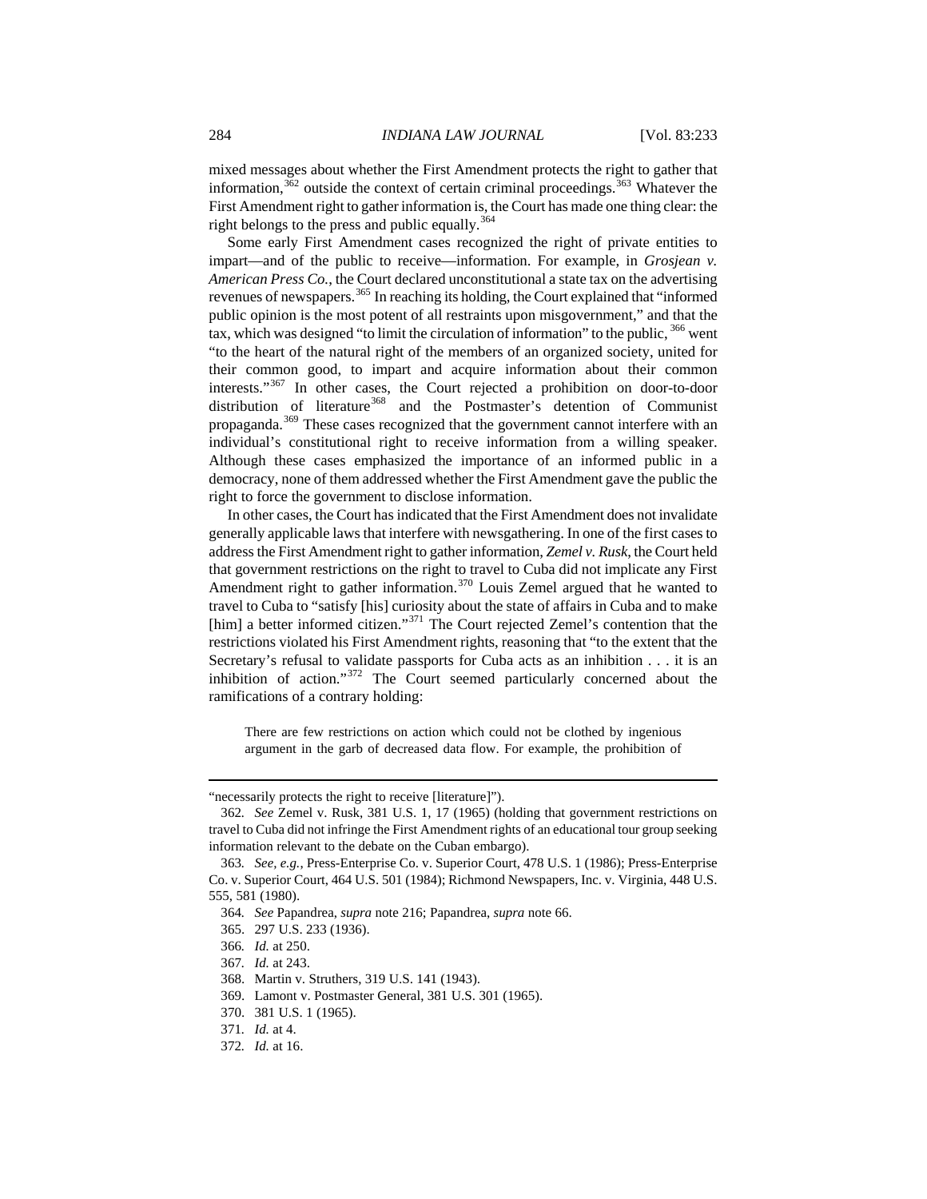mixed messages about whether the First Amendment protects the right to gather that information,[362] outside the context of certain criminal proceedings.[363] Whatever the First Amendment right to gather information is, the Court has made one thing clear: the right belongs to the press and public equally.[364]

Some early First Amendment cases recognized the right of private entities to impart—and of the public to receive—information. For example, in *Grosjean v. American Press Co.*, the Court declared unconstitutional a state tax on the advertising revenues of newspapers.[365] In reaching its holding, the Court explained that "informed public opinion is the most potent of all restraints upon misgovernment," and that the tax, which was designed "to limit the circulation of information" to the public, [366] went "to the heart of the natural right of the members of an organized society, united for their common good, to impart and acquire information about their common interests."[367] In other cases, the Court rejected a prohibition on door-to-door distribution of literature[368] and the Postmaster's detention of Communist propaganda.[369] These cases recognized that the government cannot interfere with an individual's constitutional right to receive information from a willing speaker. Although these cases emphasized the importance of an informed public in a democracy, none of them addressed whether the First Amendment gave the public the right to force the government to disclose information.

In other cases, the Court has indicated that the First Amendment does not invalidate generally applicable laws that interfere with newsgathering. In one of the first cases to address the First Amendment right to gather information, *Zemel v. Rusk*, the Court held that government restrictions on the right to travel to Cuba did not implicate any First Amendment right to gather information.[370] Louis Zemel argued that he wanted to travel to Cuba to "satisfy [his] curiosity about the state of affairs in Cuba and to make [him] a better informed citizen."[371] The Court rejected Zemel's contention that the restrictions violated his First Amendment rights, reasoning that "to the extent that the Secretary's refusal to validate passports for Cuba acts as an inhibition . . . it is an inhibition of action."[372] The Court seemed particularly concerned about the ramifications of a contrary holding:

> There are few restrictions on action which could not be clothed by ingenious argument in the garb of decreased data flow. For example, the prohibition of

---

"necessarily protects the right to receive [literature]").

362. *See* Zemel v. Rusk, 381 U.S. 1, 17 (1965) (holding that government restrictions on travel to Cuba did not infringe the First Amendment rights of an educational tour group seeking information relevant to the debate on the Cuban embargo).

363. *See, e.g.*, Press-Enterprise Co. v. Superior Court, 478 U.S. 1 (1986); Press-Enterprise Co. v. Superior Court, 464 U.S. 501 (1984); Richmond Newspapers, Inc. v. Virginia, 448 U.S. 555, 581 (1980).

364. *See* Papandrea, *supra* note 216; Papandrea, *supra* note 66.

365. 297 U.S. 233 (1936).

366. *Id.* at 250.

367. *Id.* at 243.

368. Martin v. Struthers, 319 U.S. 141 (1943).

369. Lamont v. Postmaster General, 381 U.S. 301 (1965).

370. 381 U.S. 1 (1965).

371. *Id.* at 4.

372. *Id.* at 16.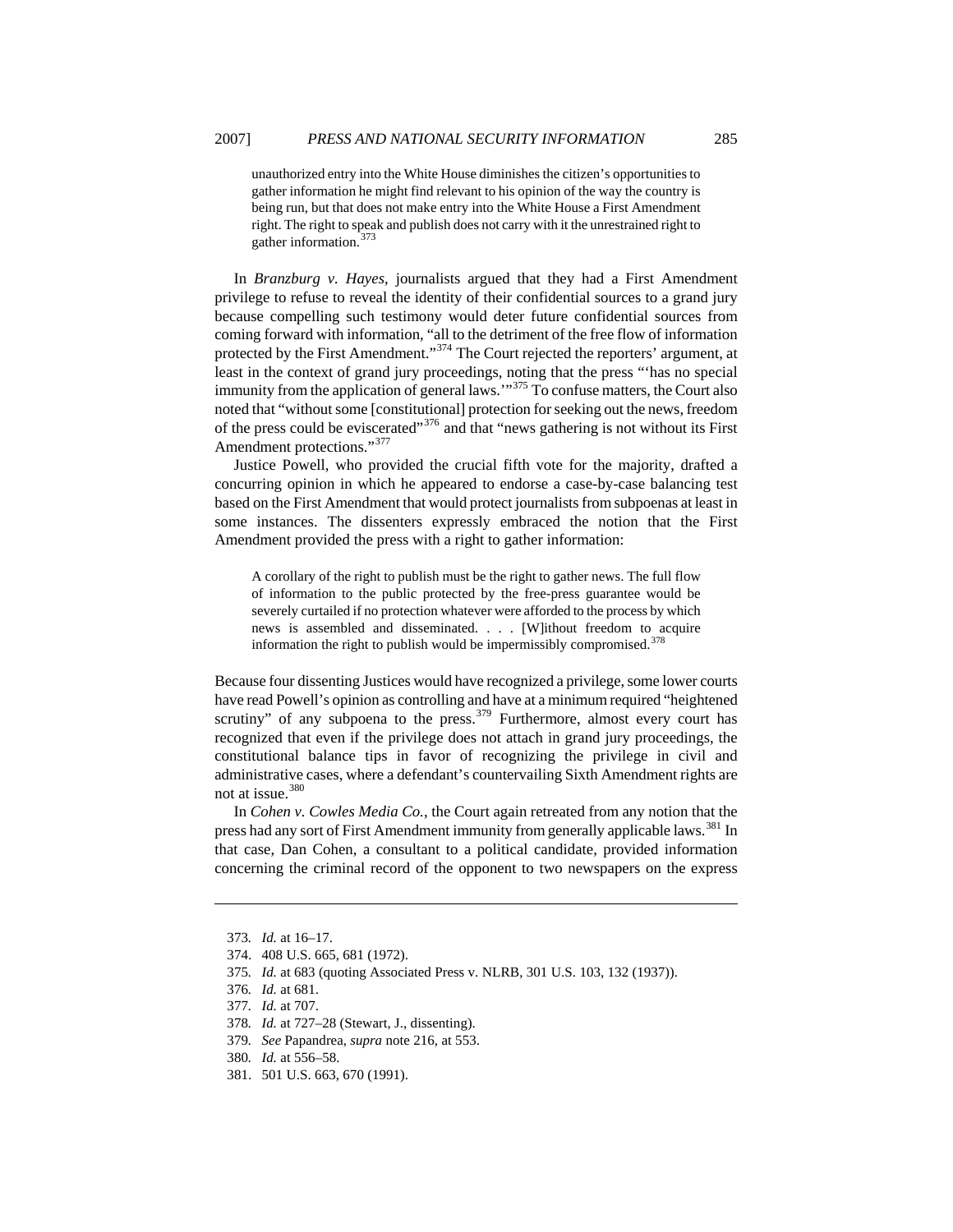> unauthorized entry into the White House diminishes the citizen's opportunities to gather information he might find relevant to his opinion of the way the country is being run, but that does not make entry into the White House a First Amendment right. The right to speak and publish does not carry with it the unrestrained right to gather information.[373]

In *Branzburg v. Hayes*, journalists argued that they had a First Amendment privilege to refuse to reveal the identity of their confidential sources to a grand jury because compelling such testimony would deter future confidential sources from coming forward with information, "all to the detriment of the free flow of information protected by the First Amendment."[374] The Court rejected the reporters' argument, at least in the context of grand jury proceedings, noting that the press "'has no special immunity from the application of general laws.'"[375] To confuse matters, the Court also noted that "without some [constitutional] protection for seeking out the news, freedom of the press could be eviscerated"[376] and that "news gathering is not without its First Amendment protections."[377]

Justice Powell, who provided the crucial fifth vote for the majority, drafted a concurring opinion in which he appeared to endorse a case-by-case balancing test based on the First Amendment that would protect journalists from subpoenas at least in some instances. The dissenters expressly embraced the notion that the First Amendment provided the press with a right to gather information:

> A corollary of the right to publish must be the right to gather news. The full flow of information to the public protected by the free-press guarantee would be severely curtailed if no protection whatever were afforded to the process by which news is assembled and disseminated. . . . [W]ithout freedom to acquire information the right to publish would be impermissibly compromised.[378]

Because four dissenting Justices would have recognized a privilege, some lower courts have read Powell's opinion as controlling and have at a minimum required "heightened scrutiny" of any subpoena to the press.[379] Furthermore, almost every court has recognized that even if the privilege does not attach in grand jury proceedings, the constitutional balance tips in favor of recognizing the privilege in civil and administrative cases, where a defendant's countervailing Sixth Amendment rights are not at issue.[380]

In *Cohen v. Cowles Media Co.*, the Court again retreated from any notion that the press had any sort of First Amendment immunity from generally applicable laws.[381] In that case, Dan Cohen, a consultant to a political candidate, provided information concerning the criminal record of the opponent to two newspapers on the express

---

373. *Id.* at 16–17.
374. 408 U.S. 665, 681 (1972).
375. *Id.* at 683 (quoting Associated Press v. NLRB, 301 U.S. 103, 132 (1937)).
376. *Id.* at 681.
377. *Id.* at 707.
378. *Id.* at 727–28 (Stewart, J., dissenting).
379. *See* Papandrea, *supra* note 216, at 553.
380. *Id.* at 556–58.
381. 501 U.S. 663, 670 (1991).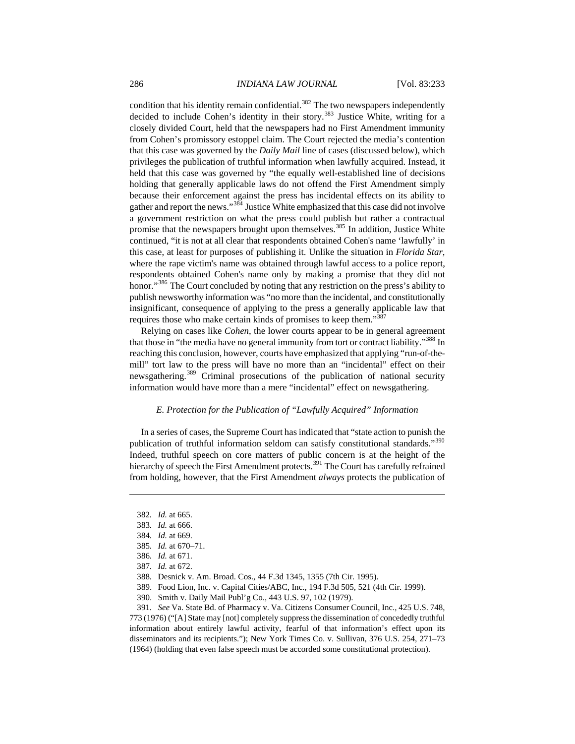condition that his identity remain confidential.[382] The two newspapers independently decided to include Cohen's identity in their story.[383] Justice White, writing for a closely divided Court, held that the newspapers had no First Amendment immunity from Cohen's promissory estoppel claim. The Court rejected the media's contention that this case was governed by the *Daily Mail* line of cases (discussed below), which privileges the publication of truthful information when lawfully acquired. Instead, it held that this case was governed by "the equally well-established line of decisions holding that generally applicable laws do not offend the First Amendment simply because their enforcement against the press has incidental effects on its ability to gather and report the news."[384] Justice White emphasized that this case did not involve a government restriction on what the press could publish but rather a contractual promise that the newspapers brought upon themselves.[385] In addition, Justice White continued, "it is not at all clear that respondents obtained Cohen's name 'lawfully' in this case, at least for purposes of publishing it. Unlike the situation in *Florida Star*, where the rape victim's name was obtained through lawful access to a police report, respondents obtained Cohen's name only by making a promise that they did not honor."[386] The Court concluded by noting that any restriction on the press's ability to publish newsworthy information was "no more than the incidental, and constitutionally insignificant, consequence of applying to the press a generally applicable law that requires those who make certain kinds of promises to keep them."[387]

Relying on cases like *Cohen*, the lower courts appear to be in general agreement that those in "the media have no general immunity from tort or contract liability."[388] In reaching this conclusion, however, courts have emphasized that applying "run-of-the-mill" tort law to the press will have no more than an "incidental" effect on their newsgathering.[389] Criminal prosecutions of the publication of national security information would have more than a mere "incidental" effect on newsgathering.

### *E. Protection for the Publication of "Lawfully Acquired" Information*

In a series of cases, the Supreme Court has indicated that "state action to punish the publication of truthful information seldom can satisfy constitutional standards."[390] Indeed, truthful speech on core matters of public concern is at the height of the hierarchy of speech the First Amendment protects.[391] The Court has carefully refrained from holding, however, that the First Amendment *always* protects the publication of

---

382. *Id.* at 665.

383. *Id.* at 666.

384. *Id.* at 669.

385. *Id.* at 670–71.

386. *Id.* at 671.

387. *Id.* at 672.

388. Desnick v. Am. Broad. Cos., 44 F.3d 1345, 1355 (7th Cir. 1995).

389. Food Lion, Inc. v. Capital Cities/ABC, Inc., 194 F.3d 505, 521 (4th Cir. 1999).

390. Smith v. Daily Mail Publ'g Co., 443 U.S. 97, 102 (1979).

391. *See* Va. State Bd. of Pharmacy v. Va. Citizens Consumer Council, Inc., 425 U.S. 748, 773 (1976) ("[A] State may [not] completely suppress the dissemination of concededly truthful information about entirely lawful activity, fearful of that information's effect upon its disseminators and its recipients."); New York Times Co. v. Sullivan, 376 U.S. 254, 271–73 (1964) (holding that even false speech must be accorded some constitutional protection).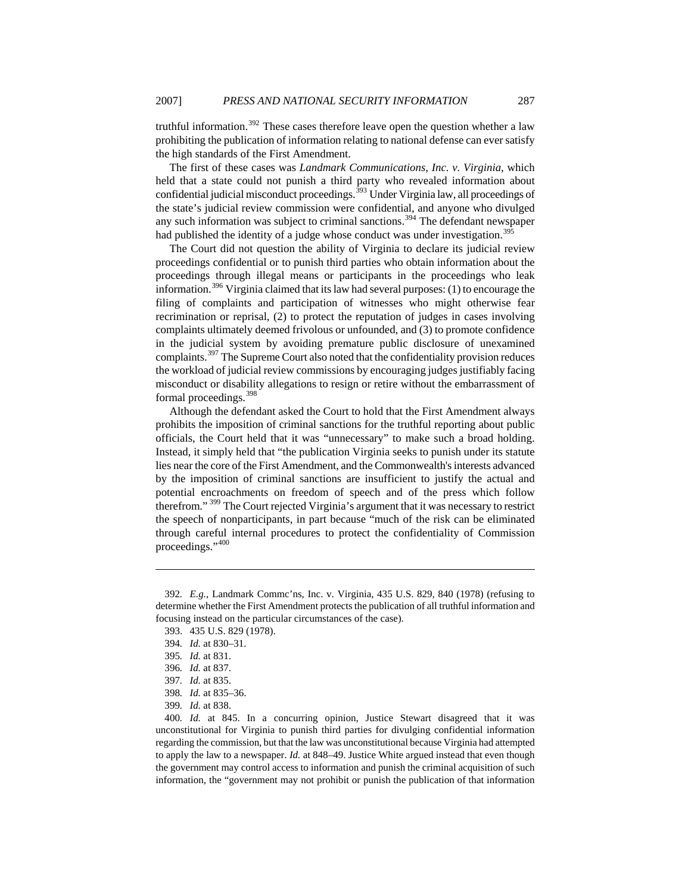truthful information.[392] These cases therefore leave open the question whether a law prohibiting the publication of information relating to national defense can ever satisfy the high standards of the First Amendment.

The first of these cases was *Landmark Communications, Inc. v. Virginia*, which held that a state could not punish a third party who revealed information about confidential judicial misconduct proceedings.[393] Under Virginia law, all proceedings of the state's judicial review commission were confidential, and anyone who divulged any such information was subject to criminal sanctions.[394] The defendant newspaper had published the identity of a judge whose conduct was under investigation.[395]

The Court did not question the ability of Virginia to declare its judicial review proceedings confidential or to punish third parties who obtain information about the proceedings through illegal means or participants in the proceedings who leak information.[396] Virginia claimed that its law had several purposes: (1) to encourage the filing of complaints and participation of witnesses who might otherwise fear recrimination or reprisal, (2) to protect the reputation of judges in cases involving complaints ultimately deemed frivolous or unfounded, and (3) to promote confidence in the judicial system by avoiding premature public disclosure of unexamined complaints.[397] The Supreme Court also noted that the confidentiality provision reduces the workload of judicial review commissions by encouraging judges justifiably facing misconduct or disability allegations to resign or retire without the embarrassment of formal proceedings.[398]

Although the defendant asked the Court to hold that the First Amendment always prohibits the imposition of criminal sanctions for the truthful reporting about public officials, the Court held that it was "unnecessary" to make such a broad holding. Instead, it simply held that "the publication Virginia seeks to punish under its statute lies near the core of the First Amendment, and the Commonwealth's interests advanced by the imposition of criminal sanctions are insufficient to justify the actual and potential encroachments on freedom of speech and of the press which follow therefrom."[399] The Court rejected Virginia's argument that it was necessary to restrict the speech of nonparticipants, in part because "much of the risk can be eliminated through careful internal procedures to protect the confidentiality of Commission proceedings."[400]

---

392. *E.g.*, Landmark Commc'ns, Inc. v. Virginia, 435 U.S. 829, 840 (1978) (refusing to determine whether the First Amendment protects the publication of all truthful information and focusing instead on the particular circumstances of the case).

393. 435 U.S. 829 (1978).

394. *Id.* at 830–31.

395. *Id.* at 831.

396. *Id.* at 837.

397. *Id.* at 835.

398. *Id.* at 835–36.

399. *Id.* at 838.

400. *Id.* at 845. In a concurring opinion, Justice Stewart disagreed that it was unconstitutional for Virginia to punish third parties for divulging confidential information regarding the commission, but that the law was unconstitutional because Virginia had attempted to apply the law to a newspaper. *Id.* at 848–49. Justice White argued instead that even though the government may control access to information and punish the criminal acquisition of such information, the "government may not prohibit or punish the publication of that information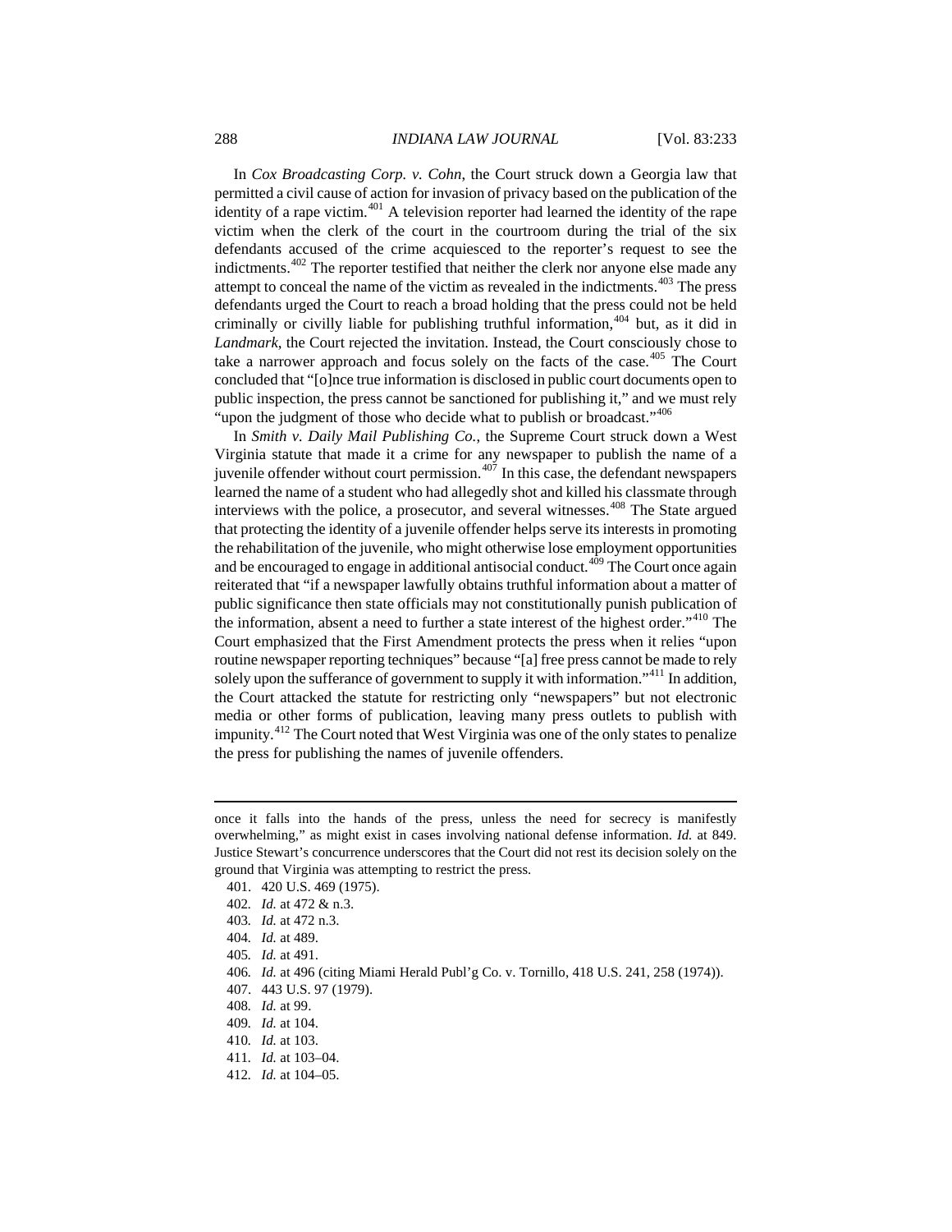In *Cox Broadcasting Corp. v. Cohn*, the Court struck down a Georgia law that permitted a civil cause of action for invasion of privacy based on the publication of the identity of a rape victim.[401] A television reporter had learned the identity of the rape victim when the clerk of the court in the courtroom during the trial of the six defendants accused of the crime acquiesced to the reporter's request to see the indictments.[402] The reporter testified that neither the clerk nor anyone else made any attempt to conceal the name of the victim as revealed in the indictments.[403] The press defendants urged the Court to reach a broad holding that the press could not be held criminally or civilly liable for publishing truthful information,[404] but, as it did in *Landmark*, the Court rejected the invitation. Instead, the Court consciously chose to take a narrower approach and focus solely on the facts of the case.[405] The Court concluded that "[o]nce true information is disclosed in public court documents open to public inspection, the press cannot be sanctioned for publishing it," and we must rely "upon the judgment of those who decide what to publish or broadcast."[406]

In *Smith v. Daily Mail Publishing Co.*, the Supreme Court struck down a West Virginia statute that made it a crime for any newspaper to publish the name of a juvenile offender without court permission.[407] In this case, the defendant newspapers learned the name of a student who had allegedly shot and killed his classmate through interviews with the police, a prosecutor, and several witnesses.[408] The State argued that protecting the identity of a juvenile offender helps serve its interests in promoting the rehabilitation of the juvenile, who might otherwise lose employment opportunities and be encouraged to engage in additional antisocial conduct.[409] The Court once again reiterated that "if a newspaper lawfully obtains truthful information about a matter of public significance then state officials may not constitutionally punish publication of the information, absent a need to further a state interest of the highest order."[410] The Court emphasized that the First Amendment protects the press when it relies "upon routine newspaper reporting techniques" because "[a] free press cannot be made to rely solely upon the sufferance of government to supply it with information."[411] In addition, the Court attacked the statute for restricting only "newspapers" but not electronic media or other forms of publication, leaving many press outlets to publish with impunity.[412] The Court noted that West Virginia was one of the only states to penalize the press for publishing the names of juvenile offenders.

---

once it falls into the hands of the press, unless the need for secrecy is manifestly overwhelming," as might exist in cases involving national defense information. *Id.* at 849. Justice Stewart's concurrence underscores that the Court did not rest its decision solely on the ground that Virginia was attempting to restrict the press.

401. 420 U.S. 469 (1975).

402. *Id.* at 472 & n.3.

403. *Id.* at 472 n.3.

404. *Id.* at 489.

405. *Id.* at 491.

406. *Id.* at 496 (citing Miami Herald Publ'g Co. v. Tornillo, 418 U.S. 241, 258 (1974)).

407. 443 U.S. 97 (1979).

408. *Id.* at 99.

409. *Id.* at 104.

410. *Id.* at 103.

411. *Id.* at 103–04.

412. *Id.* at 104–05.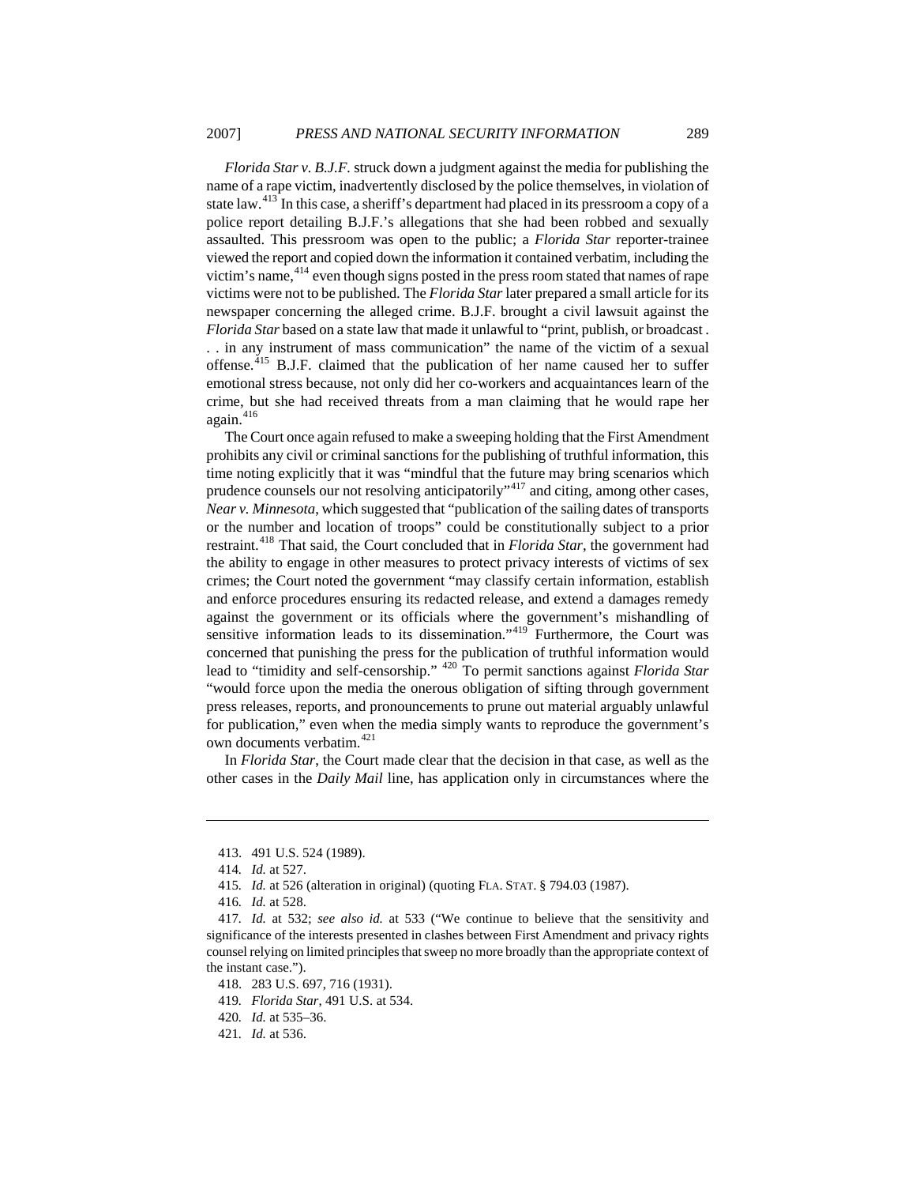*Florida Star v. B.J.F.* struck down a judgment against the media for publishing the name of a rape victim, inadvertently disclosed by the police themselves, in violation of state law.[413] In this case, a sheriff's department had placed in its pressroom a copy of a police report detailing B.J.F.'s allegations that she had been robbed and sexually assaulted. This pressroom was open to the public; a *Florida Star* reporter-trainee viewed the report and copied down the information it contained verbatim, including the victim's name,[414] even though signs posted in the press room stated that names of rape victims were not to be published. The *Florida Star* later prepared a small article for its newspaper concerning the alleged crime. B.J.F. brought a civil lawsuit against the *Florida Star* based on a state law that made it unlawful to "print, publish, or broadcast . . . in any instrument of mass communication" the name of the victim of a sexual offense.[415] B.J.F. claimed that the publication of her name caused her to suffer emotional stress because, not only did her co-workers and acquaintances learn of the crime, but she had received threats from a man claiming that he would rape her again.[416]

The Court once again refused to make a sweeping holding that the First Amendment prohibits any civil or criminal sanctions for the publishing of truthful information, this time noting explicitly that it was "mindful that the future may bring scenarios which prudence counsels our not resolving anticipatorily"[417] and citing, among other cases, *Near v. Minnesota*, which suggested that "publication of the sailing dates of transports or the number and location of troops" could be constitutionally subject to a prior restraint.[418] That said, the Court concluded that in *Florida Star*, the government had the ability to engage in other measures to protect privacy interests of victims of sex crimes; the Court noted the government "may classify certain information, establish and enforce procedures ensuring its redacted release, and extend a damages remedy against the government or its officials where the government's mishandling of sensitive information leads to its dissemination."[419] Furthermore, the Court was concerned that punishing the press for the publication of truthful information would lead to "timidity and self-censorship." [420] To permit sanctions against *Florida Star* "would force upon the media the onerous obligation of sifting through government press releases, reports, and pronouncements to prune out material arguably unlawful for publication," even when the media simply wants to reproduce the government's own documents verbatim.[421]

In *Florida Star*, the Court made clear that the decision in that case, as well as the other cases in the *Daily Mail* line, has application only in circumstances where the

---

413. 491 U.S. 524 (1989).

414. *Id.* at 527.

415. *Id.* at 526 (alteration in original) (quoting FLA. STAT. § 794.03 (1987).

416. *Id.* at 528.

417. *Id.* at 532; *see also id.* at 533 ("We continue to believe that the sensitivity and significance of the interests presented in clashes between First Amendment and privacy rights counsel relying on limited principles that sweep no more broadly than the appropriate context of the instant case.").

418. 283 U.S. 697, 716 (1931).

419. *Florida Star*, 491 U.S. at 534.

420. *Id.* at 535–36.

421. *Id.* at 536.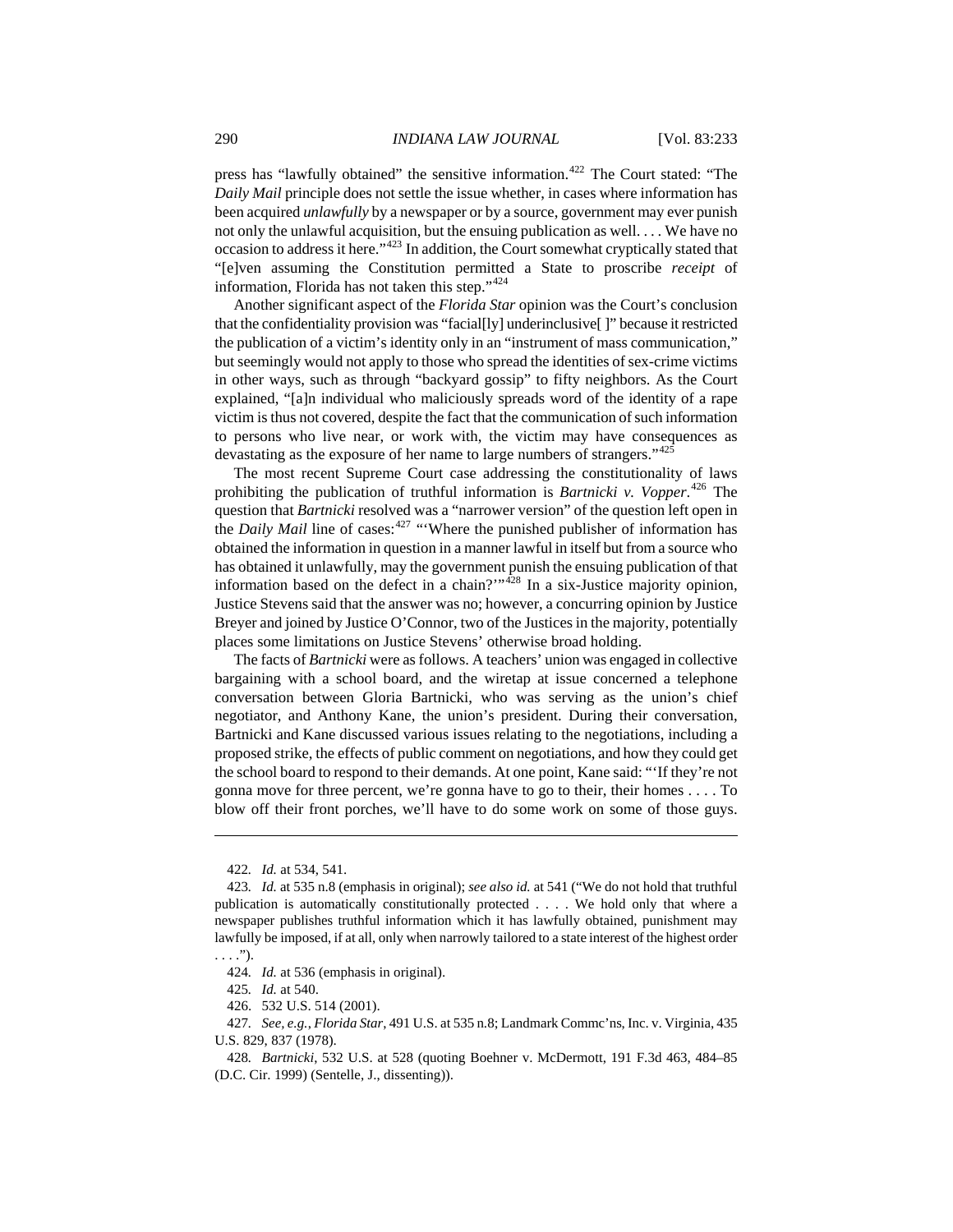press has "lawfully obtained" the sensitive information.[422] The Court stated: "The *Daily Mail* principle does not settle the issue whether, in cases where information has been acquired *unlawfully* by a newspaper or by a source, government may ever punish not only the unlawful acquisition, but the ensuing publication as well. . . . We have no occasion to address it here."[423] In addition, the Court somewhat cryptically stated that "[e]ven assuming the Constitution permitted a State to proscribe *receipt* of information, Florida has not taken this step."[424]

Another significant aspect of the *Florida Star* opinion was the Court's conclusion that the confidentiality provision was "facial[ly] underinclusive[ ]" because it restricted the publication of a victim's identity only in an "instrument of mass communication," but seemingly would not apply to those who spread the identities of sex-crime victims in other ways, such as through "backyard gossip" to fifty neighbors. As the Court explained, "[a]n individual who maliciously spreads word of the identity of a rape victim is thus not covered, despite the fact that the communication of such information to persons who live near, or work with, the victim may have consequences as devastating as the exposure of her name to large numbers of strangers."[425]

The most recent Supreme Court case addressing the constitutionality of laws prohibiting the publication of truthful information is *Bartnicki v. Vopper*.[426] The question that *Bartnicki* resolved was a "narrower version" of the question left open in the *Daily Mail* line of cases:[427] "'Where the punished publisher of information has obtained the information in question in a manner lawful in itself but from a source who has obtained it unlawfully, may the government punish the ensuing publication of that information based on the defect in a chain?'"[428] In a six-Justice majority opinion, Justice Stevens said that the answer was no; however, a concurring opinion by Justice Breyer and joined by Justice O'Connor, two of the Justices in the majority, potentially places some limitations on Justice Stevens' otherwise broad holding.

The facts of *Bartnicki* were as follows. A teachers' union was engaged in collective bargaining with a school board, and the wiretap at issue concerned a telephone conversation between Gloria Bartnicki, who was serving as the union's chief negotiator, and Anthony Kane, the union's president. During their conversation, Bartnicki and Kane discussed various issues relating to the negotiations, including a proposed strike, the effects of public comment on negotiations, and how they could get the school board to respond to their demands. At one point, Kane said: "'If they're not gonna move for three percent, we're gonna have to go to their, their homes . . . . To blow off their front porches, we'll have to do some work on some of those guys.

---

422. *Id.* at 534, 541.

423. *Id.* at 535 n.8 (emphasis in original); *see also id.* at 541 ("We do not hold that truthful publication is automatically constitutionally protected . . . . We hold only that where a newspaper publishes truthful information which it has lawfully obtained, punishment may lawfully be imposed, if at all, only when narrowly tailored to a state interest of the highest order . . . .").

424. *Id.* at 536 (emphasis in original).

425. *Id.* at 540.

426. 532 U.S. 514 (2001).

427. *See, e.g.*, *Florida Star*, 491 U.S. at 535 n.8; Landmark Commc'ns, Inc. v. Virginia, 435 U.S. 829, 837 (1978).

428. *Bartnicki*, 532 U.S. at 528 (quoting Boehner v. McDermott, 191 F.3d 463, 484–85 (D.C. Cir. 1999) (Sentelle, J., dissenting)).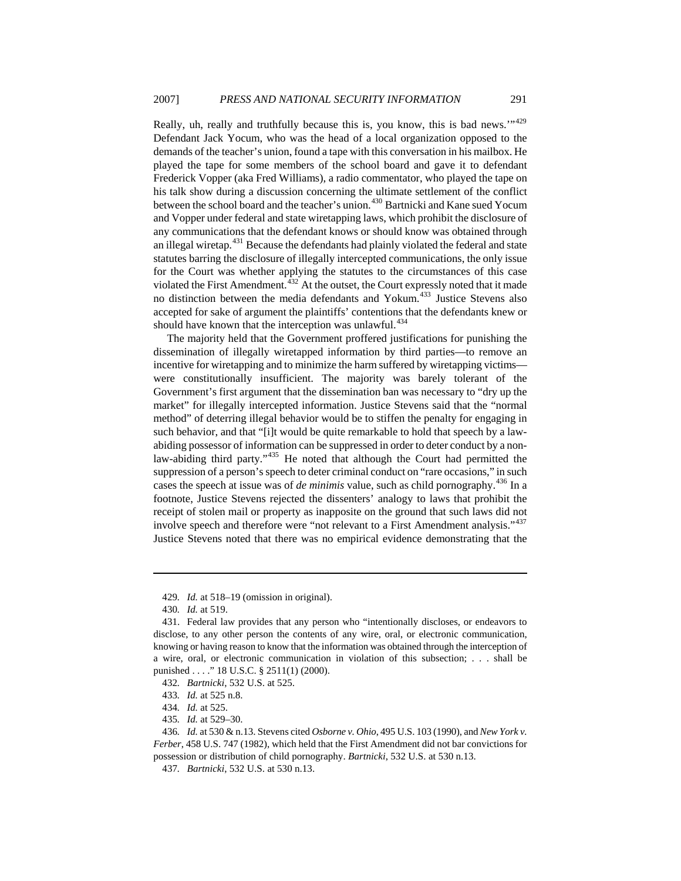Really, uh, really and truthfully because this is, you know, this is bad news.'"[429] Defendant Jack Yocum, who was the head of a local organization opposed to the demands of the teacher's union, found a tape with this conversation in his mailbox. He played the tape for some members of the school board and gave it to defendant Frederick Vopper (aka Fred Williams), a radio commentator, who played the tape on his talk show during a discussion concerning the ultimate settlement of the conflict between the school board and the teacher's union.[430] Bartnicki and Kane sued Yocum and Vopper under federal and state wiretapping laws, which prohibit the disclosure of any communications that the defendant knows or should know was obtained through an illegal wiretap.[431] Because the defendants had plainly violated the federal and state statutes barring the disclosure of illegally intercepted communications, the only issue for the Court was whether applying the statutes to the circumstances of this case violated the First Amendment.[432] At the outset, the Court expressly noted that it made no distinction between the media defendants and Yokum.[433] Justice Stevens also accepted for sake of argument the plaintiffs' contentions that the defendants knew or should have known that the interception was unlawful.[434]

The majority held that the Government proffered justifications for punishing the dissemination of illegally wiretapped information by third parties—to remove an incentive for wiretapping and to minimize the harm suffered by wiretapping victims—were constitutionally insufficient. The majority was barely tolerant of the Government's first argument that the dissemination ban was necessary to "dry up the market" for illegally intercepted information. Justice Stevens said that the "normal method" of deterring illegal behavior would be to stiffen the penalty for engaging in such behavior, and that "[i]t would be quite remarkable to hold that speech by a law-abiding possessor of information can be suppressed in order to deter conduct by a non-law-abiding third party."[435] He noted that although the Court had permitted the suppression of a person's speech to deter criminal conduct on "rare occasions," in such cases the speech at issue was of *de minimis* value, such as child pornography.[436] In a footnote, Justice Stevens rejected the dissenters' analogy to laws that prohibit the receipt of stolen mail or property as inapposite on the ground that such laws did not involve speech and therefore were "not relevant to a First Amendment analysis."[437] Justice Stevens noted that there was no empirical evidence demonstrating that the

---

429. *Id.* at 518–19 (omission in original).

430. *Id.* at 519.

431. Federal law provides that any person who "intentionally discloses, or endeavors to disclose, to any other person the contents of any wire, oral, or electronic communication, knowing or having reason to know that the information was obtained through the interception of a wire, oral, or electronic communication in violation of this subsection; . . . shall be punished . . . ." 18 U.S.C. § 2511(1) (2000).

432. *Bartnicki*, 532 U.S. at 525.

433. *Id.* at 525 n.8.

434. *Id.* at 525.

435. *Id.* at 529–30.

436. *Id.* at 530 & n.13. Stevens cited *Osborne v. Ohio*, 495 U.S. 103 (1990), and *New York v. Ferber*, 458 U.S. 747 (1982), which held that the First Amendment did not bar convictions for possession or distribution of child pornography. *Bartnicki*, 532 U.S. at 530 n.13.

437. *Bartnicki*, 532 U.S. at 530 n.13.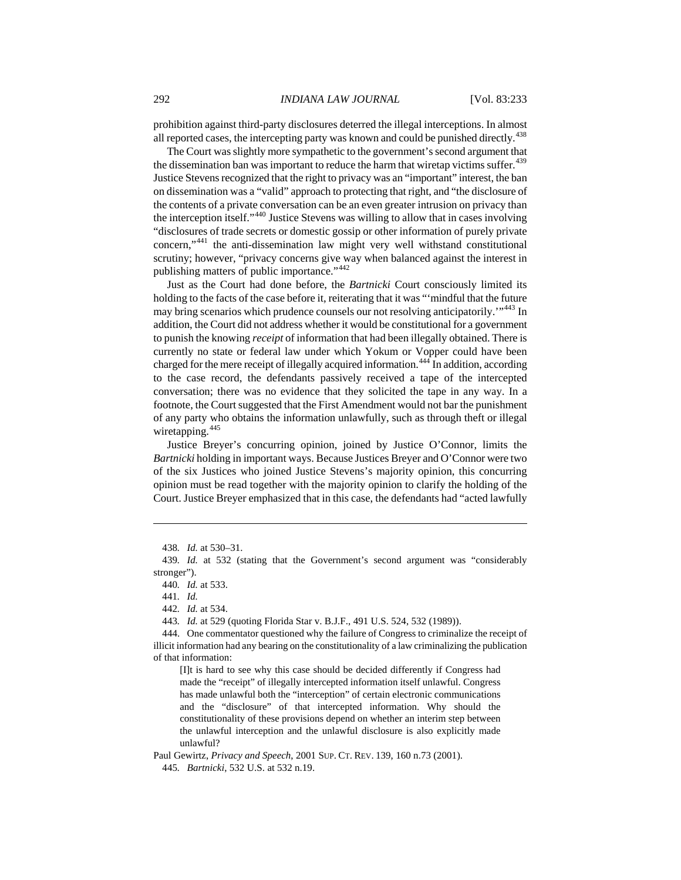prohibition against third-party disclosures deterred the illegal interceptions. In almost all reported cases, the intercepting party was known and could be punished directly.[438]

The Court was slightly more sympathetic to the government's second argument that the dissemination ban was important to reduce the harm that wiretap victims suffer.[439] Justice Stevens recognized that the right to privacy was an "important" interest, the ban on dissemination was a "valid" approach to protecting that right, and "the disclosure of the contents of a private conversation can be an even greater intrusion on privacy than the interception itself."[440] Justice Stevens was willing to allow that in cases involving "disclosures of trade secrets or domestic gossip or other information of purely private concern,"[441] the anti-dissemination law might very well withstand constitutional scrutiny; however, "privacy concerns give way when balanced against the interest in publishing matters of public importance."[442]

Just as the Court had done before, the *Bartnicki* Court consciously limited its holding to the facts of the case before it, reiterating that it was "'mindful that the future may bring scenarios which prudence counsels our not resolving anticipatorily.'"[443] In addition, the Court did not address whether it would be constitutional for a government to punish the knowing *receipt* of information that had been illegally obtained. There is currently no state or federal law under which Yokum or Vopper could have been charged for the mere receipt of illegally acquired information.[444] In addition, according to the case record, the defendants passively received a tape of the intercepted conversation; there was no evidence that they solicited the tape in any way. In a footnote, the Court suggested that the First Amendment would not bar the punishment of any party who obtains the information unlawfully, such as through theft or illegal wiretapping.[445]

Justice Breyer's concurring opinion, joined by Justice O'Connor, limits the *Bartnicki* holding in important ways. Because Justices Breyer and O'Connor were two of the six Justices who joined Justice Stevens's majority opinion, this concurring opinion must be read together with the majority opinion to clarify the holding of the Court. Justice Breyer emphasized that in this case, the defendants had "acted lawfully

---

438. *Id.* at 530–31.

439. *Id.* at 532 (stating that the Government's second argument was "considerably stronger").

440. *Id.* at 533.

441. *Id.*

442. *Id.* at 534.

443. *Id.* at 529 (quoting Florida Star v. B.J.F., 491 U.S. 524, 532 (1989)).

444. One commentator questioned why the failure of Congress to criminalize the receipt of illicit information had any bearing on the constitutionality of a law criminalizing the publication of that information:

> [I]t is hard to see why this case should be decided differently if Congress had made the "receipt" of illegally intercepted information itself unlawful. Congress has made unlawful both the "interception" of certain electronic communications and the "disclosure" of that intercepted information. Why should the constitutionality of these provisions depend on whether an interim step between the unlawful interception and the unlawful disclosure is also explicitly made unlawful?

Paul Gewirtz, *Privacy and Speech*, 2001 SUP. CT. REV. 139, 160 n.73 (2001).

445. *Bartnicki*, 532 U.S. at 532 n.19.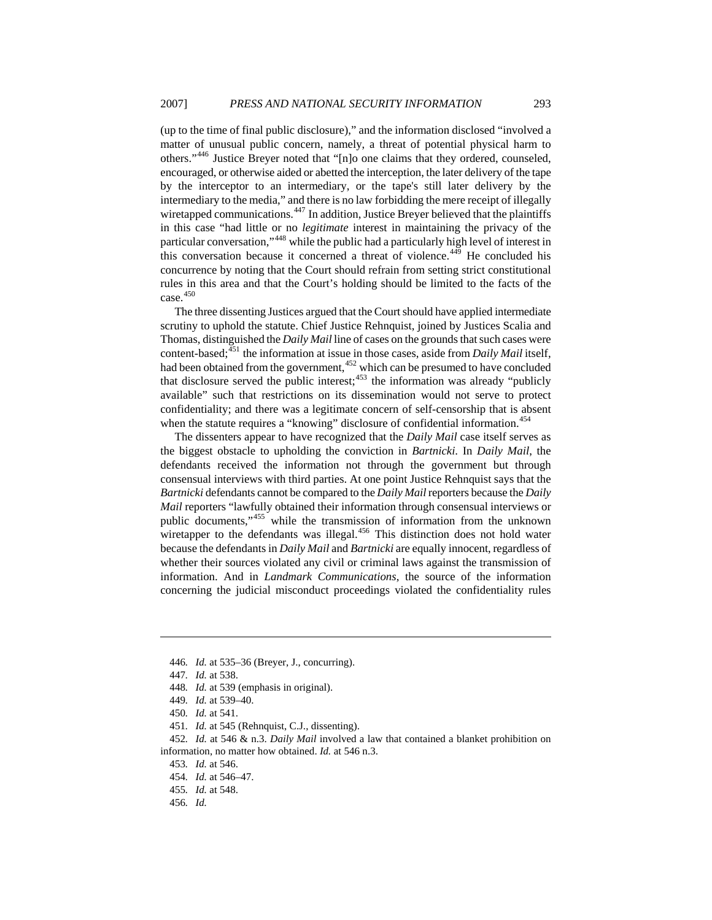(up to the time of final public disclosure)," and the information disclosed "involved a matter of unusual public concern, namely, a threat of potential physical harm to others."[446] Justice Breyer noted that "[n]o one claims that they ordered, counseled, encouraged, or otherwise aided or abetted the interception, the later delivery of the tape by the interceptor to an intermediary, or the tape's still later delivery by the intermediary to the media," and there is no law forbidding the mere receipt of illegally wiretapped communications.[447] In addition, Justice Breyer believed that the plaintiffs in this case "had little or no *legitimate* interest in maintaining the privacy of the particular conversation,"[448] while the public had a particularly high level of interest in this conversation because it concerned a threat of violence.[449] He concluded his concurrence by noting that the Court should refrain from setting strict constitutional rules in this area and that the Court's holding should be limited to the facts of the case.[450]

The three dissenting Justices argued that the Court should have applied intermediate scrutiny to uphold the statute. Chief Justice Rehnquist, joined by Justices Scalia and Thomas, distinguished the *Daily Mail* line of cases on the grounds that such cases were content-based;[451] the information at issue in those cases, aside from *Daily Mail* itself, had been obtained from the government,[452] which can be presumed to have concluded that disclosure served the public interest;[453] the information was already "publicly available" such that restrictions on its dissemination would not serve to protect confidentiality; and there was a legitimate concern of self-censorship that is absent when the statute requires a "knowing" disclosure of confidential information.[454]

The dissenters appear to have recognized that the *Daily Mail* case itself serves as the biggest obstacle to upholding the conviction in *Bartnicki*. In *Daily Mail*, the defendants received the information not through the government but through consensual interviews with third parties. At one point Justice Rehnquist says that the *Bartnicki* defendants cannot be compared to the *Daily Mail* reporters because the *Daily Mail* reporters "lawfully obtained their information through consensual interviews or public documents,"[455] while the transmission of information from the unknown wiretapper to the defendants was illegal.[456] This distinction does not hold water because the defendants in *Daily Mail* and *Bartnicki* are equally innocent, regardless of whether their sources violated any civil or criminal laws against the transmission of information. And in *Landmark Communications*, the source of the information concerning the judicial misconduct proceedings violated the confidentiality rules

---

446. *Id.* at 535–36 (Breyer, J., concurring).

447. *Id.* at 538.

448. *Id.* at 539 (emphasis in original).

449. *Id.* at 539–40.

450. *Id.* at 541.

451. *Id.* at 545 (Rehnquist, C.J., dissenting).

452. *Id.* at 546 & n.3. *Daily Mail* involved a law that contained a blanket prohibition on information, no matter how obtained. *Id.* at 546 n.3.

453. *Id.* at 546.

454. *Id.* at 546–47.

455. *Id.* at 548.

456. *Id.*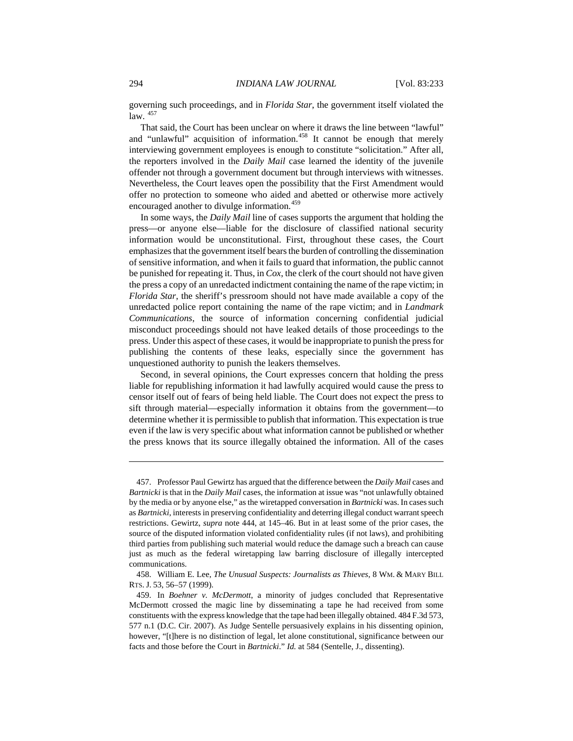governing such proceedings, and in *Florida Star*, the government itself violated the law. [457]

That said, the Court has been unclear on where it draws the line between "lawful" and "unlawful" acquisition of information.[458] It cannot be enough that merely interviewing government employees is enough to constitute "solicitation." After all, the reporters involved in the *Daily Mail* case learned the identity of the juvenile offender not through a government document but through interviews with witnesses. Nevertheless, the Court leaves open the possibility that the First Amendment would offer no protection to someone who aided and abetted or otherwise more actively encouraged another to divulge information.[459]

In some ways, the *Daily Mail* line of cases supports the argument that holding the press—or anyone else—liable for the disclosure of classified national security information would be unconstitutional. First, throughout these cases, the Court emphasizes that the government itself bears the burden of controlling the dissemination of sensitive information, and when it fails to guard that information, the public cannot be punished for repeating it. Thus, in *Cox*, the clerk of the court should not have given the press a copy of an unredacted indictment containing the name of the rape victim; in *Florida Star*, the sheriff's pressroom should not have made available a copy of the unredacted police report containing the name of the rape victim; and in *Landmark Communications*, the source of information concerning confidential judicial misconduct proceedings should not have leaked details of those proceedings to the press. Under this aspect of these cases, it would be inappropriate to punish the press for publishing the contents of these leaks, especially since the government has unquestioned authority to punish the leakers themselves.

Second, in several opinions, the Court expresses concern that holding the press liable for republishing information it had lawfully acquired would cause the press to censor itself out of fears of being held liable. The Court does not expect the press to sift through material—especially information it obtains from the government—to determine whether it is permissible to publish that information. This expectation is true even if the law is very specific about what information cannot be published or whether the press knows that its source illegally obtained the information. All of the cases

---

457. Professor Paul Gewirtz has argued that the difference between the *Daily Mail* cases and *Bartnicki* is that in the *Daily Mail* cases, the information at issue was "not unlawfully obtained by the media or by anyone else," as the wiretapped conversation in *Bartnicki* was. In cases such as *Bartnicki*, interests in preserving confidentiality and deterring illegal conduct warrant speech restrictions. Gewirtz, *supra* note 444, at 145–46. But in at least some of the prior cases, the source of the disputed information violated confidentiality rules (if not laws), and prohibiting third parties from publishing such material would reduce the damage such a breach can cause just as much as the federal wiretapping law barring disclosure of illegally intercepted communications.

458. William E. Lee, *The Unusual Suspects: Journalists as Thieves*, 8 WM. & MARY BILL RTS. J. 53, 56–57 (1999).

459. In *Boehner v. McDermott*, a minority of judges concluded that Representative McDermott crossed the magic line by disseminating a tape he had received from some constituents with the express knowledge that the tape had been illegally obtained. 484 F.3d 573, 577 n.1 (D.C. Cir. 2007). As Judge Sentelle persuasively explains in his dissenting opinion, however, "[t]here is no distinction of legal, let alone constitutional, significance between our facts and those before the Court in *Bartnicki*." *Id.* at 584 (Sentelle, J., dissenting).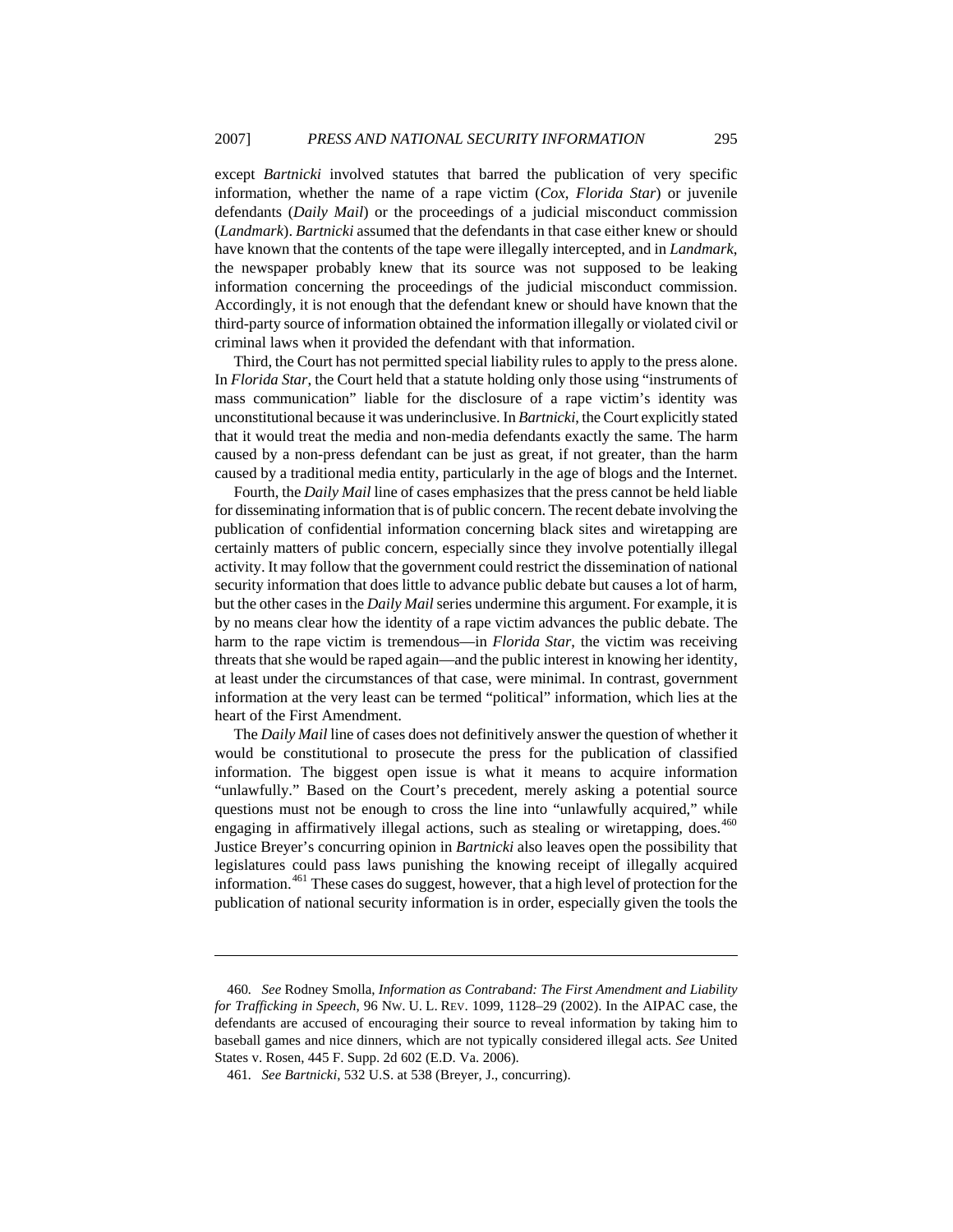except *Bartnicki* involved statutes that barred the publication of very specific information, whether the name of a rape victim (*Cox*, *Florida Star*) or juvenile defendants (*Daily Mail*) or the proceedings of a judicial misconduct commission (*Landmark*). *Bartnicki* assumed that the defendants in that case either knew or should have known that the contents of the tape were illegally intercepted, and in *Landmark*, the newspaper probably knew that its source was not supposed to be leaking information concerning the proceedings of the judicial misconduct commission. Accordingly, it is not enough that the defendant knew or should have known that the third-party source of information obtained the information illegally or violated civil or criminal laws when it provided the defendant with that information.

Third, the Court has not permitted special liability rules to apply to the press alone. In *Florida Star*, the Court held that a statute holding only those using "instruments of mass communication" liable for the disclosure of a rape victim's identity was unconstitutional because it was underinclusive. In *Bartnicki*, the Court explicitly stated that it would treat the media and non-media defendants exactly the same. The harm caused by a non-press defendant can be just as great, if not greater, than the harm caused by a traditional media entity, particularly in the age of blogs and the Internet.

Fourth, the *Daily Mail* line of cases emphasizes that the press cannot be held liable for disseminating information that is of public concern. The recent debate involving the publication of confidential information concerning black sites and wiretapping are certainly matters of public concern, especially since they involve potentially illegal activity. It may follow that the government could restrict the dissemination of national security information that does little to advance public debate but causes a lot of harm, but the other cases in the *Daily Mail* series undermine this argument. For example, it is by no means clear how the identity of a rape victim advances the public debate. The harm to the rape victim is tremendous—in *Florida Star*, the victim was receiving threats that she would be raped again—and the public interest in knowing her identity, at least under the circumstances of that case, were minimal. In contrast, government information at the very least can be termed "political" information, which lies at the heart of the First Amendment.

The *Daily Mail* line of cases does not definitively answer the question of whether it would be constitutional to prosecute the press for the publication of classified information. The biggest open issue is what it means to acquire information "unlawfully." Based on the Court's precedent, merely asking a potential source questions must not be enough to cross the line into "unlawfully acquired," while engaging in affirmatively illegal actions, such as stealing or wiretapping, does.[460] Justice Breyer's concurring opinion in *Bartnicki* also leaves open the possibility that legislatures could pass laws punishing the knowing receipt of illegally acquired information.[461] These cases do suggest, however, that a high level of protection for the publication of national security information is in order, especially given the tools the

---

460. *See* Rodney Smolla, *Information as Contraband: The First Amendment and Liability for Trafficking in Speech*, 96 NW. U. L. REV. 1099, 1128–29 (2002). In the AIPAC case, the defendants are accused of encouraging their source to reveal information by taking him to baseball games and nice dinners, which are not typically considered illegal acts. *See* United States v. Rosen, 445 F. Supp. 2d 602 (E.D. Va. 2006).

461. *See Bartnicki*, 532 U.S. at 538 (Breyer, J., concurring).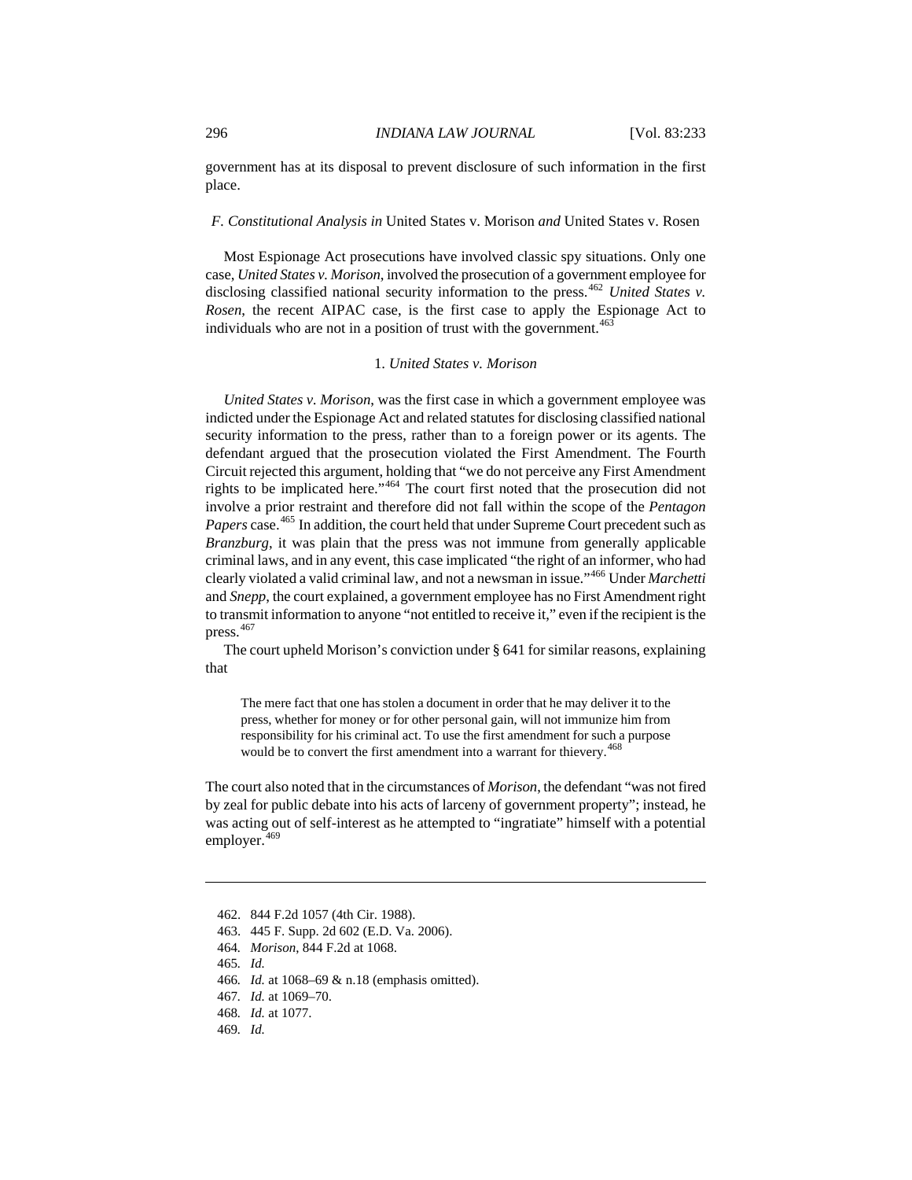government has at its disposal to prevent disclosure of such information in the first place.

### *F. Constitutional Analysis in* United States v. Morison *and* United States v. Rosen

Most Espionage Act prosecutions have involved classic spy situations. Only one case, *United States v. Morison*, involved the prosecution of a government employee for disclosing classified national security information to the press.[462] *United States v. Rosen*, the recent AIPAC case, is the first case to apply the Espionage Act to individuals who are not in a position of trust with the government.[463]

#### 1. *United States v. Morison*

*United States v. Morison*, was the first case in which a government employee was indicted under the Espionage Act and related statutes for disclosing classified national security information to the press, rather than to a foreign power or its agents. The defendant argued that the prosecution violated the First Amendment. The Fourth Circuit rejected this argument, holding that "we do not perceive any First Amendment rights to be implicated here."[464] The court first noted that the prosecution did not involve a prior restraint and therefore did not fall within the scope of the *Pentagon Papers* case.[465] In addition, the court held that under Supreme Court precedent such as *Branzburg*, it was plain that the press was not immune from generally applicable criminal laws, and in any event, this case implicated "the right of an informer, who had clearly violated a valid criminal law, and not a newsman in issue."[466] Under *Marchetti* and *Snepp*, the court explained, a government employee has no First Amendment right to transmit information to anyone "not entitled to receive it," even if the recipient is the press.[467]

The court upheld Morison's conviction under § 641 for similar reasons, explaining that

> The mere fact that one has stolen a document in order that he may deliver it to the press, whether for money or for other personal gain, will not immunize him from responsibility for his criminal act. To use the first amendment for such a purpose would be to convert the first amendment into a warrant for thievery.[468]

The court also noted that in the circumstances of *Morison*, the defendant "was not fired by zeal for public debate into his acts of larceny of government property"; instead, he was acting out of self-interest as he attempted to "ingratiate" himself with a potential employer.[469]

---

462. 844 F.2d 1057 (4th Cir. 1988).
463. 445 F. Supp. 2d 602 (E.D. Va. 2006).
464. *Morison*, 844 F.2d at 1068.
465. *Id.*
466. *Id.* at 1068–69 & n.18 (emphasis omitted).
467. *Id.* at 1069–70.
468. *Id.* at 1077.
469. *Id.*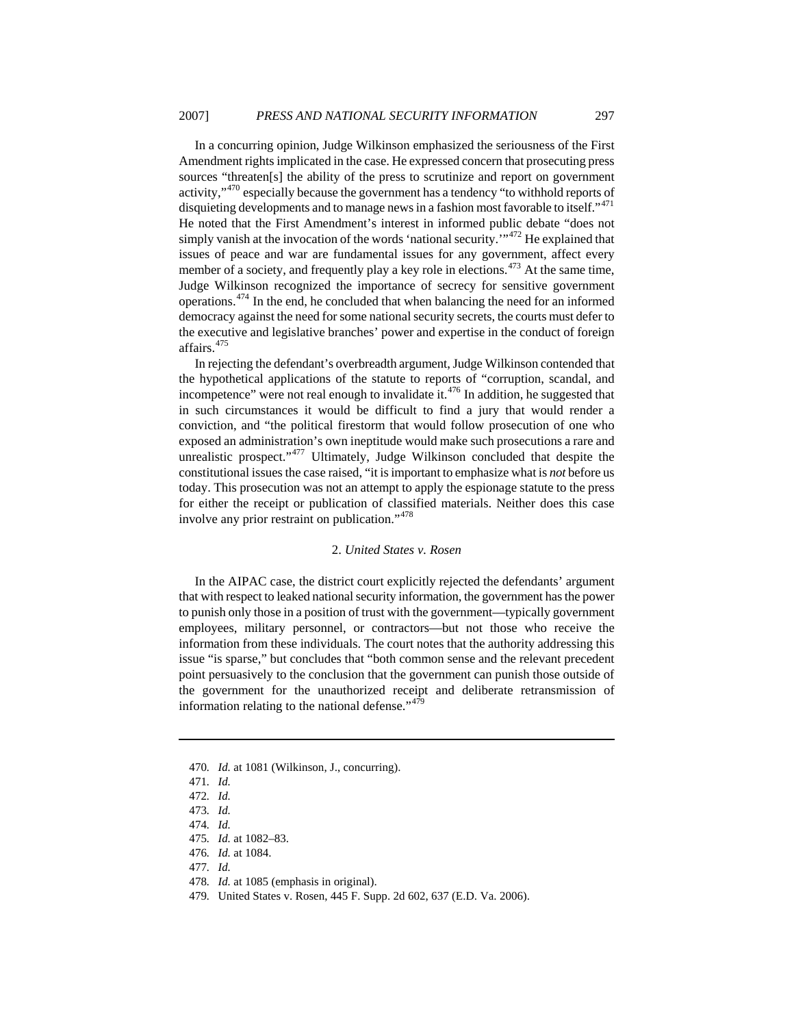In a concurring opinion, Judge Wilkinson emphasized the seriousness of the First Amendment rights implicated in the case. He expressed concern that prosecuting press sources "threaten[s] the ability of the press to scrutinize and report on government activity,"[470] especially because the government has a tendency "to withhold reports of disquieting developments and to manage news in a fashion most favorable to itself."[471] He noted that the First Amendment's interest in informed public debate "does not simply vanish at the invocation of the words 'national security.'"[472] He explained that issues of peace and war are fundamental issues for any government, affect every member of a society, and frequently play a key role in elections.[473] At the same time, Judge Wilkinson recognized the importance of secrecy for sensitive government operations.[474] In the end, he concluded that when balancing the need for an informed democracy against the need for some national security secrets, the courts must defer to the executive and legislative branches' power and expertise in the conduct of foreign affairs.[475]

In rejecting the defendant's overbreadth argument, Judge Wilkinson contended that the hypothetical applications of the statute to reports of "corruption, scandal, and incompetence" were not real enough to invalidate it.[476] In addition, he suggested that in such circumstances it would be difficult to find a jury that would render a conviction, and "the political firestorm that would follow prosecution of one who exposed an administration's own ineptitude would make such prosecutions a rare and unrealistic prospect."[477] Ultimately, Judge Wilkinson concluded that despite the constitutional issues the case raised, "it is important to emphasize what is *not* before us today. This prosecution was not an attempt to apply the espionage statute to the press for either the receipt or publication of classified materials. Neither does this case involve any prior restraint on publication."[478]

### 2. *United States v. Rosen*

In the AIPAC case, the district court explicitly rejected the defendants' argument that with respect to leaked national security information, the government has the power to punish only those in a position of trust with the government—typically government employees, military personnel, or contractors—but not those who receive the information from these individuals. The court notes that the authority addressing this issue "is sparse," but concludes that "both common sense and the relevant precedent point persuasively to the conclusion that the government can punish those outside of the government for the unauthorized receipt and deliberate retransmission of information relating to the national defense."[479]

---

470. *Id.* at 1081 (Wilkinson, J., concurring).
471. *Id.*
472. *Id.*
473. *Id.*
474. *Id.*
475. *Id.* at 1082–83.
476. *Id.* at 1084.
477. *Id.*
478. *Id.* at 1085 (emphasis in original).
479. United States v. Rosen, 445 F. Supp. 2d 602, 637 (E.D. Va. 2006).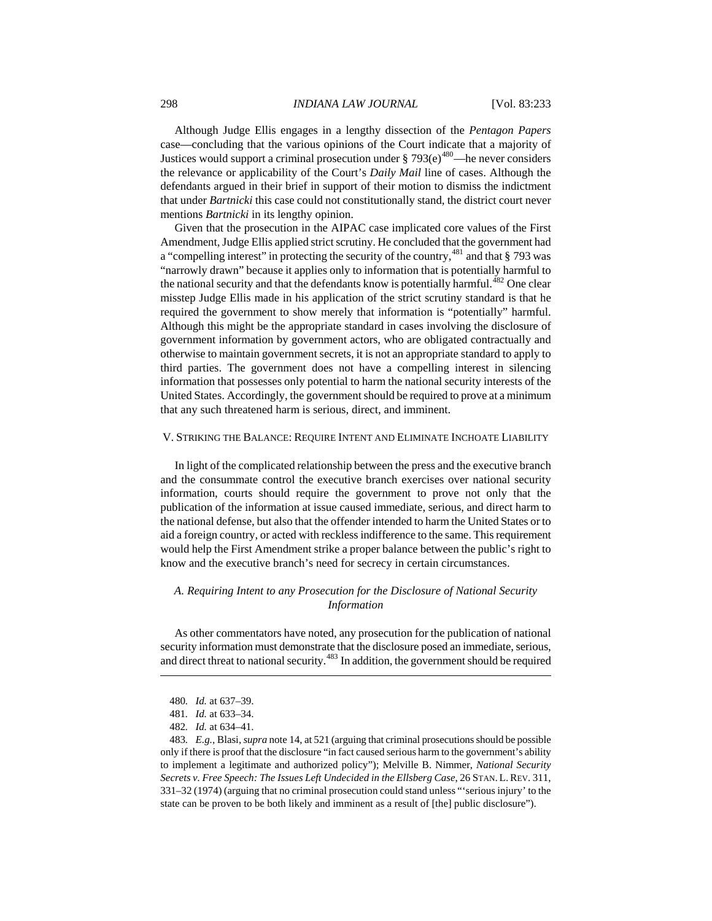Although Judge Ellis engages in a lengthy dissection of the *Pentagon Papers* case—concluding that the various opinions of the Court indicate that a majority of Justices would support a criminal prosecution under § 793(e)[480]—he never considers the relevance or applicability of the Court's *Daily Mail* line of cases. Although the defendants argued in their brief in support of their motion to dismiss the indictment that under *Bartnicki* this case could not constitutionally stand, the district court never mentions *Bartnicki* in its lengthy opinion.

Given that the prosecution in the AIPAC case implicated core values of the First Amendment, Judge Ellis applied strict scrutiny. He concluded that the government had a "compelling interest" in protecting the security of the country,[481] and that § 793 was "narrowly drawn" because it applies only to information that is potentially harmful to the national security and that the defendants know is potentially harmful.[482] One clear misstep Judge Ellis made in his application of the strict scrutiny standard is that he required the government to show merely that information is "potentially" harmful. Although this might be the appropriate standard in cases involving the disclosure of government information by government actors, who are obligated contractually and otherwise to maintain government secrets, it is not an appropriate standard to apply to third parties. The government does not have a compelling interest in silencing information that possesses only potential to harm the national security interests of the United States. Accordingly, the government should be required to prove at a minimum that any such threatened harm is serious, direct, and imminent.

## V. Striking the Balance: Require Intent and Eliminate Inchoate Liability

In light of the complicated relationship between the press and the executive branch and the consummate control the executive branch exercises over national security information, courts should require the government to prove not only that the publication of the information at issue caused immediate, serious, and direct harm to the national defense, but also that the offender intended to harm the United States or to aid a foreign country, or acted with reckless indifference to the same. This requirement would help the First Amendment strike a proper balance between the public's right to know and the executive branch's need for secrecy in certain circumstances.

### *A. Requiring Intent to any Prosecution for the Disclosure of National Security Information*

As other commentators have noted, any prosecution for the publication of national security information must demonstrate that the disclosure posed an immediate, serious, and direct threat to national security.[483] In addition, the government should be required

---

480. *Id.* at 637–39.

481. *Id.* at 633–34.

482. *Id.* at 634–41.

483. *E.g.*, Blasi, *supra* note 14, at 521 (arguing that criminal prosecutions should be possible only if there is proof that the disclosure "in fact caused serious harm to the government's ability to implement a legitimate and authorized policy"); Melville B. Nimmer, *National Security Secrets v. Free Speech: The Issues Left Undecided in the Ellsberg Case*, 26 STAN. L. REV. 311, 331–32 (1974) (arguing that no criminal prosecution could stand unless "'serious injury' to the state can be proven to be both likely and imminent as a result of [the] public disclosure").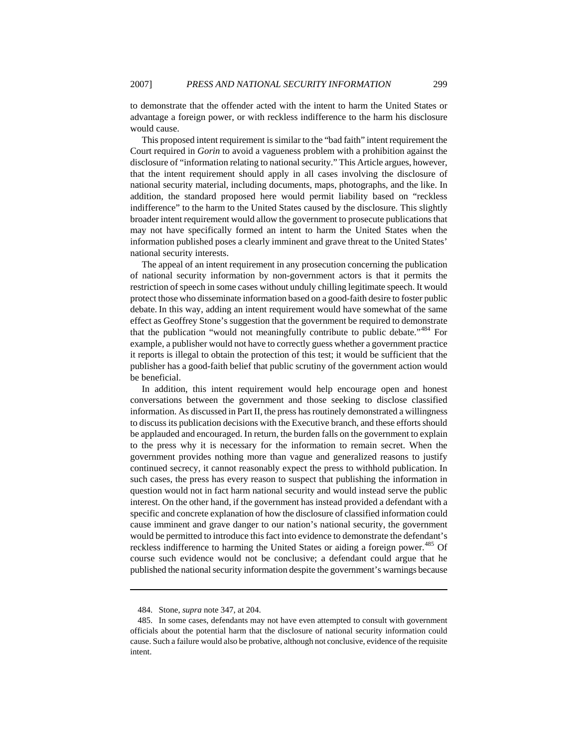to demonstrate that the offender acted with the intent to harm the United States or advantage a foreign power, or with reckless indifference to the harm his disclosure would cause.

This proposed intent requirement is similar to the "bad faith" intent requirement the Court required in *Gorin* to avoid a vagueness problem with a prohibition against the disclosure of "information relating to national security." This Article argues, however, that the intent requirement should apply in all cases involving the disclosure of national security material, including documents, maps, photographs, and the like. In addition, the standard proposed here would permit liability based on "reckless indifference" to the harm to the United States caused by the disclosure. This slightly broader intent requirement would allow the government to prosecute publications that may not have specifically formed an intent to harm the United States when the information published poses a clearly imminent and grave threat to the United States' national security interests.

The appeal of an intent requirement in any prosecution concerning the publication of national security information by non-government actors is that it permits the restriction of speech in some cases without unduly chilling legitimate speech. It would protect those who disseminate information based on a good-faith desire to foster public debate. In this way, adding an intent requirement would have somewhat of the same effect as Geoffrey Stone's suggestion that the government be required to demonstrate that the publication "would not meaningfully contribute to public debate."[484] For example, a publisher would not have to correctly guess whether a government practice it reports is illegal to obtain the protection of this test; it would be sufficient that the publisher has a good-faith belief that public scrutiny of the government action would be beneficial.

In addition, this intent requirement would help encourage open and honest conversations between the government and those seeking to disclose classified information. As discussed in Part II, the press has routinely demonstrated a willingness to discuss its publication decisions with the Executive branch, and these efforts should be applauded and encouraged. In return, the burden falls on the government to explain to the press why it is necessary for the information to remain secret. When the government provides nothing more than vague and generalized reasons to justify continued secrecy, it cannot reasonably expect the press to withhold publication. In such cases, the press has every reason to suspect that publishing the information in question would not in fact harm national security and would instead serve the public interest. On the other hand, if the government has instead provided a defendant with a specific and concrete explanation of how the disclosure of classified information could cause imminent and grave danger to our nation's national security, the government would be permitted to introduce this fact into evidence to demonstrate the defendant's reckless indifference to harming the United States or aiding a foreign power.[485] Of course such evidence would not be conclusive; a defendant could argue that he published the national security information despite the government's warnings because

---

484. Stone, *supra* note 347, at 204.

485. In some cases, defendants may not have even attempted to consult with government officials about the potential harm that the disclosure of national security information could cause. Such a failure would also be probative, although not conclusive, evidence of the requisite intent.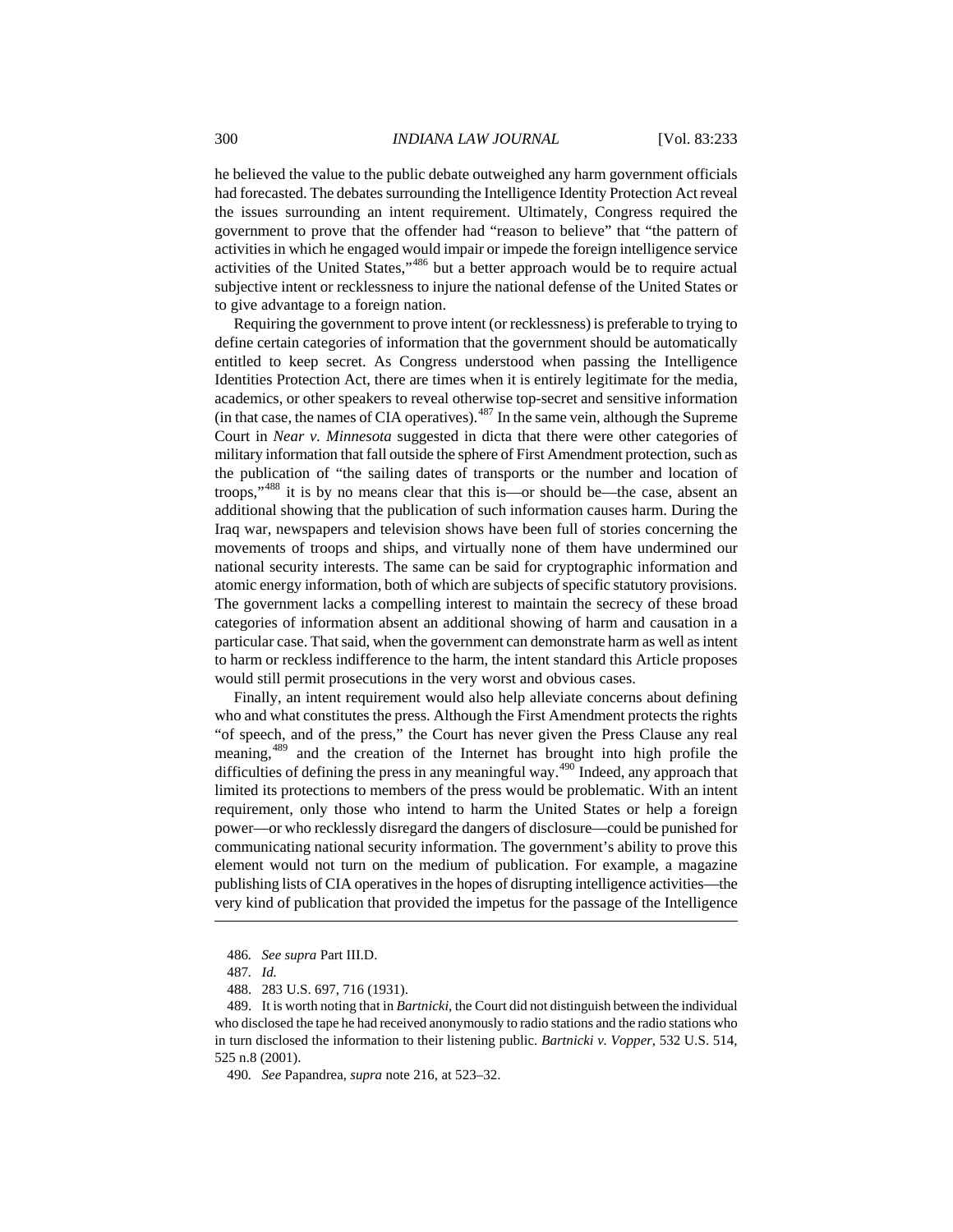he believed the value to the public debate outweighed any harm government officials had forecasted. The debates surrounding the Intelligence Identity Protection Act reveal the issues surrounding an intent requirement. Ultimately, Congress required the government to prove that the offender had "reason to believe" that "the pattern of activities in which he engaged would impair or impede the foreign intelligence service activities of the United States,"[486] but a better approach would be to require actual subjective intent or recklessness to injure the national defense of the United States or to give advantage to a foreign nation.

Requiring the government to prove intent (or recklessness) is preferable to trying to define certain categories of information that the government should be automatically entitled to keep secret. As Congress understood when passing the Intelligence Identities Protection Act, there are times when it is entirely legitimate for the media, academics, or other speakers to reveal otherwise top-secret and sensitive information (in that case, the names of CIA operatives).[487] In the same vein, although the Supreme Court in *Near v. Minnesota* suggested in dicta that there were other categories of military information that fall outside the sphere of First Amendment protection, such as the publication of "the sailing dates of transports or the number and location of troops,"[488] it is by no means clear that this is—or should be—the case, absent an additional showing that the publication of such information causes harm. During the Iraq war, newspapers and television shows have been full of stories concerning the movements of troops and ships, and virtually none of them have undermined our national security interests. The same can be said for cryptographic information and atomic energy information, both of which are subjects of specific statutory provisions. The government lacks a compelling interest to maintain the secrecy of these broad categories of information absent an additional showing of harm and causation in a particular case. That said, when the government can demonstrate harm as well as intent to harm or reckless indifference to the harm, the intent standard this Article proposes would still permit prosecutions in the very worst and obvious cases.

Finally, an intent requirement would also help alleviate concerns about defining who and what constitutes the press. Although the First Amendment protects the rights "of speech, and of the press," the Court has never given the Press Clause any real meaning,[489] and the creation of the Internet has brought into high profile the difficulties of defining the press in any meaningful way.[490] Indeed, any approach that limited its protections to members of the press would be problematic. With an intent requirement, only those who intend to harm the United States or help a foreign power—or who recklessly disregard the dangers of disclosure—could be punished for communicating national security information. The government's ability to prove this element would not turn on the medium of publication. For example, a magazine publishing lists of CIA operatives in the hopes of disrupting intelligence activities—the very kind of publication that provided the impetus for the passage of the Intelligence

---

486. *See supra* Part III.D.

487. *Id.*

488. 283 U.S. 697, 716 (1931).

489. It is worth noting that in *Bartnicki*, the Court did not distinguish between the individual who disclosed the tape he had received anonymously to radio stations and the radio stations who in turn disclosed the information to their listening public. *Bartnicki v. Vopper*, 532 U.S. 514, 525 n.8 (2001).

490. *See* Papandrea, *supra* note 216, at 523–32.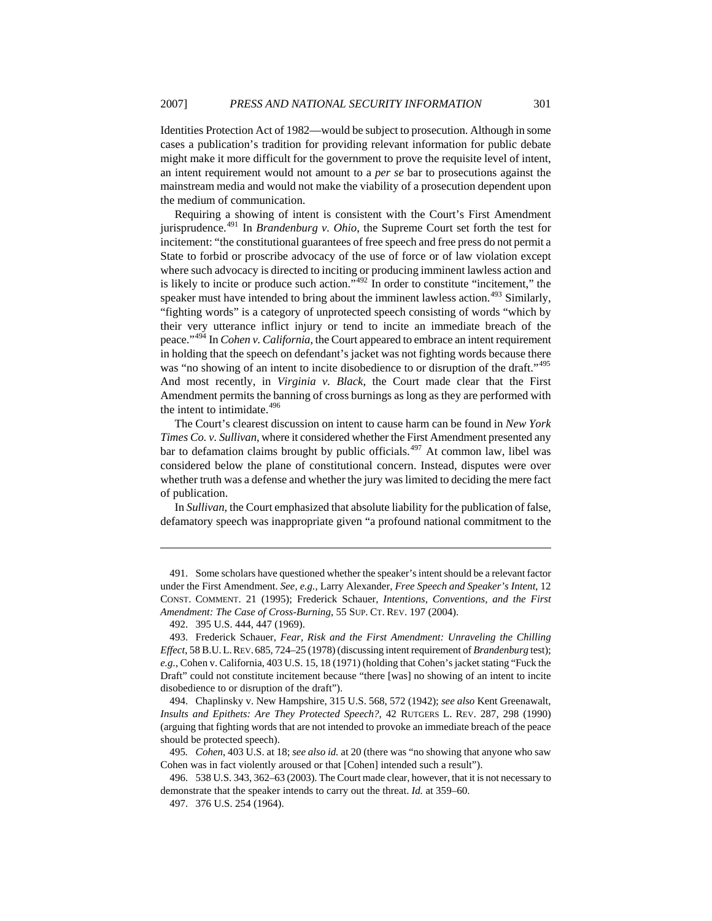Identities Protection Act of 1982—would be subject to prosecution. Although in some cases a publication's tradition for providing relevant information for public debate might make it more difficult for the government to prove the requisite level of intent, an intent requirement would not amount to a *per se* bar to prosecutions against the mainstream media and would not make the viability of a prosecution dependent upon the medium of communication.

Requiring a showing of intent is consistent with the Court's First Amendment jurisprudence.[491] In *Brandenburg v. Ohio*, the Supreme Court set forth the test for incitement: "the constitutional guarantees of free speech and free press do not permit a State to forbid or proscribe advocacy of the use of force or of law violation except where such advocacy is directed to inciting or producing imminent lawless action and is likely to incite or produce such action."[492] In order to constitute "incitement," the speaker must have intended to bring about the imminent lawless action.[493] Similarly, "fighting words" is a category of unprotected speech consisting of words "which by their very utterance inflict injury or tend to incite an immediate breach of the peace."[494] In *Cohen v. California*, the Court appeared to embrace an intent requirement in holding that the speech on defendant's jacket was not fighting words because there was "no showing of an intent to incite disobedience to or disruption of the draft."[495] And most recently, in *Virginia v. Black*, the Court made clear that the First Amendment permits the banning of cross burnings as long as they are performed with the intent to intimidate.[496]

The Court's clearest discussion on intent to cause harm can be found in *New York Times Co. v. Sullivan*, where it considered whether the First Amendment presented any bar to defamation claims brought by public officials.[497] At common law, libel was considered below the plane of constitutional concern. Instead, disputes were over whether truth was a defense and whether the jury was limited to deciding the mere fact of publication.

In *Sullivan*, the Court emphasized that absolute liability for the publication of false, defamatory speech was inappropriate given "a profound national commitment to the

---

491. Some scholars have questioned whether the speaker's intent should be a relevant factor under the First Amendment. *See, e.g.*, Larry Alexander, *Free Speech and Speaker's Intent*, 12 CONST. COMMENT. 21 (1995); Frederick Schauer, *Intentions, Conventions, and the First Amendment: The Case of Cross-Burning*, 55 SUP. CT. REV. 197 (2004).

492. 395 U.S. 444, 447 (1969).

493. Frederick Schauer, *Fear, Risk and the First Amendment: Unraveling the Chilling Effect*, 58 B.U. L. REV. 685, 724–25 (1978) (discussing intent requirement of *Brandenburg* test); *e.g.*, Cohen v. California, 403 U.S. 15, 18 (1971) (holding that Cohen's jacket stating "Fuck the Draft" could not constitute incitement because "there [was] no showing of an intent to incite disobedience to or disruption of the draft").

494. Chaplinsky v. New Hampshire, 315 U.S. 568, 572 (1942); *see also* Kent Greenawalt, *Insults and Epithets: Are They Protected Speech?*, 42 RUTGERS L. REV. 287, 298 (1990) (arguing that fighting words that are not intended to provoke an immediate breach of the peace should be protected speech).

495. *Cohen*, 403 U.S. at 18; *see also id.* at 20 (there was "no showing that anyone who saw Cohen was in fact violently aroused or that [Cohen] intended such a result").

496. 538 U.S. 343, 362–63 (2003). The Court made clear, however, that it is not necessary to demonstrate that the speaker intends to carry out the threat. *Id.* at 359–60.

497. 376 U.S. 254 (1964).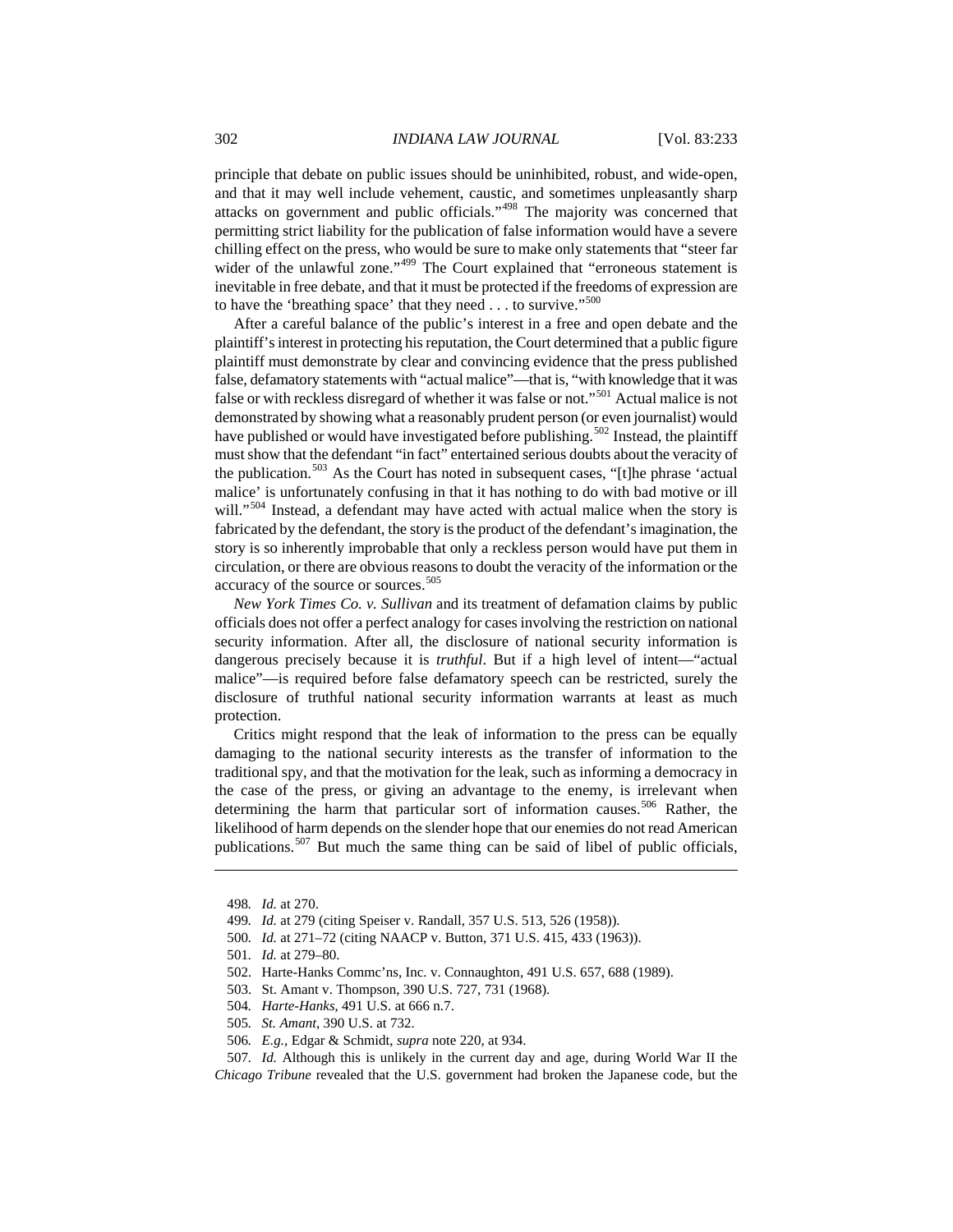principle that debate on public issues should be uninhibited, robust, and wide-open, and that it may well include vehement, caustic, and sometimes unpleasantly sharp attacks on government and public officials."[498] The majority was concerned that permitting strict liability for the publication of false information would have a severe chilling effect on the press, who would be sure to make only statements that "steer far wider of the unlawful zone."[499] The Court explained that "erroneous statement is inevitable in free debate, and that it must be protected if the freedoms of expression are to have the 'breathing space' that they need . . . to survive."[500]

After a careful balance of the public's interest in a free and open debate and the plaintiff's interest in protecting his reputation, the Court determined that a public figure plaintiff must demonstrate by clear and convincing evidence that the press published false, defamatory statements with "actual malice"—that is, "with knowledge that it was false or with reckless disregard of whether it was false or not."[501] Actual malice is not demonstrated by showing what a reasonably prudent person (or even journalist) would have published or would have investigated before publishing.[502] Instead, the plaintiff must show that the defendant "in fact" entertained serious doubts about the veracity of the publication.[503] As the Court has noted in subsequent cases, "[t]he phrase 'actual malice' is unfortunately confusing in that it has nothing to do with bad motive or ill will."[504] Instead, a defendant may have acted with actual malice when the story is fabricated by the defendant, the story is the product of the defendant's imagination, the story is so inherently improbable that only a reckless person would have put them in circulation, or there are obvious reasons to doubt the veracity of the information or the accuracy of the source or sources.[505]

*New York Times Co. v. Sullivan* and its treatment of defamation claims by public officials does not offer a perfect analogy for cases involving the restriction on national security information. After all, the disclosure of national security information is dangerous precisely because it is *truthful*. But if a high level of intent—"actual malice"—is required before false defamatory speech can be restricted, surely the disclosure of truthful national security information warrants at least as much protection.

Critics might respond that the leak of information to the press can be equally damaging to the national security interests as the transfer of information to the traditional spy, and that the motivation for the leak, such as informing a democracy in the case of the press, or giving an advantage to the enemy, is irrelevant when determining the harm that particular sort of information causes.[506] Rather, the likelihood of harm depends on the slender hope that our enemies do not read American publications.[507] But much the same thing can be said of libel of public officials,

---

498. *Id.* at 270.

499. *Id.* at 279 (citing Speiser v. Randall, 357 U.S. 513, 526 (1958)).

500. *Id.* at 271–72 (citing NAACP v. Button, 371 U.S. 415, 433 (1963)).

501. *Id.* at 279–80.

502. Harte-Hanks Commc'ns, Inc. v. Connaughton, 491 U.S. 657, 688 (1989).

503. St. Amant v. Thompson, 390 U.S. 727, 731 (1968).

504. *Harte-Hanks*, 491 U.S. at 666 n.7.

505. *St. Amant*, 390 U.S. at 732.

506. *E.g.*, Edgar & Schmidt, *supra* note 220, at 934.

507. *Id.* Although this is unlikely in the current day and age, during World War II the *Chicago Tribune* revealed that the U.S. government had broken the Japanese code, but the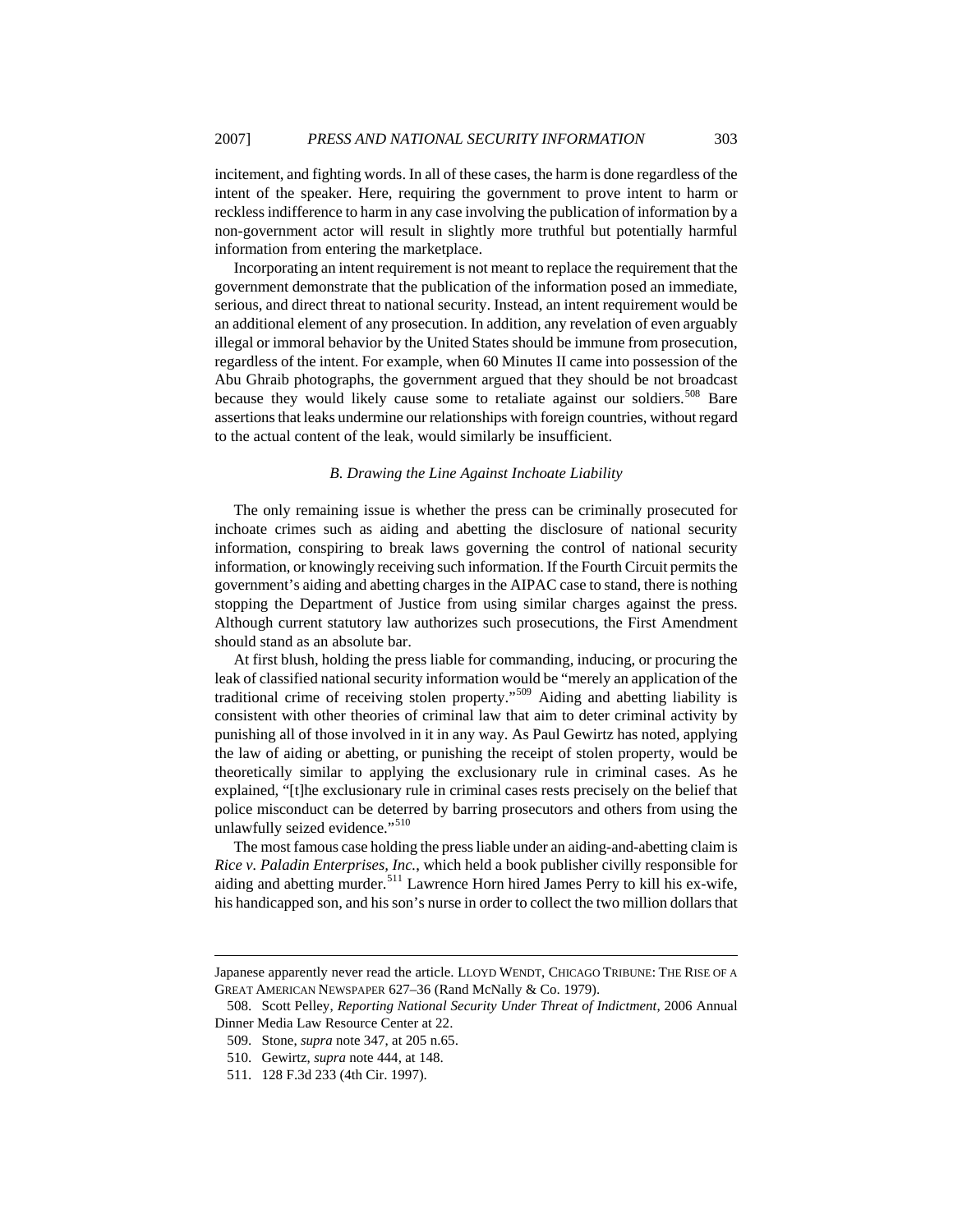incitement, and fighting words. In all of these cases, the harm is done regardless of the intent of the speaker. Here, requiring the government to prove intent to harm or reckless indifference to harm in any case involving the publication of information by a non-government actor will result in slightly more truthful but potentially harmful information from entering the marketplace.

Incorporating an intent requirement is not meant to replace the requirement that the government demonstrate that the publication of the information posed an immediate, serious, and direct threat to national security. Instead, an intent requirement would be an additional element of any prosecution. In addition, any revelation of even arguably illegal or immoral behavior by the United States should be immune from prosecution, regardless of the intent. For example, when 60 Minutes II came into possession of the Abu Ghraib photographs, the government argued that they should be not broadcast because they would likely cause some to retaliate against our soldiers.[508] Bare assertions that leaks undermine our relationships with foreign countries, without regard to the actual content of the leak, would similarly be insufficient.

### *B. Drawing the Line Against Inchoate Liability*

The only remaining issue is whether the press can be criminally prosecuted for inchoate crimes such as aiding and abetting the disclosure of national security information, conspiring to break laws governing the control of national security information, or knowingly receiving such information. If the Fourth Circuit permits the government's aiding and abetting charges in the AIPAC case to stand, there is nothing stopping the Department of Justice from using similar charges against the press. Although current statutory law authorizes such prosecutions, the First Amendment should stand as an absolute bar.

At first blush, holding the press liable for commanding, inducing, or procuring the leak of classified national security information would be "merely an application of the traditional crime of receiving stolen property."[509] Aiding and abetting liability is consistent with other theories of criminal law that aim to deter criminal activity by punishing all of those involved in it in any way. As Paul Gewirtz has noted, applying the law of aiding or abetting, or punishing the receipt of stolen property, would be theoretically similar to applying the exclusionary rule in criminal cases. As he explained, "[t]he exclusionary rule in criminal cases rests precisely on the belief that police misconduct can be deterred by barring prosecutors and others from using the unlawfully seized evidence."[510]

The most famous case holding the press liable under an aiding-and-abetting claim is *Rice v. Paladin Enterprises, Inc.*, which held a book publisher civilly responsible for aiding and abetting murder.[511] Lawrence Horn hired James Perry to kill his ex-wife, his handicapped son, and his son's nurse in order to collect the two million dollars that

---

Japanese apparently never read the article. LLOYD WENDT, CHICAGO TRIBUNE: THE RISE OF A GREAT AMERICAN NEWSPAPER 627–36 (Rand McNally & Co. 1979).

508. Scott Pelley, *Reporting National Security Under Threat of Indictment*, 2006 Annual Dinner Media Law Resource Center at 22.

509. Stone, *supra* note 347, at 205 n.65.

510. Gewirtz, *supra* note 444, at 148.

511. 128 F.3d 233 (4th Cir. 1997).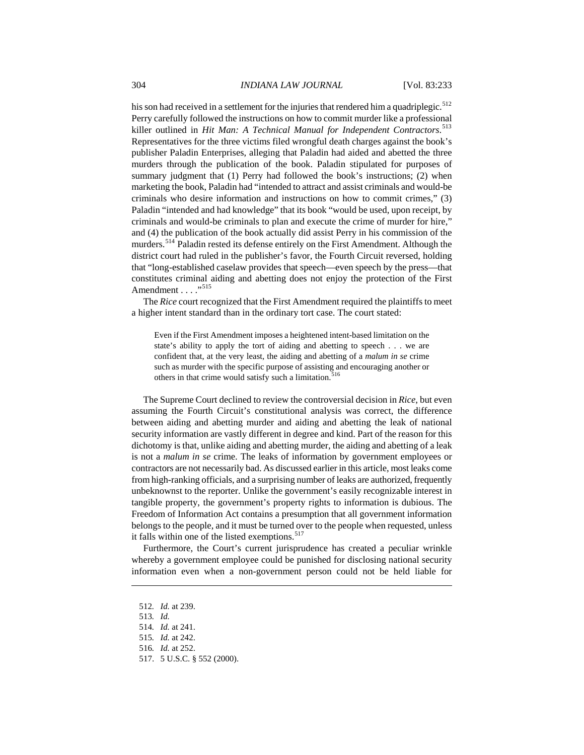his son had received in a settlement for the injuries that rendered him a quadriplegic.[512] Perry carefully followed the instructions on how to commit murder like a professional killer outlined in *Hit Man: A Technical Manual for Independent Contractors*.[513] Representatives for the three victims filed wrongful death charges against the book's publisher Paladin Enterprises, alleging that Paladin had aided and abetted the three murders through the publication of the book. Paladin stipulated for purposes of summary judgment that (1) Perry had followed the book's instructions; (2) when marketing the book, Paladin had "intended to attract and assist criminals and would-be criminals who desire information and instructions on how to commit crimes," (3) Paladin "intended and had knowledge" that its book "would be used, upon receipt, by criminals and would-be criminals to plan and execute the crime of murder for hire," and (4) the publication of the book actually did assist Perry in his commission of the murders.[514] Paladin rested its defense entirely on the First Amendment. Although the district court had ruled in the publisher's favor, the Fourth Circuit reversed, holding that "long-established caselaw provides that speech—even speech by the press—that constitutes criminal aiding and abetting does not enjoy the protection of the First Amendment . . . ."[515]

The *Rice* court recognized that the First Amendment required the plaintiffs to meet a higher intent standard than in the ordinary tort case. The court stated:

> Even if the First Amendment imposes a heightened intent-based limitation on the state's ability to apply the tort of aiding and abetting to speech . . . we are confident that, at the very least, the aiding and abetting of a *malum in se* crime such as murder with the specific purpose of assisting and encouraging another or others in that crime would satisfy such a limitation.[516]

The Supreme Court declined to review the controversial decision in *Rice*, but even assuming the Fourth Circuit's constitutional analysis was correct, the difference between aiding and abetting murder and aiding and abetting the leak of national security information are vastly different in degree and kind. Part of the reason for this dichotomy is that, unlike aiding and abetting murder, the aiding and abetting of a leak is not a *malum in se* crime. The leaks of information by government employees or contractors are not necessarily bad. As discussed earlier in this article, most leaks come from high-ranking officials, and a surprising number of leaks are authorized, frequently unbeknownst to the reporter. Unlike the government's easily recognizable interest in tangible property, the government's property rights to information is dubious. The Freedom of Information Act contains a presumption that all government information belongs to the people, and it must be turned over to the people when requested, unless it falls within one of the listed exemptions.[517]

Furthermore, the Court's current jurisprudence has created a peculiar wrinkle whereby a government employee could be punished for disclosing national security information even when a non-government person could not be held liable for

---

512. *Id.* at 239.
513. *Id.*
514. *Id.* at 241.
515. *Id.* at 242.
516. *Id.* at 252.
517. 5 U.S.C. § 552 (2000).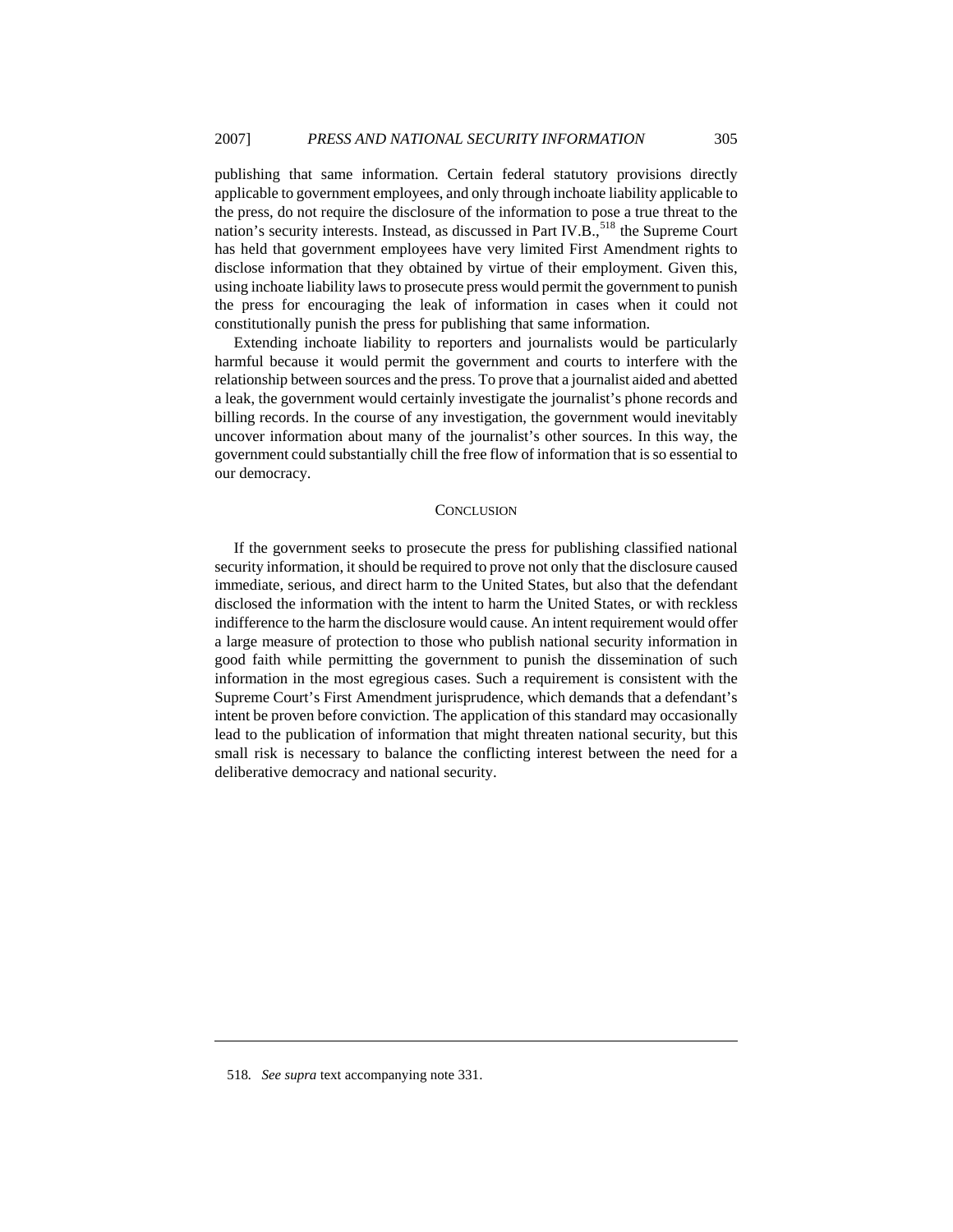publishing that same information. Certain federal statutory provisions directly applicable to government employees, and only through inchoate liability applicable to the press, do not require the disclosure of the information to pose a true threat to the nation's security interests. Instead, as discussed in Part IV.B.,[518] the Supreme Court has held that government employees have very limited First Amendment rights to disclose information that they obtained by virtue of their employment. Given this, using inchoate liability laws to prosecute press would permit the government to punish the press for encouraging the leak of information in cases when it could not constitutionally punish the press for publishing that same information.

Extending inchoate liability to reporters and journalists would be particularly harmful because it would permit the government and courts to interfere with the relationship between sources and the press. To prove that a journalist aided and abetted a leak, the government would certainly investigate the journalist's phone records and billing records. In the course of any investigation, the government would inevitably uncover information about many of the journalist's other sources. In this way, the government could substantially chill the free flow of information that is so essential to our democracy.

## CONCLUSION

If the government seeks to prosecute the press for publishing classified national security information, it should be required to prove not only that the disclosure caused immediate, serious, and direct harm to the United States, but also that the defendant disclosed the information with the intent to harm the United States, or with reckless indifference to the harm the disclosure would cause. An intent requirement would offer a large measure of protection to those who publish national security information in good faith while permitting the government to punish the dissemination of such information in the most egregious cases. Such a requirement is consistent with the Supreme Court's First Amendment jurisprudence, which demands that a defendant's intent be proven before conviction. The application of this standard may occasionally lead to the publication of information that might threaten national security, but this small risk is necessary to balance the conflicting interest between the need for a deliberative democracy and national security.

---

518. *See supra* text accompanying note 331.